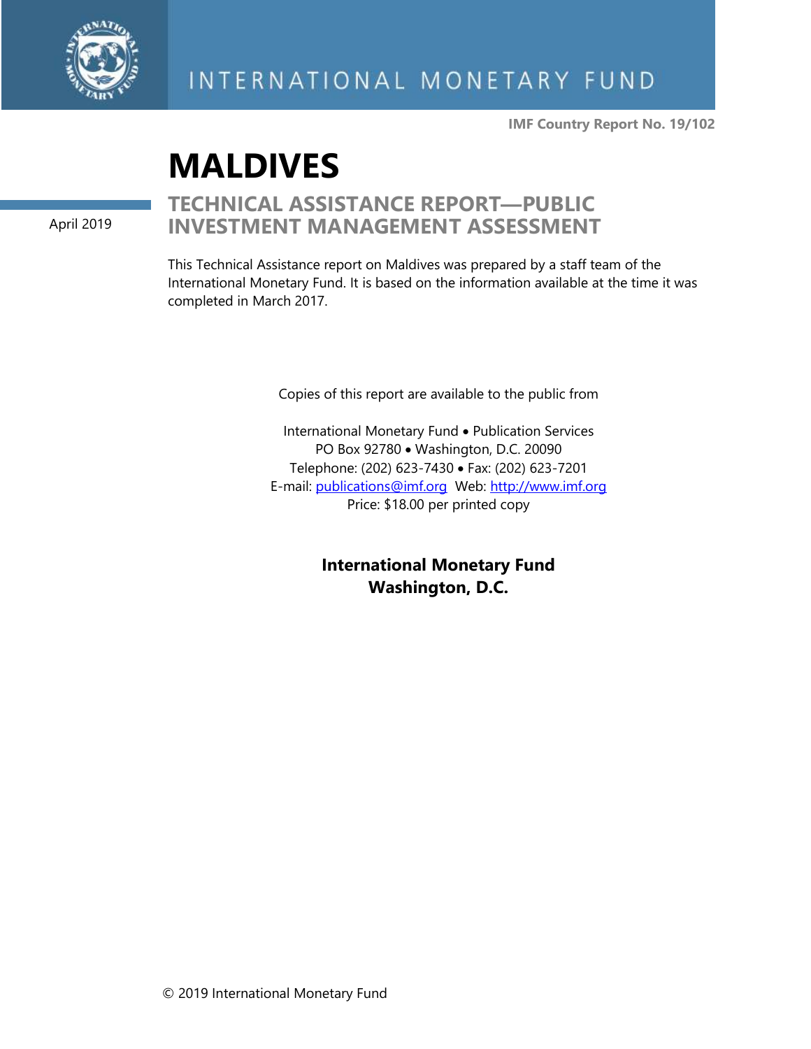INTERNATIONAL MONETARY FUND

**IMF Country Report No. 19/102**

# MALDIVES

April 2019

## TECHNICAL ASSISTANCE REPORT—PUBLIC INVESTMENT MANAGEMENT ASSESSMENT

This Technical Assistance report on Maldives was prepared by a staff team of the International Monetary Fund. It is based on the information available at the time it was completed in March 2017.

Copies of this report are available to the public from

International Monetary Fund • Publication Services
PO Box 92780 • Washington, D.C. 20090
Telephone: (202) 623-7430 • Fax: (202) 623-7201
E-mail: publications@imf.org Web: http://www.imf.org
Price: $18.00 per printed copy

**International Monetary Fund**
**Washington, D.C.**

© 2019 International Monetary Fund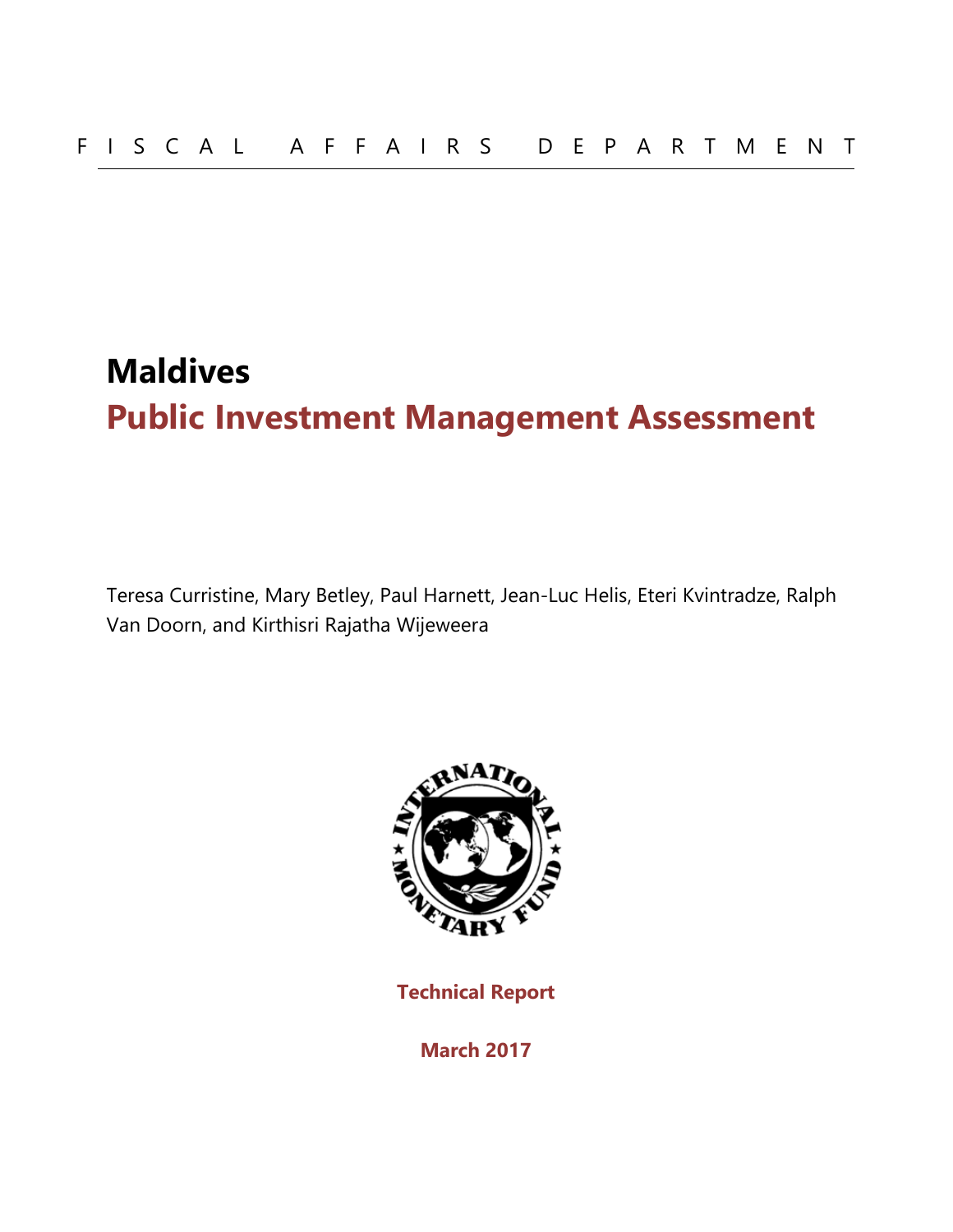FISCAL AFFAIRS DEPARTMENT

# Maldives

## Public Investment Management Assessment

Teresa Curristine, Mary Betley, Paul Harnett, Jean-Luc Helis, Eteri Kvintradze, Ralph Van Doorn, and Kirthisri Rajatha Wijeweera

**Technical Report**

**March 2017**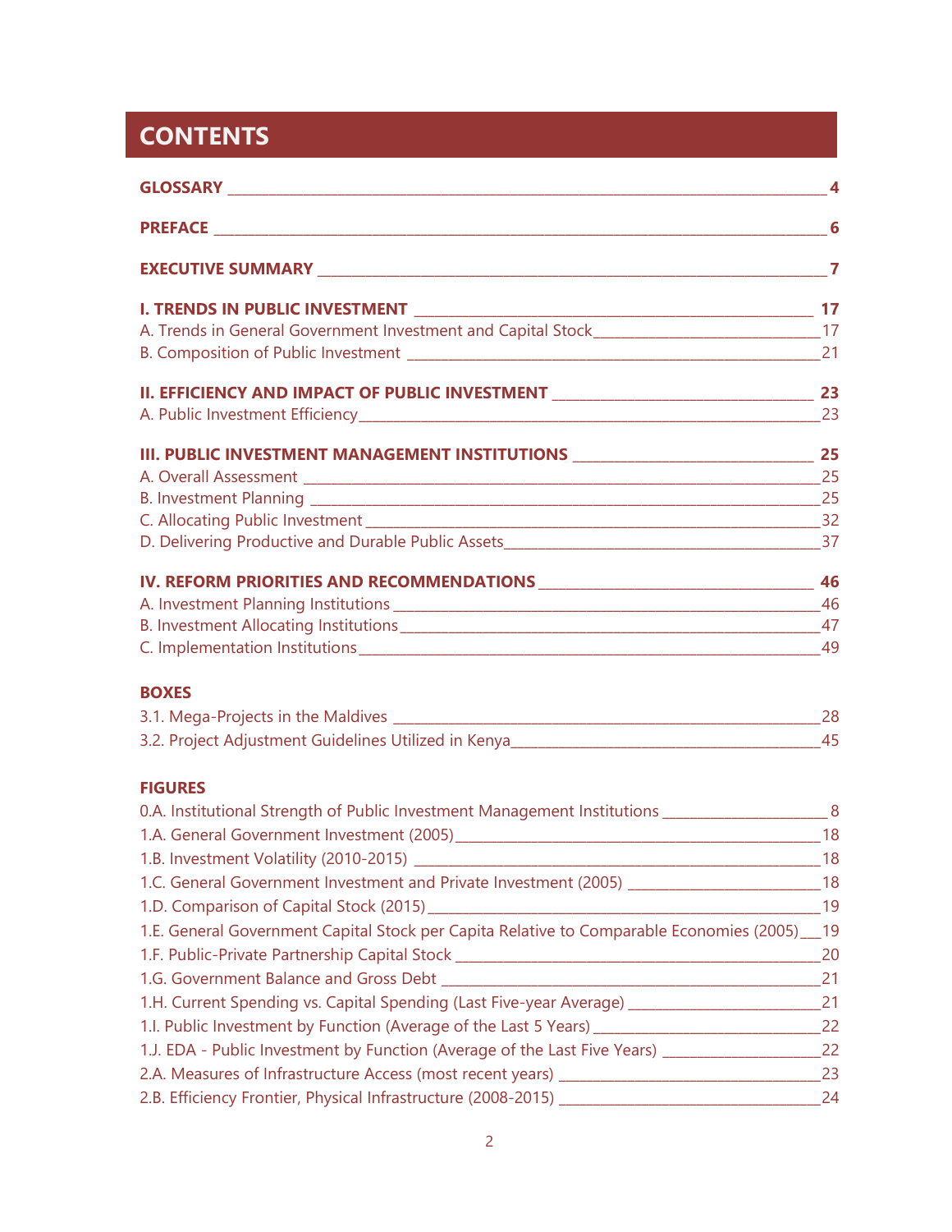# CONTENTS

**GLOSSARY** — **4**

**PREFACE** — **6**

**EXECUTIVE SUMMARY** — **7**

**I. TRENDS IN PUBLIC INVESTMENT** — **17**

A. Trends in General Government Investment and Capital Stock — 17

B. Composition of Public Investment — 21

**II. EFFICIENCY AND IMPACT OF PUBLIC INVESTMENT** — **23**

A. Public Investment Efficiency — 23

**III. PUBLIC INVESTMENT MANAGEMENT INSTITUTIONS** — **25**

A. Overall Assessment — 25

B. Investment Planning — 25

C. Allocating Public Investment — 32

D. Delivering Productive and Durable Public Assets — 37

**IV. REFORM PRIORITIES AND RECOMMENDATIONS** — **46**

A. Investment Planning Institutions — 46

B. Investment Allocating Institutions — 47

C. Implementation Institutions — 49

**BOXES**

3.1. Mega-Projects in the Maldives — 28

3.2. Project Adjustment Guidelines Utilized in Kenya — 45

**FIGURES**

0.A. Institutional Strength of Public Investment Management Institutions — 8

1.A. General Government Investment (2005) — 18

1.B. Investment Volatility (2010-2015) — 18

1.C. General Government Investment and Private Investment (2005) — 18

1.D. Comparison of Capital Stock (2015) — 19

1.E. General Government Capital Stock per Capita Relative to Comparable Economies (2005) — 19

1.F. Public-Private Partnership Capital Stock — 20

1.G. Government Balance and Gross Debt — 21

1.H. Current Spending vs. Capital Spending (Last Five-year Average) — 21

1.I. Public Investment by Function (Average of the Last 5 Years) — 22

1.J. EDA - Public Investment by Function (Average of the Last Five Years) — 22

2.A. Measures of Infrastructure Access (most recent years) — 23

2.B. Efficiency Frontier, Physical Infrastructure (2008-2015) — 24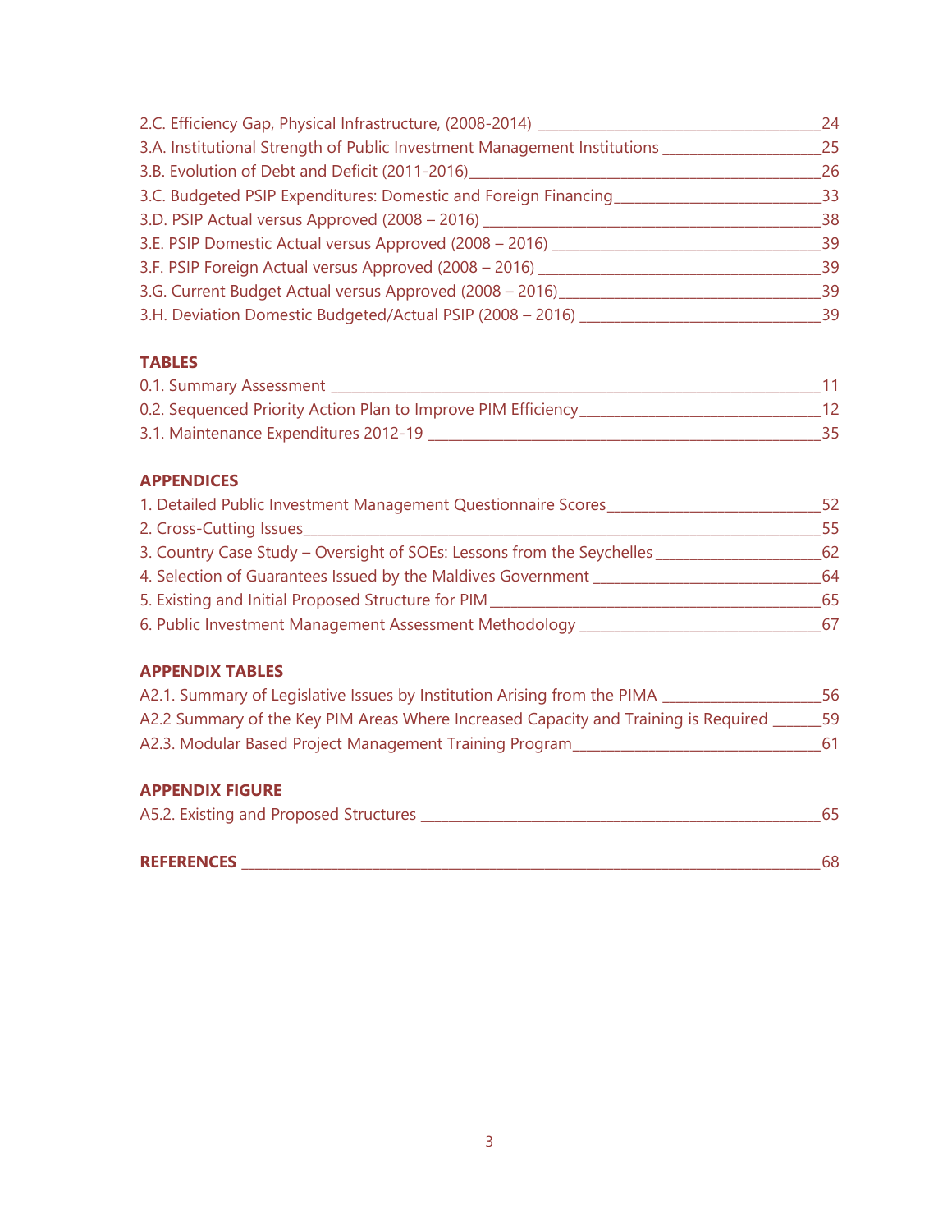2.C. Efficiency Gap, Physical Infrastructure, (2008-2014) ______ 24
3.A. Institutional Strength of Public Investment Management Institutions ______ 25
3.B. Evolution of Debt and Deficit (2011-2016) ______ 26
3.C. Budgeted PSIP Expenditures: Domestic and Foreign Financing ______ 33
3.D. PSIP Actual versus Approved (2008 – 2016) ______ 38
3.E. PSIP Domestic Actual versus Approved (2008 – 2016) ______ 39
3.F. PSIP Foreign Actual versus Approved (2008 – 2016) ______ 39
3.G. Current Budget Actual versus Approved (2008 – 2016) ______ 39
3.H. Deviation Domestic Budgeted/Actual PSIP (2008 – 2016) ______ 39

**TABLES**

0.1. Summary Assessment ______ 11
0.2. Sequenced Priority Action Plan to Improve PIM Efficiency ______ 12
3.1. Maintenance Expenditures 2012-19 ______ 35

**APPENDICES**

1. Detailed Public Investment Management Questionnaire Scores ______ 52
2. Cross-Cutting Issues ______ 55
3. Country Case Study – Oversight of SOEs: Lessons from the Seychelles ______ 62
4. Selection of Guarantees Issued by the Maldives Government ______ 64
5. Existing and Initial Proposed Structure for PIM ______ 65
6. Public Investment Management Assessment Methodology ______ 67

**APPENDIX TABLES**

A2.1. Summary of Legislative Issues by Institution Arising from the PIMA ______ 56
A2.2 Summary of the Key PIM Areas Where Increased Capacity and Training is Required ______ 59
A2.3. Modular Based Project Management Training Program ______ 61

**APPENDIX FIGURE**

A5.2. Existing and Proposed Structures ______ 65

**REFERENCES** ______ 68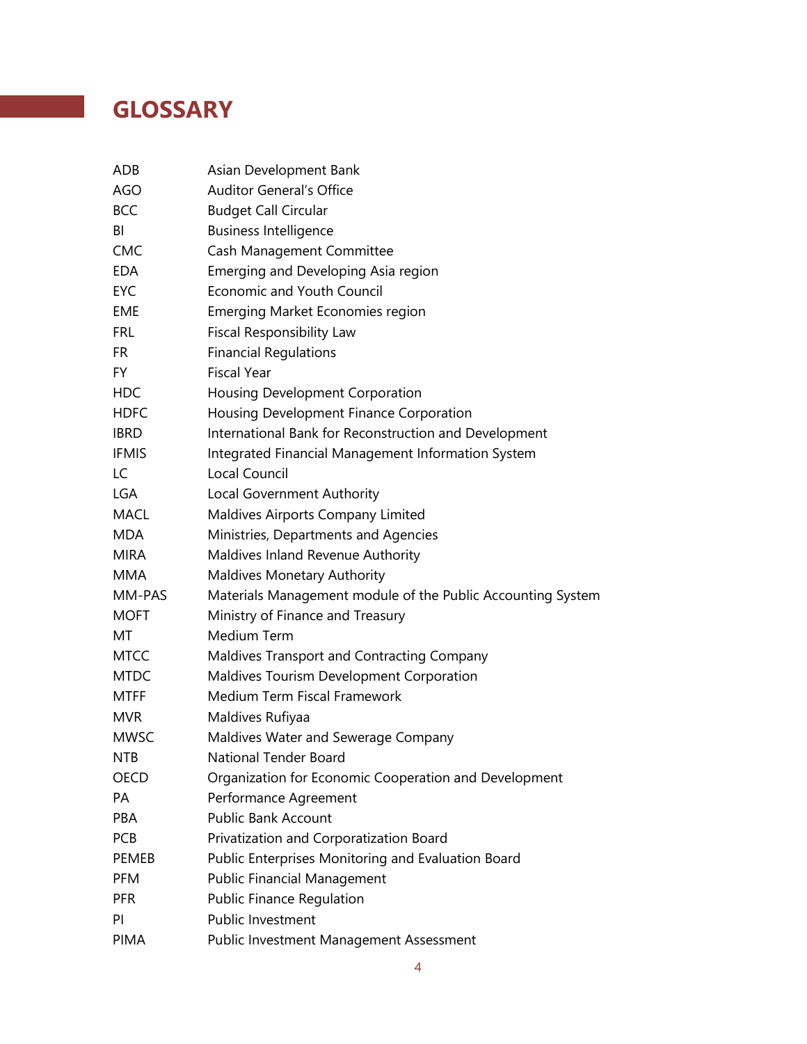# GLOSSARY

| | |
|---|---|
| ADB | Asian Development Bank |
| AGO | Auditor General's Office |
| BCC | Budget Call Circular |
| BI | Business Intelligence |
| CMC | Cash Management Committee |
| EDA | Emerging and Developing Asia region |
| EYC | Economic and Youth Council |
| EME | Emerging Market Economies region |
| FRL | Fiscal Responsibility Law |
| FR | Financial Regulations |
| FY | Fiscal Year |
| HDC | Housing Development Corporation |
| HDFC | Housing Development Finance Corporation |
| IBRD | International Bank for Reconstruction and Development |
| IFMIS | Integrated Financial Management Information System |
| LC | Local Council |
| LGA | Local Government Authority |
| MACL | Maldives Airports Company Limited |
| MDA | Ministries, Departments and Agencies |
| MIRA | Maldives Inland Revenue Authority |
| MMA | Maldives Monetary Authority |
| MM-PAS | Materials Management module of the Public Accounting System |
| MOFT | Ministry of Finance and Treasury |
| MT | Medium Term |
| MTCC | Maldives Transport and Contracting Company |
| MTDC | Maldives Tourism Development Corporation |
| MTFF | Medium Term Fiscal Framework |
| MVR | Maldives Rufiyaa |
| MWSC | Maldives Water and Sewerage Company |
| NTB | National Tender Board |
| OECD | Organization for Economic Cooperation and Development |
| PA | Performance Agreement |
| PBA | Public Bank Account |
| PCB | Privatization and Corporatization Board |
| PEMEB | Public Enterprises Monitoring and Evaluation Board |
| PFM | Public Financial Management |
| PFR | Public Finance Regulation |
| PI | Public Investment |
| PIMA | Public Investment Management Assessment |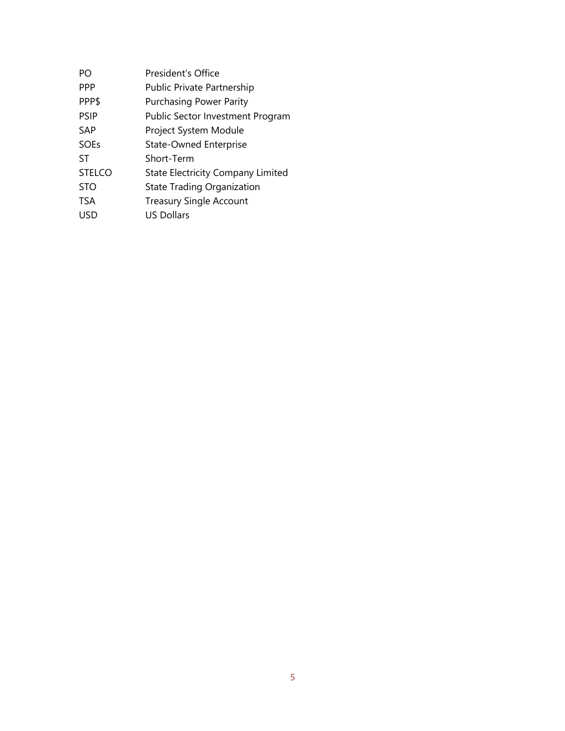| | |
|---|---|
| PO | President's Office |
| PPP | Public Private Partnership |
| PPP$ | Purchasing Power Parity |
| PSIP | Public Sector Investment Program |
| SAP | Project System Module |
| SOEs | State-Owned Enterprise |
| ST | Short-Term |
| STELCO | State Electricity Company Limited |
| STO | State Trading Organization |
| TSA | Treasury Single Account |
| USD | US Dollars |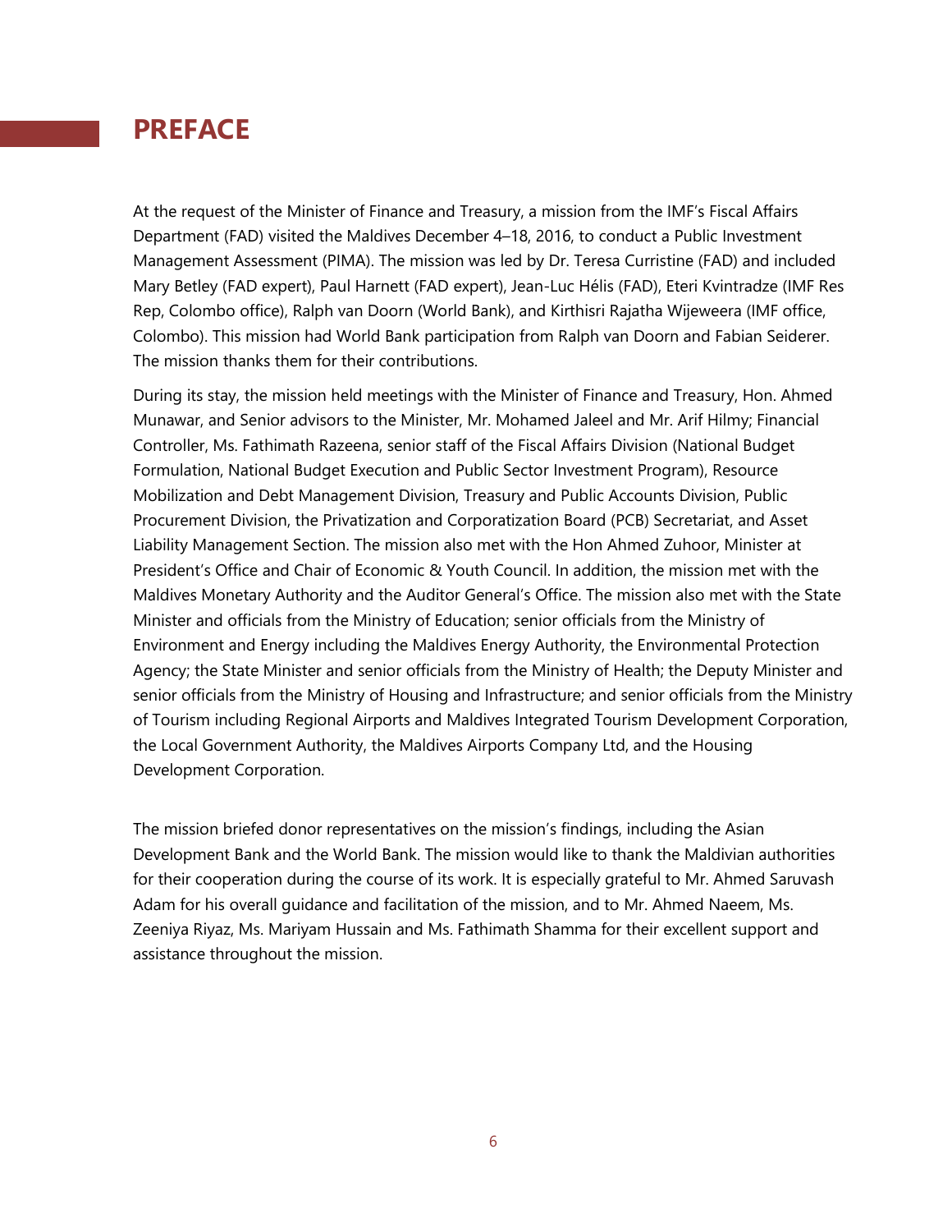# PREFACE

At the request of the Minister of Finance and Treasury, a mission from the IMF's Fiscal Affairs Department (FAD) visited the Maldives December 4–18, 2016, to conduct a Public Investment Management Assessment (PIMA). The mission was led by Dr. Teresa Curristine (FAD) and included Mary Betley (FAD expert), Paul Harnett (FAD expert), Jean-Luc Hélis (FAD), Eteri Kvintradze (IMF Res Rep, Colombo office), Ralph van Doorn (World Bank), and Kirthisri Rajatha Wijeweera (IMF office, Colombo). This mission had World Bank participation from Ralph van Doorn and Fabian Seiderer. The mission thanks them for their contributions.

During its stay, the mission held meetings with the Minister of Finance and Treasury, Hon. Ahmed Munawar, and Senior advisors to the Minister, Mr. Mohamed Jaleel and Mr. Arif Hilmy; Financial Controller, Ms. Fathimath Razeena, senior staff of the Fiscal Affairs Division (National Budget Formulation, National Budget Execution and Public Sector Investment Program), Resource Mobilization and Debt Management Division, Treasury and Public Accounts Division, Public Procurement Division, the Privatization and Corporatization Board (PCB) Secretariat, and Asset Liability Management Section. The mission also met with the Hon Ahmed Zuhoor, Minister at President's Office and Chair of Economic & Youth Council. In addition, the mission met with the Maldives Monetary Authority and the Auditor General's Office. The mission also met with the State Minister and officials from the Ministry of Education; senior officials from the Ministry of Environment and Energy including the Maldives Energy Authority, the Environmental Protection Agency; the State Minister and senior officials from the Ministry of Health; the Deputy Minister and senior officials from the Ministry of Housing and Infrastructure; and senior officials from the Ministry of Tourism including Regional Airports and Maldives Integrated Tourism Development Corporation, the Local Government Authority, the Maldives Airports Company Ltd, and the Housing Development Corporation.

The mission briefed donor representatives on the mission's findings, including the Asian Development Bank and the World Bank. The mission would like to thank the Maldivian authorities for their cooperation during the course of its work. It is especially grateful to Mr. Ahmed Saruvash Adam for his overall guidance and facilitation of the mission, and to Mr. Ahmed Naeem, Ms. Zeeniya Riyaz, Ms. Mariyam Hussain and Ms. Fathimath Shamma for their excellent support and assistance throughout the mission.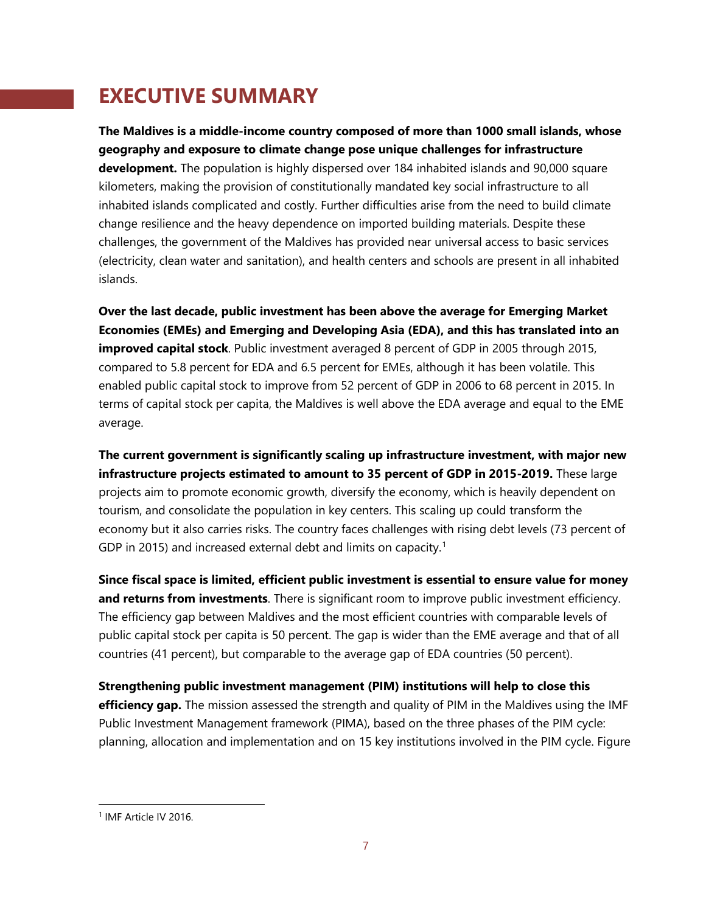# EXECUTIVE SUMMARY

**The Maldives is a middle-income country composed of more than 1000 small islands, whose geography and exposure to climate change pose unique challenges for infrastructure development.** The population is highly dispersed over 184 inhabited islands and 90,000 square kilometers, making the provision of constitutionally mandated key social infrastructure to all inhabited islands complicated and costly. Further difficulties arise from the need to build climate change resilience and the heavy dependence on imported building materials. Despite these challenges, the government of the Maldives has provided near universal access to basic services (electricity, clean water and sanitation), and health centers and schools are present in all inhabited islands.

**Over the last decade, public investment has been above the average for Emerging Market Economies (EMEs) and Emerging and Developing Asia (EDA), and this has translated into an improved capital stock**. Public investment averaged 8 percent of GDP in 2005 through 2015, compared to 5.8 percent for EDA and 6.5 percent for EMEs, although it has been volatile. This enabled public capital stock to improve from 52 percent of GDP in 2006 to 68 percent in 2015. In terms of capital stock per capita, the Maldives is well above the EDA average and equal to the EME average.

**The current government is significantly scaling up infrastructure investment, with major new infrastructure projects estimated to amount to 35 percent of GDP in 2015-2019.** These large projects aim to promote economic growth, diversify the economy, which is heavily dependent on tourism, and consolidate the population in key centers. This scaling up could transform the economy but it also carries risks. The country faces challenges with rising debt levels (73 percent of GDP in 2015) and increased external debt and limits on capacity.[1]

**Since fiscal space is limited, efficient public investment is essential to ensure value for money and returns from investments**. There is significant room to improve public investment efficiency. The efficiency gap between Maldives and the most efficient countries with comparable levels of public capital stock per capita is 50 percent. The gap is wider than the EME average and that of all countries (41 percent), but comparable to the average gap of EDA countries (50 percent).

**Strengthening public investment management (PIM) institutions will help to close this efficiency gap.** The mission assessed the strength and quality of PIM in the Maldives using the IMF Public Investment Management framework (PIMA), based on the three phases of the PIM cycle: planning, allocation and implementation and on 15 key institutions involved in the PIM cycle. Figure

[1] IMF Article IV 2016.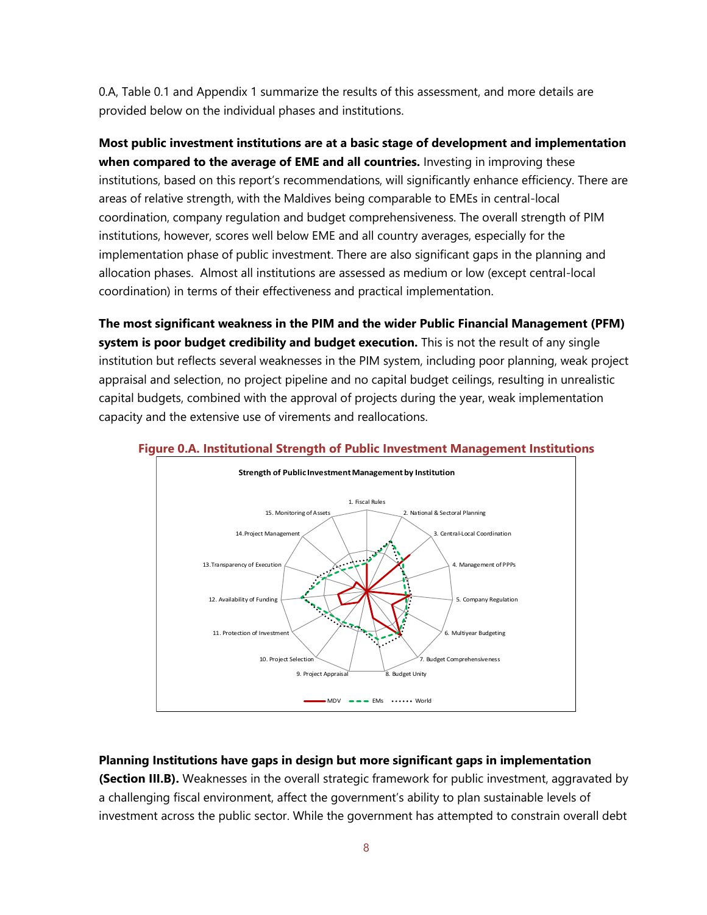0.A, Table 0.1 and Appendix 1 summarize the results of this assessment, and more details are provided below on the individual phases and institutions.

**Most public investment institutions are at a basic stage of development and implementation when compared to the average of EME and all countries.** Investing in improving these institutions, based on this report's recommendations, will significantly enhance efficiency. There are areas of relative strength, with the Maldives being comparable to EMEs in central-local coordination, company regulation and budget comprehensiveness. The overall strength of PIM institutions, however, scores well below EME and all country averages, especially for the implementation phase of public investment. There are also significant gaps in the planning and allocation phases. Almost all institutions are assessed as medium or low (except central-local coordination) in terms of their effectiveness and practical implementation.

**The most significant weakness in the PIM and the wider Public Financial Management (PFM) system is poor budget credibility and budget execution.** This is not the result of any single institution but reflects several weaknesses in the PIM system, including poor planning, weak project appraisal and selection, no project pipeline and no capital budget ceilings, resulting in unrealistic capital budgets, combined with the approval of projects during the year, weak implementation capacity and the extensive use of virements and reallocations.

**Figure 0.A. Institutional Strength of Public Investment Management Institutions**

Strength of Public Investment Management by Institution

1. Fiscal Rules; 2. National & Sectoral Planning; 3. Central-Local Coordination; 4. Management of PPPs; 5. Company Regulation; 6. Multiyear Budgeting; 7. Budget Comprehensiveness; 8. Budget Unity; 9. Project Appraisal; 10. Project Selection; 11. Protection of Investment; 12. Availability of Funding; 13. Transparency of Execution; 14. Project Management; 15. Monitoring of Assets

MDV — EMs — World

**Planning Institutions have gaps in design but more significant gaps in implementation (Section III.B).** Weaknesses in the overall strategic framework for public investment, aggravated by a challenging fiscal environment, affect the government's ability to plan sustainable levels of investment across the public sector. While the government has attempted to constrain overall debt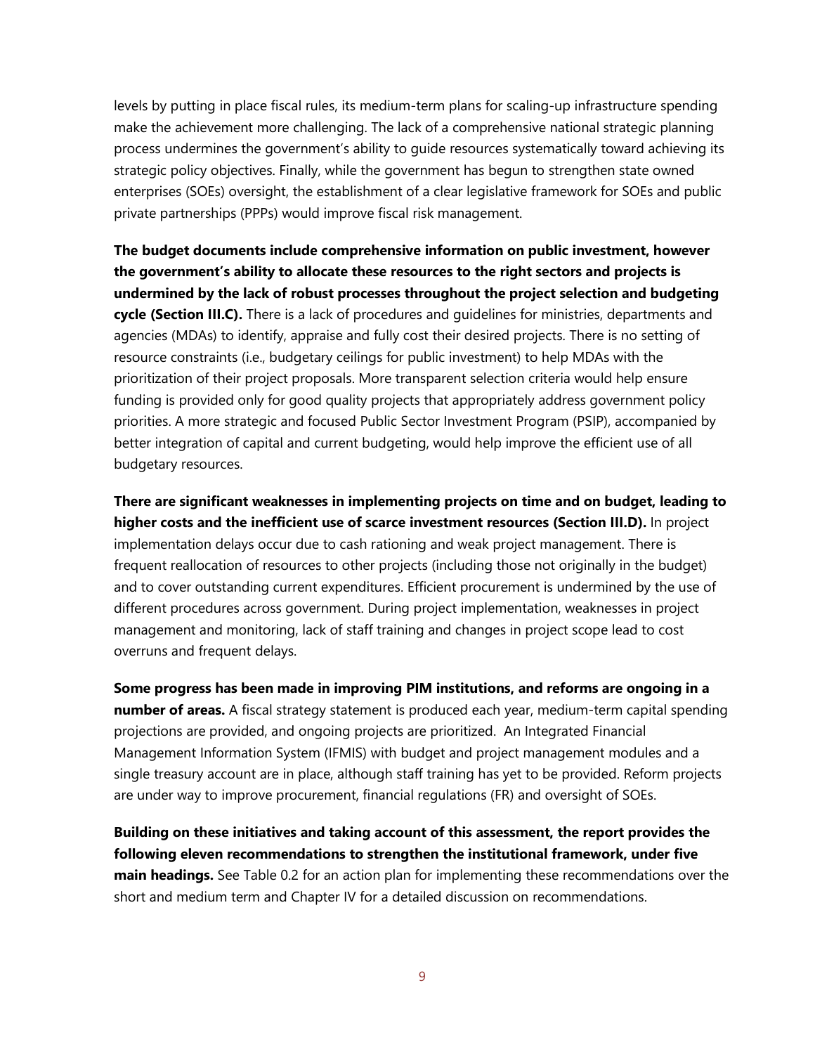levels by putting in place fiscal rules, its medium-term plans for scaling-up infrastructure spending make the achievement more challenging. The lack of a comprehensive national strategic planning process undermines the government's ability to guide resources systematically toward achieving its strategic policy objectives. Finally, while the government has begun to strengthen state owned enterprises (SOEs) oversight, the establishment of a clear legislative framework for SOEs and public private partnerships (PPPs) would improve fiscal risk management.

**The budget documents include comprehensive information on public investment, however the government's ability to allocate these resources to the right sectors and projects is undermined by the lack of robust processes throughout the project selection and budgeting cycle (Section III.C).** There is a lack of procedures and guidelines for ministries, departments and agencies (MDAs) to identify, appraise and fully cost their desired projects. There is no setting of resource constraints (i.e., budgetary ceilings for public investment) to help MDAs with the prioritization of their project proposals. More transparent selection criteria would help ensure funding is provided only for good quality projects that appropriately address government policy priorities. A more strategic and focused Public Sector Investment Program (PSIP), accompanied by better integration of capital and current budgeting, would help improve the efficient use of all budgetary resources.

**There are significant weaknesses in implementing projects on time and on budget, leading to higher costs and the inefficient use of scarce investment resources (Section III.D).** In project implementation delays occur due to cash rationing and weak project management. There is frequent reallocation of resources to other projects (including those not originally in the budget) and to cover outstanding current expenditures. Efficient procurement is undermined by the use of different procedures across government. During project implementation, weaknesses in project management and monitoring, lack of staff training and changes in project scope lead to cost overruns and frequent delays.

**Some progress has been made in improving PIM institutions, and reforms are ongoing in a number of areas.** A fiscal strategy statement is produced each year, medium-term capital spending projections are provided, and ongoing projects are prioritized. An Integrated Financial Management Information System (IFMIS) with budget and project management modules and a single treasury account are in place, although staff training has yet to be provided. Reform projects are under way to improve procurement, financial regulations (FR) and oversight of SOEs.

**Building on these initiatives and taking account of this assessment, the report provides the following eleven recommendations to strengthen the institutional framework, under five main headings.** See Table 0.2 for an action plan for implementing these recommendations over the short and medium term and Chapter IV for a detailed discussion on recommendations.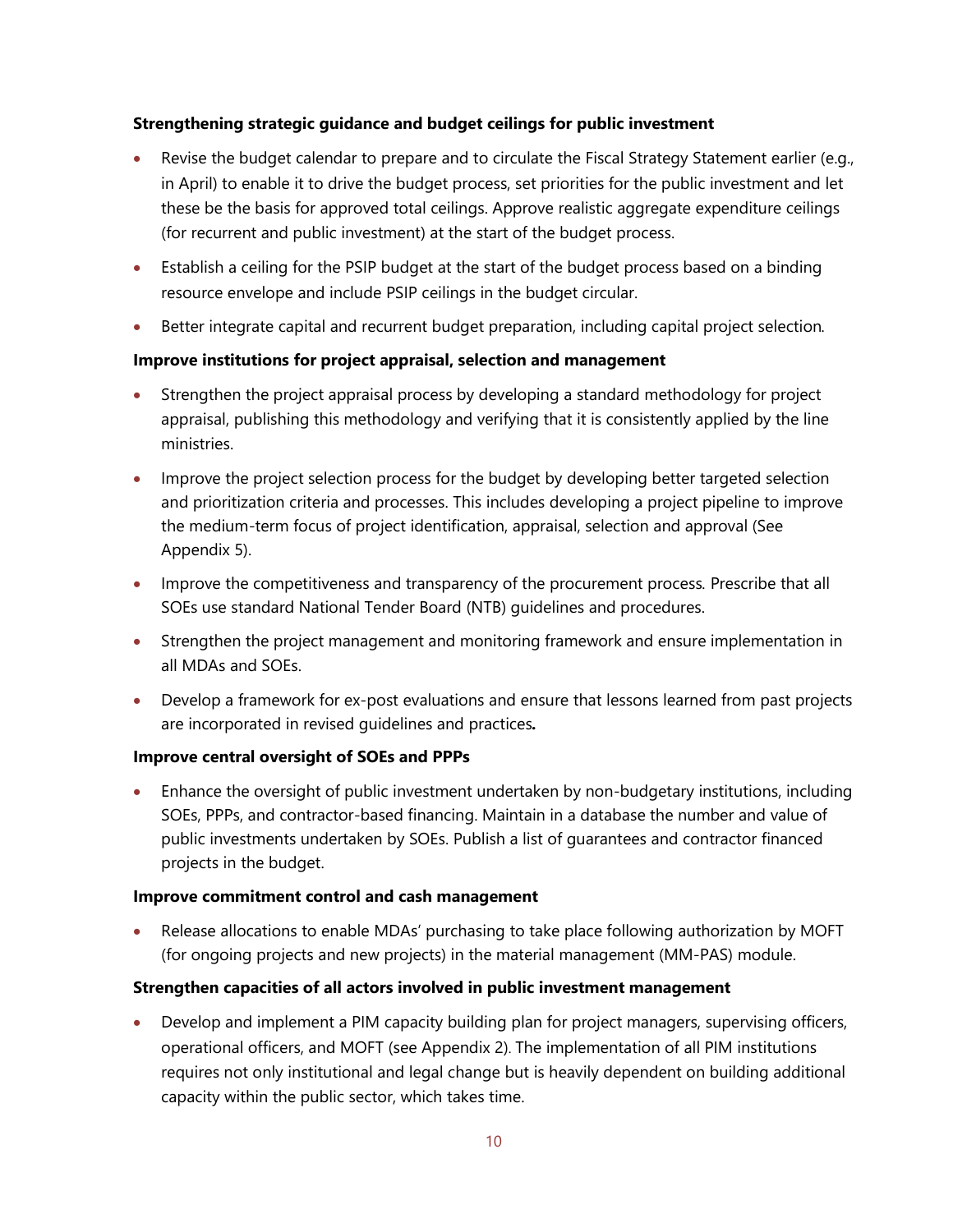**Strengthening strategic guidance and budget ceilings for public investment**

- Revise the budget calendar to prepare and to circulate the Fiscal Strategy Statement earlier (e.g., in April) to enable it to drive the budget process, set priorities for the public investment and let these be the basis for approved total ceilings. Approve realistic aggregate expenditure ceilings (for recurrent and public investment) at the start of the budget process.
- Establish a ceiling for the PSIP budget at the start of the budget process based on a binding resource envelope and include PSIP ceilings in the budget circular.
- Better integrate capital and recurrent budget preparation, including capital project selection.

**Improve institutions for project appraisal, selection and management**

- Strengthen the project appraisal process by developing a standard methodology for project appraisal, publishing this methodology and verifying that it is consistently applied by the line ministries.
- Improve the project selection process for the budget by developing better targeted selection and prioritization criteria and processes. This includes developing a project pipeline to improve the medium-term focus of project identification, appraisal, selection and approval (See Appendix 5).
- Improve the competitiveness and transparency of the procurement process. Prescribe that all SOEs use standard National Tender Board (NTB) guidelines and procedures.
- Strengthen the project management and monitoring framework and ensure implementation in all MDAs and SOEs.
- Develop a framework for ex-post evaluations and ensure that lessons learned from past projects are incorporated in revised guidelines and practices**.**

**Improve central oversight of SOEs and PPPs**

- Enhance the oversight of public investment undertaken by non-budgetary institutions, including SOEs, PPPs, and contractor-based financing. Maintain in a database the number and value of public investments undertaken by SOEs. Publish a list of guarantees and contractor financed projects in the budget.

**Improve commitment control and cash management**

- Release allocations to enable MDAs' purchasing to take place following authorization by MOFT (for ongoing projects and new projects) in the material management (MM-PAS) module.

**Strengthen capacities of all actors involved in public investment management**

- Develop and implement a PIM capacity building plan for project managers, supervising officers, operational officers, and MOFT (see Appendix 2). The implementation of all PIM institutions requires not only institutional and legal change but is heavily dependent on building additional capacity within the public sector, which takes time.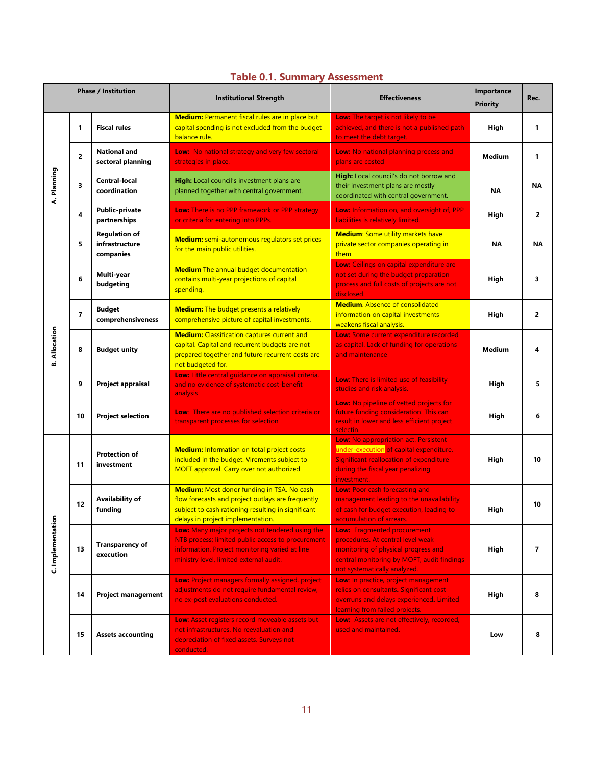## Table 0.1. Summary Assessment

| Phase / Institution | | | Institutional Strength | Effectiveness | Importance Priority | Rec. |
|---|---|---|---|---|---|---|
| A. Planning | 1 | Fiscal rules | **Medium:** Permanent fiscal rules are in place but capital spending is not excluded from the budget balance rule. | **Low:** The target is not likely to be achieved, and there is not a published path to meet the debt target. | High | 1 |
| | 2 | National and sectoral planning | **Low:** No national strategy and very few sectoral strategies in place. | **Low:** No national planning process and plans are costed | Medium | 1 |
| | 3 | Central-local coordination | **High:** Local council's investment plans are planned together with central government. | **High:** Local council's do not borrow and their investment plans are mostly coordinated with central government. | NA | NA |
| | 4 | Public-private partnerships | **Low:** There is no PPP framework or PPP strategy or criteria for entering into PPPs. | **Low:** Information on, and oversight of, PPP liabilities is relatively limited. | High | 2 |
| | 5 | Regulation of infrastructure companies | **Medium:** semi-autonomous regulators set prices for the main public utilities. | **Medium**: Some utility markets have private sector companies operating in them. | NA | NA |
| B. Allocation | 6 | Multi-year budgeting | **Medium** The annual budget documentation contains multi-year projections of capital spending. | **Low:** Ceilings on capital expenditure are not set during the budget preparation process and full costs of projects are not disclosed. | High | 3 |
| | 7 | Budget comprehensiveness | **Medium:** The budget presents a relatively comprehensive picture of capital investments. | **Medium**. Absence of consolidated information on capital investments weakens fiscal analysis. | High | 2 |
| | 8 | Budget unity | **Medium:** Classification captures current and capital. Capital and recurrent budgets are not prepared together and future recurrent costs are not budgeted for. | **Low:** Some current expenditure recorded as capital. Lack of funding for operations and maintenance | Medium | 4 |
| | 9 | Project appraisal | **Low:** Little central guidance on appraisal criteria, and no evidence of systematic cost-benefit analysis | **Low**: There is limited use of feasibility studies and risk analysis. | High | 5 |
| | 10 | Project selection | **Low**: There are no published selection criteria or transparent processes for selection | **Low:** No pipeline of vetted projects for future funding consideration. This can result in lower and less efficient project selectin. | High | 6 |
| C. Implementation | 11 | Protection of investment | **Medium:** Information on total project costs included in the budget. Virements subject to MOFT approval. Carry over not authorized. | **Low**. No appropriation act. Persistent under-execution of capital expenditure. Significant reallocation of expenditure during the fiscal year penalizing investment. | High | 10 |
| | 12 | Availability of funding | **Medium:** Most donor funding in TSA. No cash flow forecasts and project outlays are frequently subject to cash rationing resulting in significant delays in project implementation. | **Low:** Poor cash forecasting and management leading to the unavailability of cash for budget execution, leading to accumulation of arrears. | High | 10 |
| | 13 | Transparency of execution | **Low:** Many major projects not tendered using the NTB process; limited public access to procurement information. Project monitoring varied at line ministry level, limited external audit | **Low:** Fragmented procurement procedures. At central level weak monitoring of physical progress and central monitoring by MOFT, audit findings not systematically analyzed. | High | 7 |
| | 14 | Project management | **Low:** Project managers formally assigned, project adjustments do not require fundamental review, no ex-post evaluations conducted. | **Low**: In practice, project management relies on consultants. Significant cost overruns and delays experienced. Limited learning from failed projects. | High | 8 |
| | 15 | Assets accounting | **Low**: Asset registers record moveable assets but not infrastructures. No reevaluation and depreciation of fixed assets. Surveys not conducted. | **Low:** Assets are not effectively, recorded, used and maintained. | Low | 8 |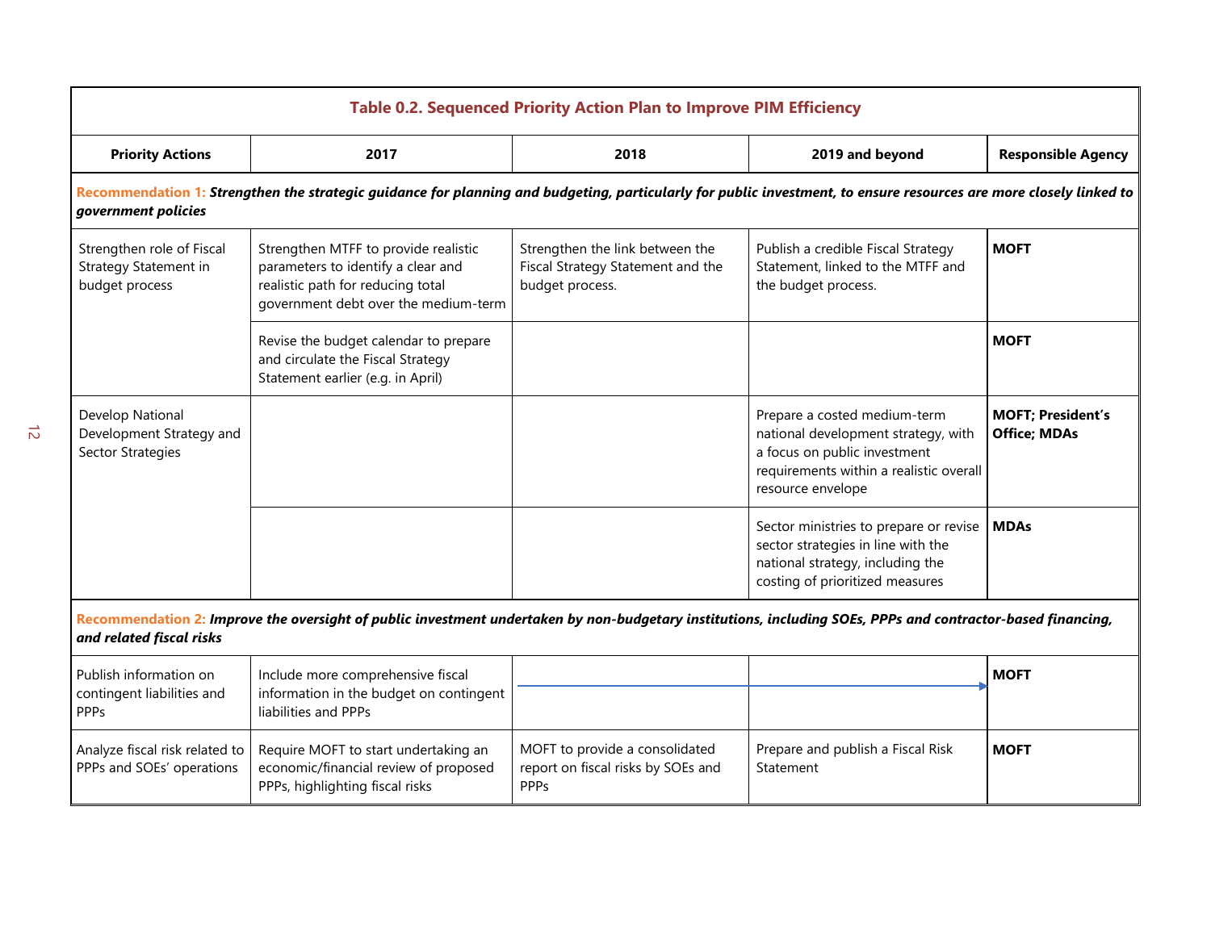**Table 0.2. Sequenced Priority Action Plan to Improve PIM Efficiency**

| Priority Actions | 2017 | 2018 | 2019 and beyond | Responsible Agency |
|---|---|---|---|---|
| **Recommendation 1:** ***Strengthen the strategic guidance for planning and budgeting, particularly for public investment, to ensure resources are more closely linked to government policies*** | | | | |
| Strengthen role of Fiscal Strategy Statement in budget process | Strengthen MTFF to provide realistic parameters to identify a clear and realistic path for reducing total government debt over the medium-term | Strengthen the link between the Fiscal Strategy Statement and the budget process. | Publish a credible Fiscal Strategy Statement, linked to the MTFF and the budget process. | **MOFT** |
| | Revise the budget calendar to prepare and circulate the Fiscal Strategy Statement earlier (e.g. in April) | | | **MOFT** |
| Develop National Development Strategy and Sector Strategies | | | Prepare a costed medium-term national development strategy, with a focus on public investment requirements within a realistic overall resource envelope | **MOFT; President's Office; MDAs** |
| | | | Sector ministries to prepare or revise sector strategies in line with the national strategy, including the costing of prioritized measures | **MDAs** |
| **Recommendation 2:** ***Improve the oversight of public investment undertaken by non-budgetary institutions, including SOEs, PPPs and contractor-based financing, and related fiscal risks*** | | | | |
| Publish information on contingent liabilities and PPPs | Include more comprehensive fiscal information in the budget on contingent liabilities and PPPs | → | → | **MOFT** |
| Analyze fiscal risk related to PPPs and SOEs' operations | Require MOFT to start undertaking an economic/financial review of proposed PPPs, highlighting fiscal risks | MOFT to provide a consolidated report on fiscal risks by SOEs and PPPs | Prepare and publish a Fiscal Risk Statement | **MOFT** |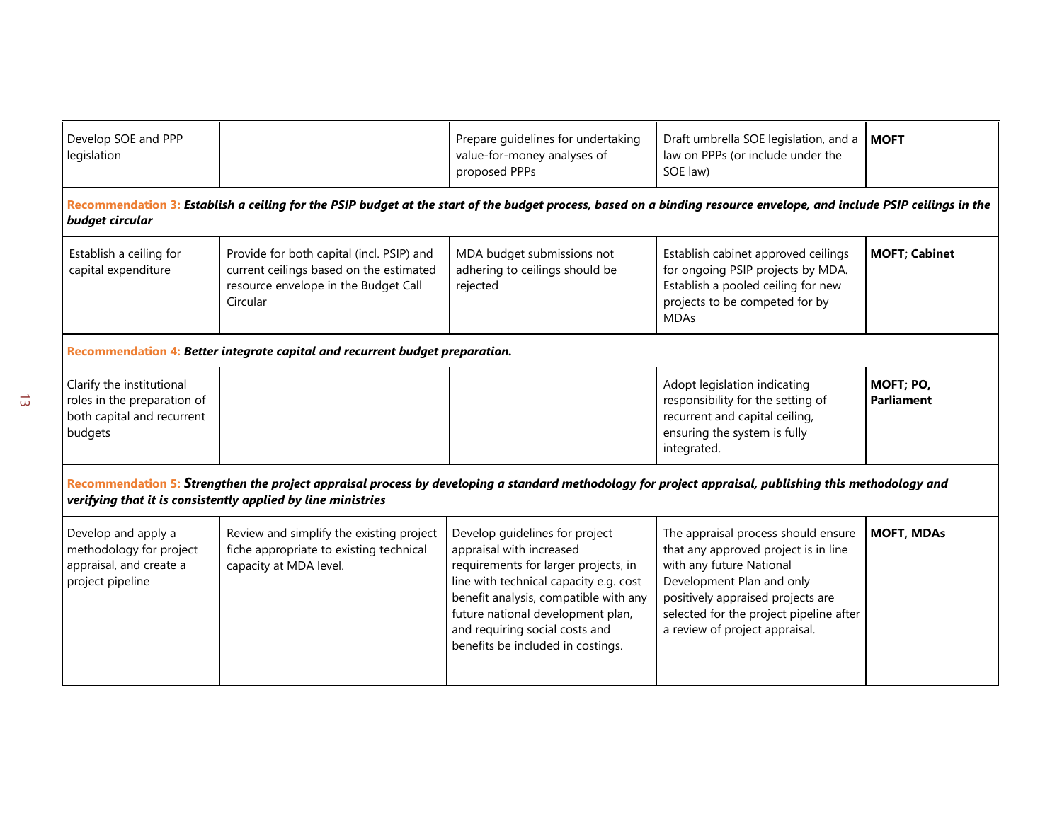| | | | | |
|---|---|---|---|---|
| Develop SOE and PPP legislation | | Prepare guidelines for undertaking value-for-money analyses of proposed PPPs | Draft umbrella SOE legislation, and a law on PPPs (or include under the SOE law) | **MOFT** |
| **Recommendation 3:** ***Establish a ceiling for the PSIP budget at the start of the budget process, based on a binding resource envelope, and include PSIP ceilings in the budget circular*** | | | | |
| Establish a ceiling for capital expenditure | Provide for both capital (incl. PSIP) and current ceilings based on the estimated resource envelope in the Budget Call Circular | MDA budget submissions not adhering to ceilings should be rejected | Establish cabinet approved ceilings for ongoing PSIP projects by MDA. Establish a pooled ceiling for new projects to be competed for by MDAs | **MOFT; Cabinet** |
| **Recommendation 4:** ***Better integrate capital and recurrent budget preparation.*** | | | | |
| Clarify the institutional roles in the preparation of both capital and recurrent budgets | | | Adopt legislation indicating responsibility for the setting of recurrent and capital ceiling, ensuring the system is fully integrated. | **MOFT; PO, Parliament** |
| **Recommendation 5:** ***Strengthen the project appraisal process by developing a standard methodology for project appraisal, publishing this methodology and verifying that it is consistently applied by line ministries*** | | | | |
| Develop and apply a methodology for project appraisal, and create a project pipeline | Review and simplify the existing project fiche appropriate to existing technical capacity at MDA level. | Develop guidelines for project appraisal with increased requirements for larger projects, in line with technical capacity e.g. cost benefit analysis, compatible with any future national development plan, and requiring social costs and benefits be included in costings. | The appraisal process should ensure that any approved project is in line with any future National Development Plan and only positively appraised projects are selected for the project pipeline after a review of project appraisal. | **MOFT, MDAs** |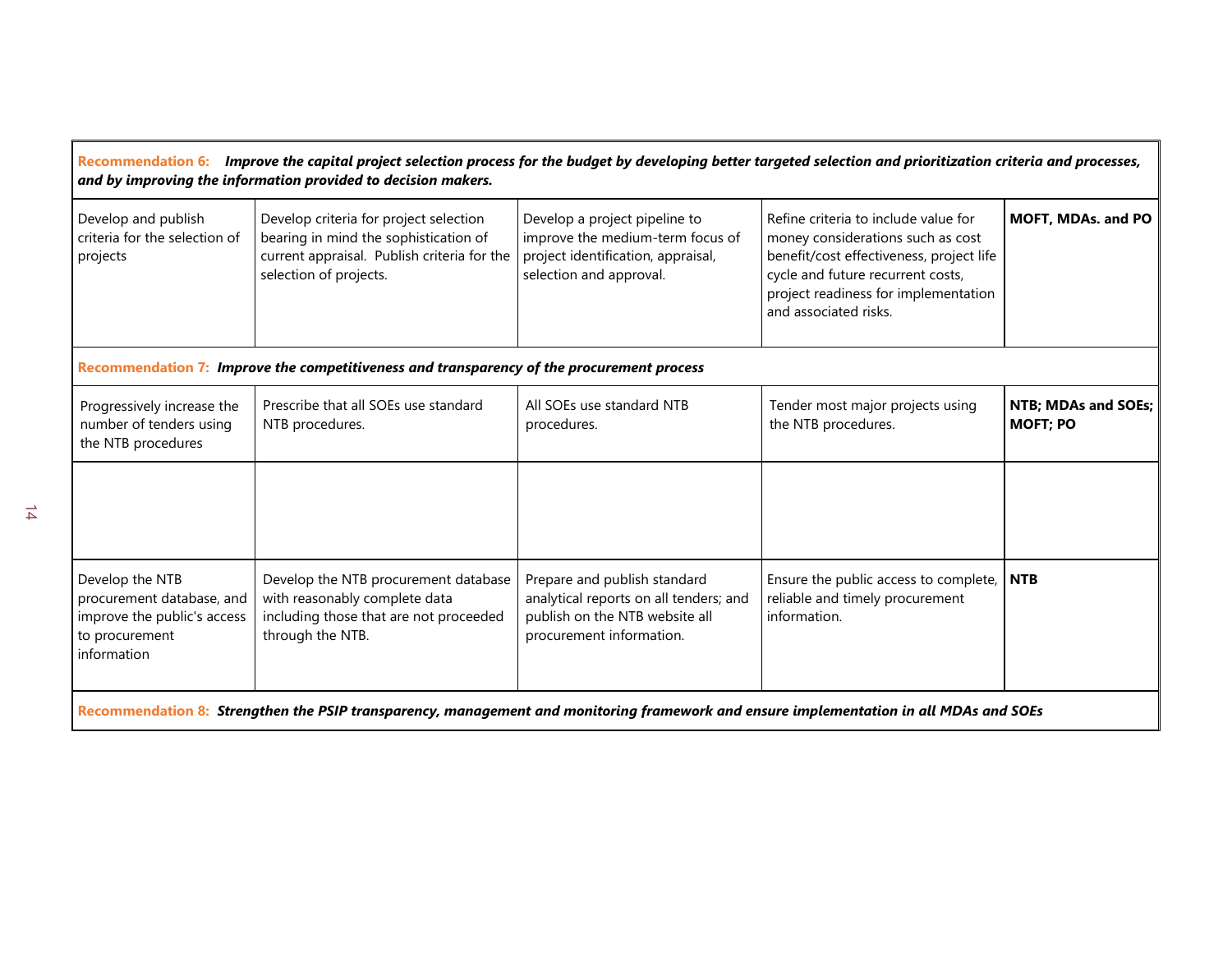| | | | | |
|---|---|---|---|---|
| **Recommendation 6:** ***Improve the capital project selection process for the budget by developing better targeted selection and prioritization criteria and processes, and by improving the information provided to decision makers.*** | | | | |
| Develop and publish criteria for the selection of projects | Develop criteria for project selection bearing in mind the sophistication of current appraisal. Publish criteria for the selection of projects. | Develop a project pipeline to improve the medium-term focus of project identification, appraisal, selection and approval. | Refine criteria to include value for money considerations such as cost benefit/cost effectiveness, project life cycle and future recurrent costs, project readiness for implementation and associated risks. | **MOFT, MDAs. and PO** |
| **Recommendation 7:** ***Improve the competitiveness and transparency of the procurement process*** | | | | |
| Progressively increase the number of tenders using the NTB procedures | Prescribe that all SOEs use standard NTB procedures. | All SOEs use standard NTB procedures. | Tender most major projects using the NTB procedures. | **NTB; MDAs and SOEs; MOFT; PO** |
| | | | | |
| Develop the NTB procurement database, and improve the public's access to procurement information | Develop the NTB procurement database with reasonably complete data including those that are not proceeded through the NTB. | Prepare and publish standard analytical reports on all tenders; and publish on the NTB website all procurement information. | Ensure the public access to complete, reliable and timely procurement information. | **NTB** |
| **Recommendation 8:** ***Strengthen the PSIP transparency, management and monitoring framework and ensure implementation in all MDAs and SOEs*** | | | | |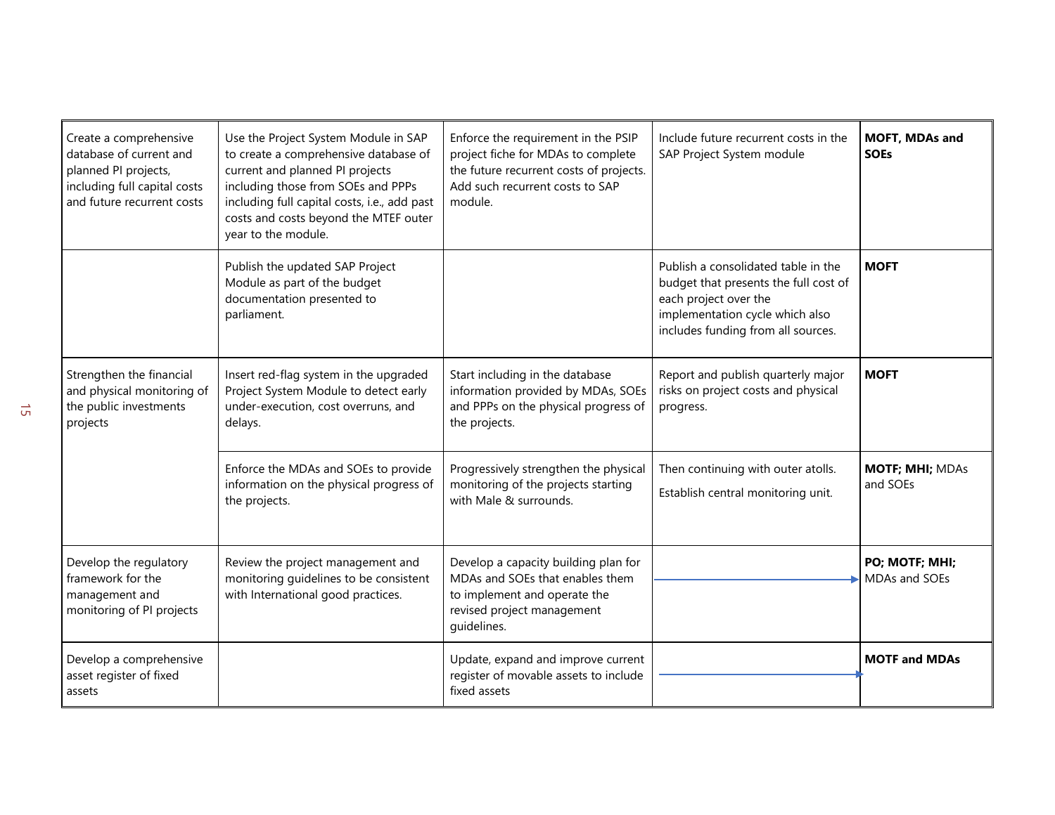| | | | | |
|---|---|---|---|---|
| Create a comprehensive database of current and planned PI projects, including full capital costs and future recurrent costs | Use the Project System Module in SAP to create a comprehensive database of current and planned PI projects including those from SOEs and PPPs including full capital costs, i.e., add past costs and costs beyond the MTEF outer year to the module. | Enforce the requirement in the PSIP project fiche for MDAs to complete the future recurrent costs of projects. Add such recurrent costs to SAP module. | Include future recurrent costs in the SAP Project System module | **MOFT, MDAs and SOEs** |
| | Publish the updated SAP Project Module as part of the budget documentation presented to parliament. | | Publish a consolidated table in the budget that presents the full cost of each project over the implementation cycle which also includes funding from all sources. | **MOFT** |
| Strengthen the financial and physical monitoring of the public investments projects | Insert red-flag system in the upgraded Project System Module to detect early under-execution, cost overruns, and delays. | Start including in the database information provided by MDAs, SOEs and PPPs on the physical progress of the projects. | Report and publish quarterly major risks on project costs and physical progress. | **MOFT** |
| | Enforce the MDAs and SOEs to provide information on the physical progress of the projects. | Progressively strengthen the physical monitoring of the projects starting with Male & surrounds. | Then continuing with outer atolls.<br><br>Establish central monitoring unit. | **MOTF; MHI;** MDAs and SOEs |
| Develop the regulatory framework for the management and monitoring of PI projects | Review the project management and monitoring guidelines to be consistent with International good practices. | Develop a capacity building plan for MDAs and SOEs that enables them to implement and operate the revised project management guidelines. | → | **PO; MOTF; MHI;** MDAs and SOEs |
| Develop a comprehensive asset register of fixed assets | | Update, expand and improve current register of movable assets to include fixed assets | → | **MOTF and MDAs** |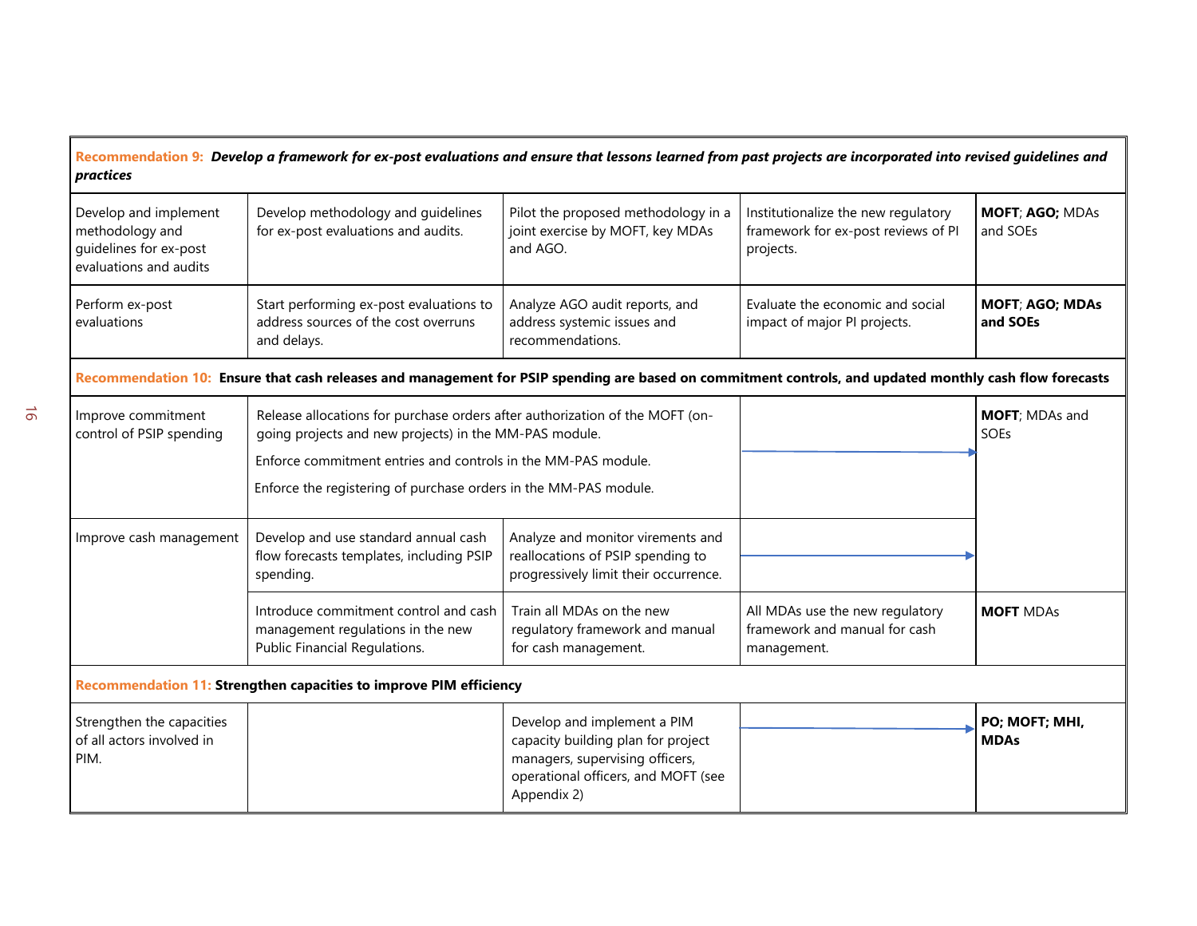| | | | | |
|---|---|---|---|---|
| **Recommendation 9:** ***Develop a framework for ex-post evaluations and ensure that lessons learned from past projects are incorporated into revised guidelines and practices*** | | | | |
| Develop and implement methodology and guidelines for ex-post evaluations and audits | Develop methodology and guidelines for ex-post evaluations and audits. | Pilot the proposed methodology in a joint exercise by MOFT, key MDAs and AGO. | Institutionalize the new regulatory framework for ex-post reviews of PI projects. | **MOFT**; **AGO;** MDAs and SOEs |
| Perform ex-post evaluations | Start performing ex-post evaluations to address sources of the cost overruns and delays. | Analyze AGO audit reports, and address systemic issues and recommendations. | Evaluate the economic and social impact of major PI projects. | **MOFT**; **AGO; MDAs and SOEs** |
| **Recommendation 10: Ensure that cash releases and management for PSIP spending are based on commitment controls, and updated monthly cash flow forecasts** | | | | |
| Improve commitment control of PSIP spending | Release allocations for purchase orders after authorization of the MOFT (on-going projects and new projects) in the MM-PAS module.<br>Enforce commitment entries and controls in the MM-PAS module.<br>Enforce the registering of purchase orders in the MM-PAS module. | | → | **MOFT**; MDAs and SOEs |
| Improve cash management | Develop and use standard annual cash flow forecasts templates, including PSIP spending. | Analyze and monitor virements and reallocations of PSIP spending to progressively limit their occurrence. | → | |
| | Introduce commitment control and cash management regulations in the new Public Financial Regulations. | Train all MDAs on the new regulatory framework and manual for cash management. | All MDAs use the new regulatory framework and manual for cash management. | **MOFT** MDAs |
| **Recommendation 11: Strengthen capacities to improve PIM efficiency** | | | | |
| Strengthen the capacities of all actors involved in PIM. | | Develop and implement a PIM capacity building plan for project managers, supervising officers, operational officers, and MOFT (see Appendix 2) | → | **PO; MOFT; MHI, MDAs** |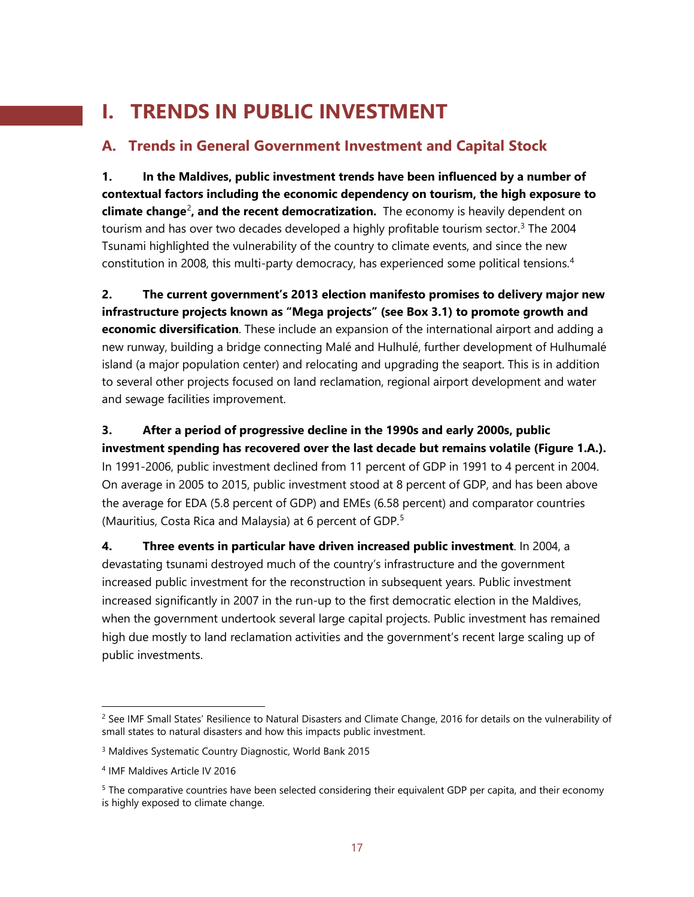# I. TRENDS IN PUBLIC INVESTMENT

## A. Trends in General Government Investment and Capital Stock

**1. In the Maldives, public investment trends have been influenced by a number of contextual factors including the economic dependency on tourism, the high exposure to climate change[2], and the recent democratization.** The economy is heavily dependent on tourism and has over two decades developed a highly profitable tourism sector.[3] The 2004 Tsunami highlighted the vulnerability of the country to climate events, and since the new constitution in 2008, this multi-party democracy, has experienced some political tensions.[4]

**2. The current government's 2013 election manifesto promises to delivery major new infrastructure projects known as "Mega projects" (see Box 3.1) to promote growth and economic diversification**. These include an expansion of the international airport and adding a new runway, building a bridge connecting Malé and Hulhulé, further development of Hulhumalé island (a major population center) and relocating and upgrading the seaport. This is in addition to several other projects focused on land reclamation, regional airport development and water and sewage facilities improvement.

**3. After a period of progressive decline in the 1990s and early 2000s, public investment spending has recovered over the last decade but remains volatile (Figure 1.A.).** In 1991-2006, public investment declined from 11 percent of GDP in 1991 to 4 percent in 2004. On average in 2005 to 2015, public investment stood at 8 percent of GDP, and has been above the average for EDA (5.8 percent of GDP) and EMEs (6.58 percent) and comparator countries (Mauritius, Costa Rica and Malaysia) at 6 percent of GDP.[5]

**4. Three events in particular have driven increased public investment**. In 2004, a devastating tsunami destroyed much of the country's infrastructure and the government increased public investment for the reconstruction in subsequent years. Public investment increased significantly in 2007 in the run-up to the first democratic election in the Maldives, when the government undertook several large capital projects. Public investment has remained high due mostly to land reclamation activities and the government's recent large scaling up of public investments.

---

[2] See IMF Small States' Resilience to Natural Disasters and Climate Change, 2016 for details on the vulnerability of small states to natural disasters and how this impacts public investment.

[3] Maldives Systematic Country Diagnostic, World Bank 2015

[4] IMF Maldives Article IV 2016

[5] The comparative countries have been selected considering their equivalent GDP per capita, and their economy is highly exposed to climate change.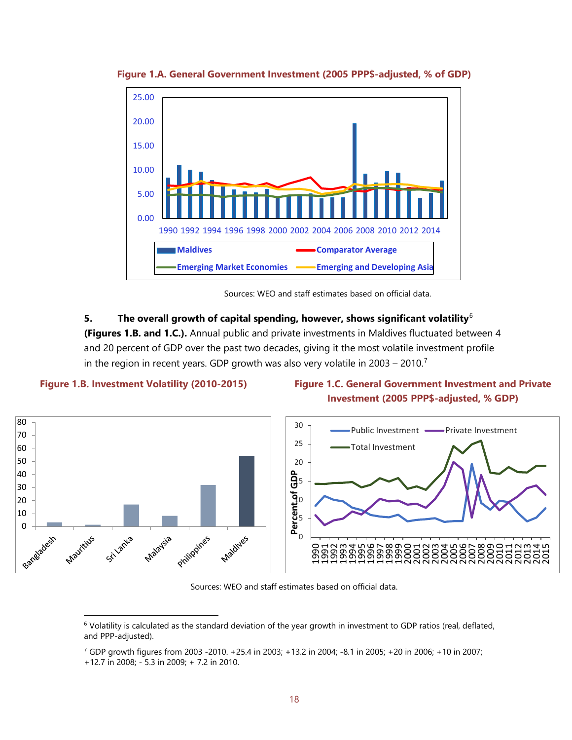**Figure 1.A. General Government Investment (2005 PPP$-adjusted, % of GDP)**

Sources: WEO and staff estimates based on official data.

5. **The overall growth of capital spending, however, shows significant volatility**[6] **(Figures 1.B. and 1.C.).** Annual public and private investments in Maldives fluctuated between 4 and 20 percent of GDP over the past two decades, giving it the most volatile investment profile in the region in recent years. GDP growth was also very volatile in 2003 – 2010.[7]

**Figure 1.B. Investment Volatility (2010-2015)**

**Figure 1.C. General Government Investment and Private Investment (2005 PPP$-adjusted, % GDP)**

Sources: WEO and staff estimates based on official data.

---

[6] Volatility is calculated as the standard deviation of the year growth in investment to GDP ratios (real, deflated, and PPP-adjusted).

[7] GDP growth figures from 2003 -2010. +25.4 in 2003; +13.2 in 2004; -8.1 in 2005; +20 in 2006; +10 in 2007; +12.7 in 2008; - 5.3 in 2009; + 7.2 in 2010.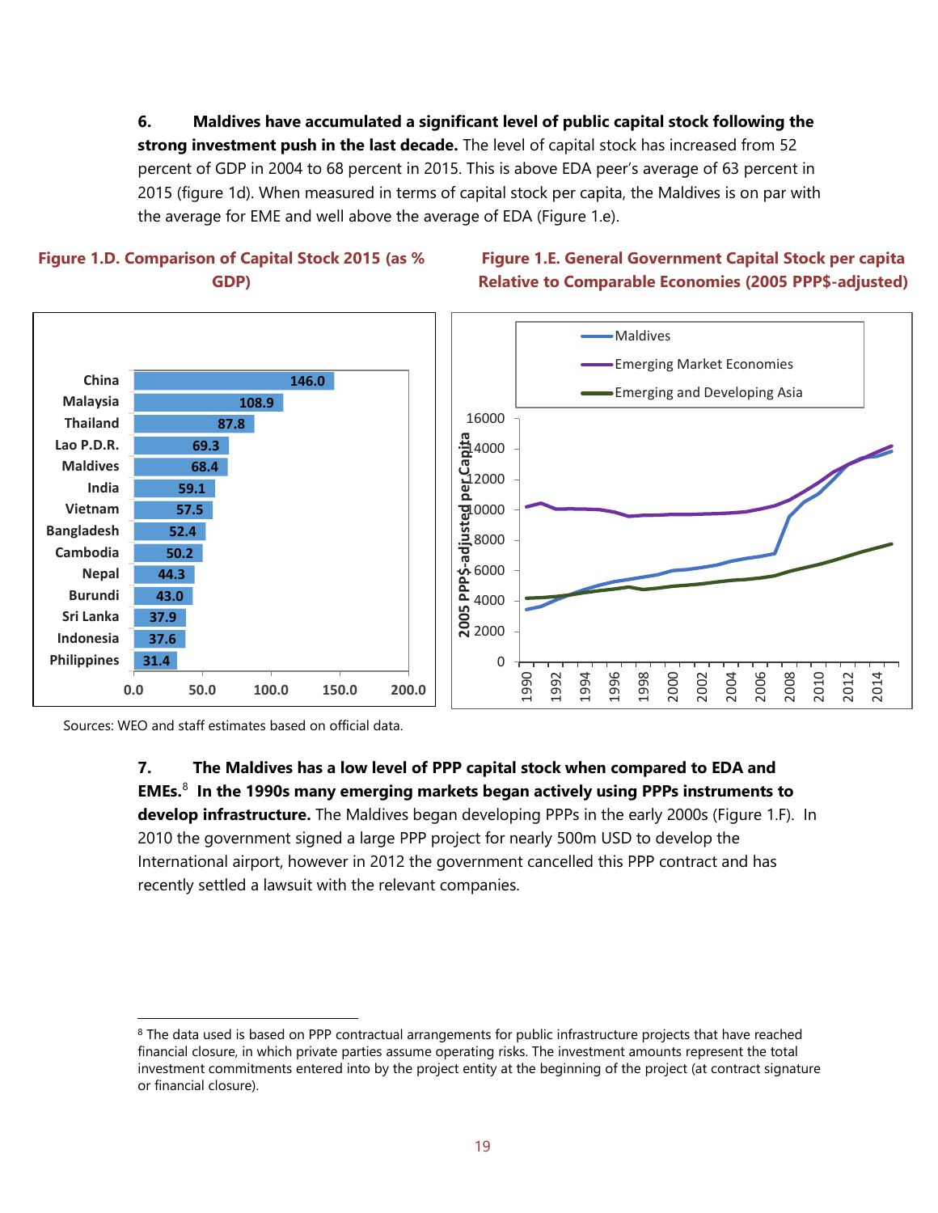6. **Maldives have accumulated a significant level of public capital stock following the strong investment push in the last decade.** The level of capital stock has increased from 52 percent of GDP in 2004 to 68 percent in 2015. This is above EDA peer's average of 63 percent in 2015 (figure 1d). When measured in terms of capital stock per capita, the Maldives is on par with the average for EME and well above the average of EDA (Figure 1.e).

**Figure 1.D. Comparison of Capital Stock 2015 (as % GDP)**

| Country | Capital Stock 2015 (% GDP) |
|---|---|
| China | 146.0 |
| Malaysia | 108.9 |
| Thailand | 87.8 |
| Lao P.D.R. | 69.3 |
| Maldives | 68.4 |
| India | 59.1 |
| Vietnam | 57.5 |
| Bangladesh | 52.4 |
| Cambodia | 50.2 |
| Nepal | 44.3 |
| Burundi | 43.0 |
| Sri Lanka | 37.9 |
| Indonesia | 37.6 |
| Philippines | 31.4 |

**Figure 1.E. General Government Capital Stock per capita Relative to Comparable Economies (2005 PPP$-adjusted)**

Sources: WEO and staff estimates based on official data.

7. **The Maldives has a low level of PPP capital stock when compared to EDA and EMEs.**[8] **In the 1990s many emerging markets began actively using PPPs instruments to develop infrastructure.** The Maldives began developing PPPs in the early 2000s (Figure 1.F). In 2010 the government signed a large PPP project for nearly 500m USD to develop the International airport, however in 2012 the government cancelled this PPP contract and has recently settled a lawsuit with the relevant companies.

---

[8] The data used is based on PPP contractual arrangements for public infrastructure projects that have reached financial closure, in which private parties assume operating risks. The investment amounts represent the total investment commitments entered into by the project entity at the beginning of the project (at contract signature or financial closure).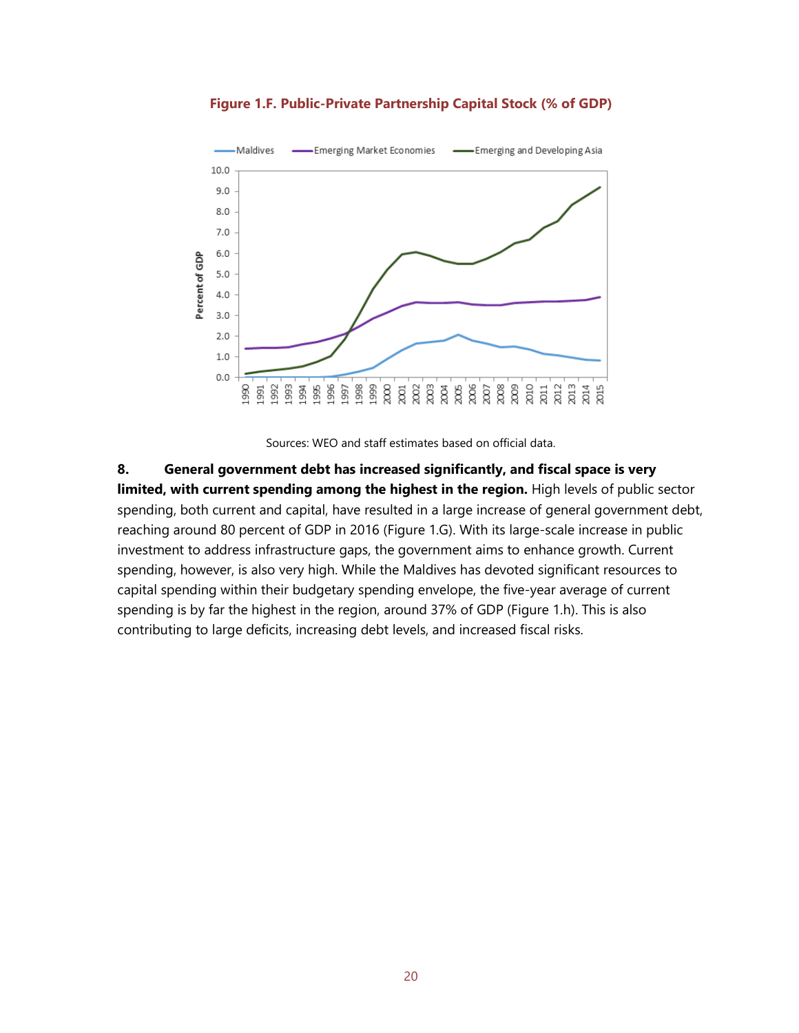**Figure 1.F. Public-Private Partnership Capital Stock (% of GDP)**

Sources: WEO and staff estimates based on official data.

8. **General government debt has increased significantly, and fiscal space is very limited, with current spending among the highest in the region.** High levels of public sector spending, both current and capital, have resulted in a large increase of general government debt, reaching around 80 percent of GDP in 2016 (Figure 1.G). With its large-scale increase in public investment to address infrastructure gaps, the government aims to enhance growth. Current spending, however, is also very high. While the Maldives has devoted significant resources to capital spending within their budgetary spending envelope, the five-year average of current spending is by far the highest in the region, around 37% of GDP (Figure 1.h). This is also contributing to large deficits, increasing debt levels, and increased fiscal risks.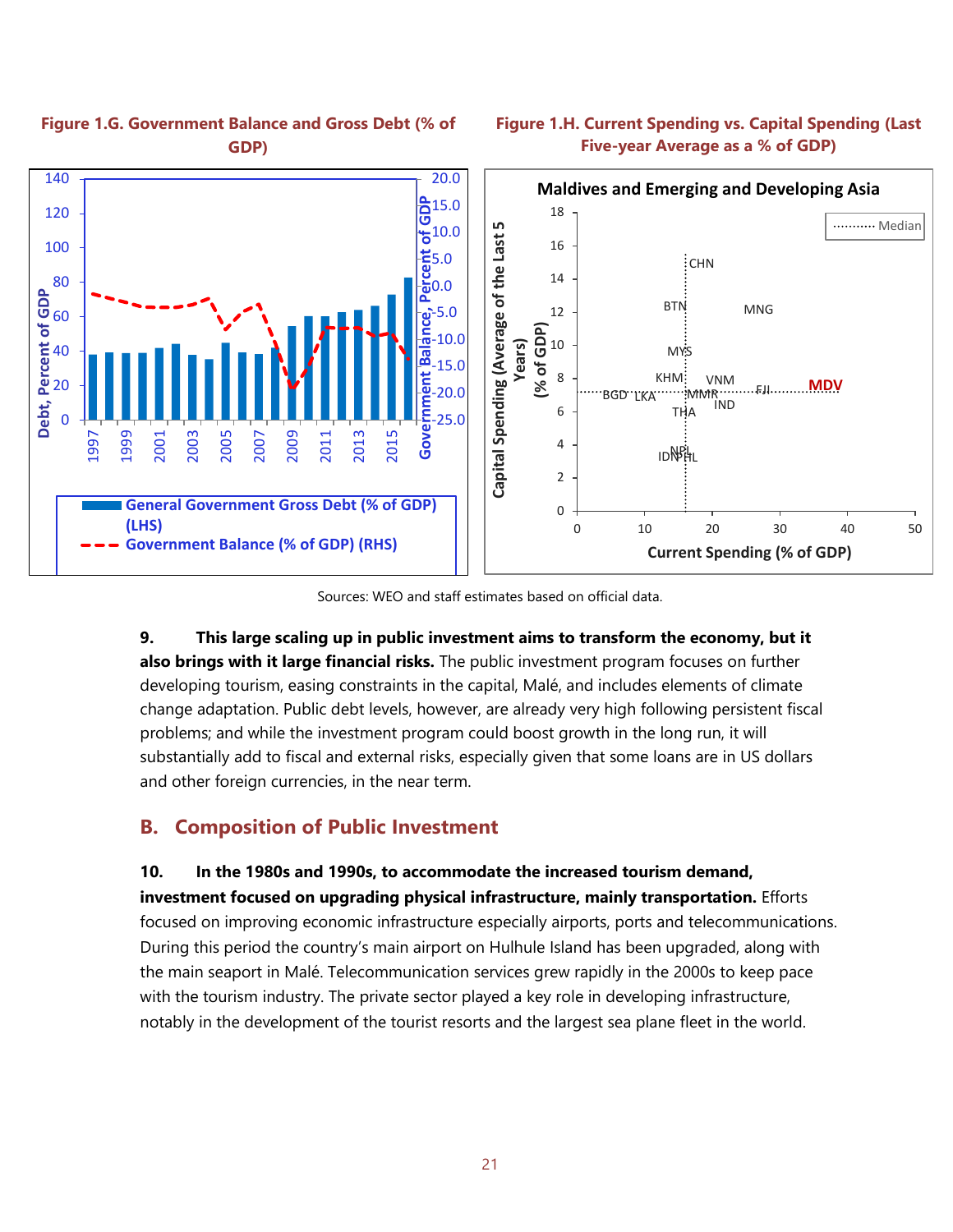**Figure 1.G. Government Balance and Gross Debt (% of GDP)**

**Figure 1.H. Current Spending vs. Capital Spending (Last Five-year Average as a % of GDP)**

Sources: WEO and staff estimates based on official data.

**9. This large scaling up in public investment aims to transform the economy, but it also brings with it large financial risks.** The public investment program focuses on further developing tourism, easing constraints in the capital, Malé, and includes elements of climate change adaptation. Public debt levels, however, are already very high following persistent fiscal problems; and while the investment program could boost growth in the long run, it will substantially add to fiscal and external risks, especially given that some loans are in US dollars and other foreign currencies, in the near term.

## B. Composition of Public Investment

**10. In the 1980s and 1990s, to accommodate the increased tourism demand, investment focused on upgrading physical infrastructure, mainly transportation.** Efforts focused on improving economic infrastructure especially airports, ports and telecommunications. During this period the country's main airport on Hulhule Island has been upgraded, along with the main seaport in Malé. Telecommunication services grew rapidly in the 2000s to keep pace with the tourism industry. The private sector played a key role in developing infrastructure, notably in the development of the tourist resorts and the largest sea plane fleet in the world.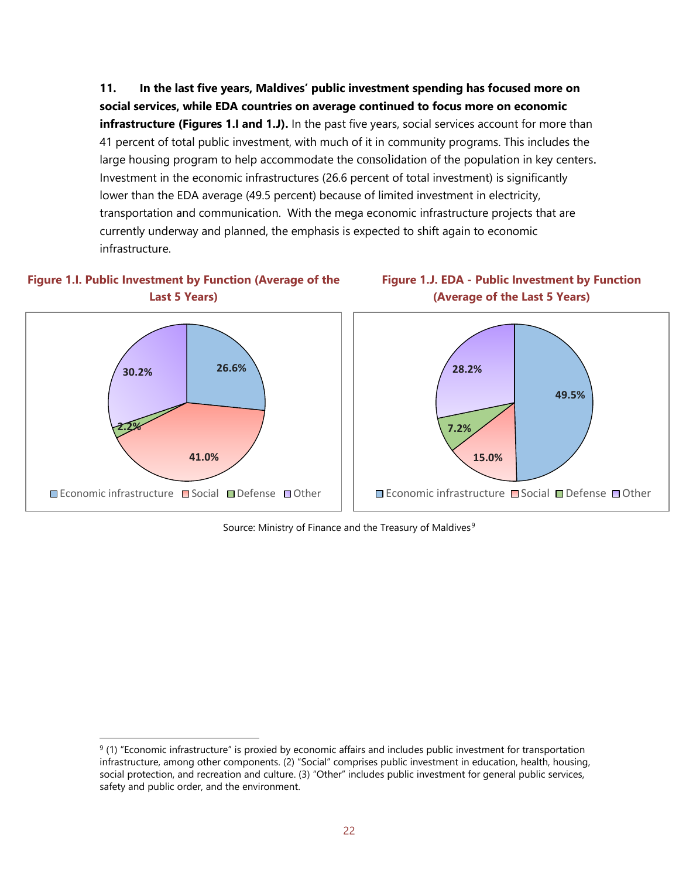**11. In the last five years, Maldives' public investment spending has focused more on social services, while EDA countries on average continued to focus more on economic infrastructure (Figures 1.I and 1.J).** In the past five years, social services account for more than 41 percent of total public investment, with much of it in community programs. This includes the large housing program to help accommodate the consolidation of the population in key centers. Investment in the economic infrastructures (26.6 percent of total investment) is significantly lower than the EDA average (49.5 percent) because of limited investment in electricity, transportation and communication. With the mega economic infrastructure projects that are currently underway and planned, the emphasis is expected to shift again to economic infrastructure.

**Figure 1.I. Public Investment by Function (Average of the Last 5 Years)**

| Function | Share |
|---|---|
| Economic infrastructure | 26.6% |
| Social | 41.0% |
| Defense | 2.2% |
| Other | 30.2% |

**Figure 1.J. EDA - Public Investment by Function (Average of the Last 5 Years)**

| Function | Share |
|---|---|
| Economic infrastructure | 49.5% |
| Social | 15.0% |
| Defense | 7.2% |
| Other | 28.2% |

Source: Ministry of Finance and the Treasury of Maldives[9]

---

[9] (1) "Economic infrastructure" is proxied by economic affairs and includes public investment for transportation infrastructure, among other components. (2) "Social" comprises public investment in education, health, housing, social protection, and recreation and culture. (3) "Other" includes public investment for general public services, safety and public order, and the environment.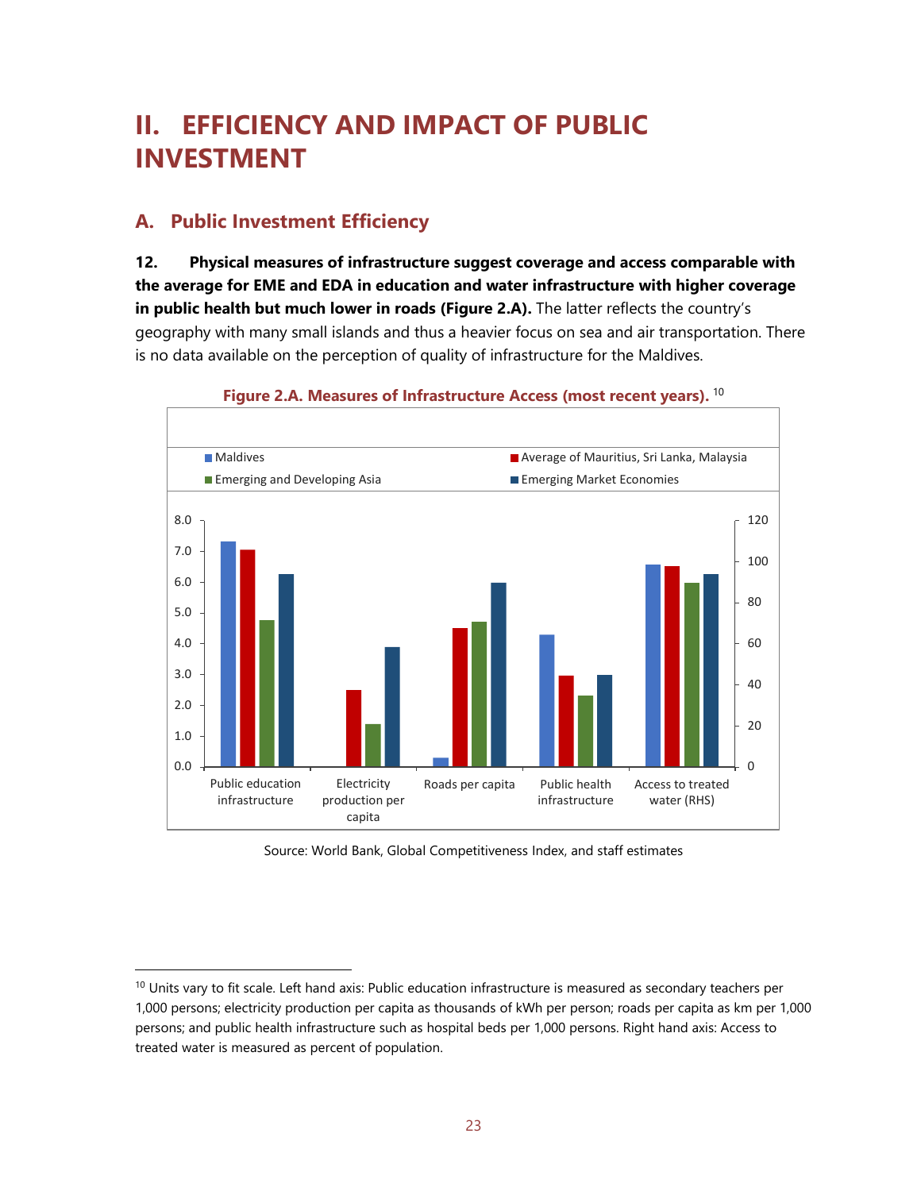# II. EFFICIENCY AND IMPACT OF PUBLIC INVESTMENT

## A. Public Investment Efficiency

**12. Physical measures of infrastructure suggest coverage and access comparable with the average for EME and EDA in education and water infrastructure with higher coverage in public health but much lower in roads (Figure 2.A).** The latter reflects the country's geography with many small islands and thus a heavier focus on sea and air transportation. There is no data available on the perception of quality of infrastructure for the Maldives.

**Figure 2.A. Measures of Infrastructure Access (most recent years).** [10]

Source: World Bank, Global Competitiveness Index, and staff estimates

---

[10] Units vary to fit scale. Left hand axis: Public education infrastructure is measured as secondary teachers per 1,000 persons; electricity production per capita as thousands of kWh per person; roads per capita as km per 1,000 persons; and public health infrastructure such as hospital beds per 1,000 persons. Right hand axis: Access to treated water is measured as percent of population.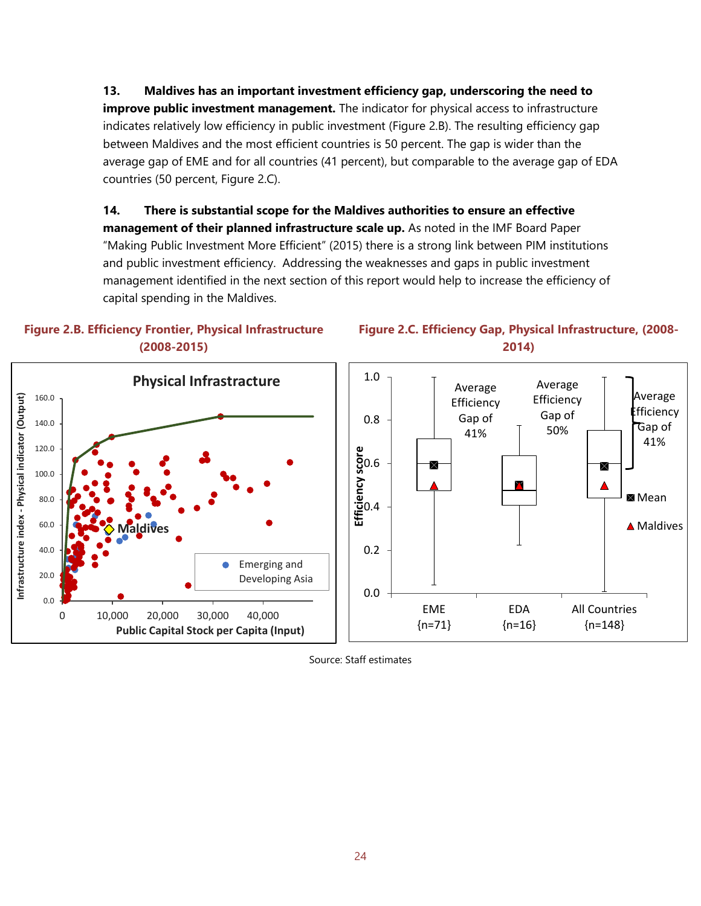13. **Maldives has an important investment efficiency gap, underscoring the need to improve public investment management.** The indicator for physical access to infrastructure indicates relatively low efficiency in public investment (Figure 2.B). The resulting efficiency gap between Maldives and the most efficient countries is 50 percent. The gap is wider than the average gap of EME and for all countries (41 percent), but comparable to the average gap of EDA countries (50 percent, Figure 2.C).

14. **There is substantial scope for the Maldives authorities to ensure an effective management of their planned infrastructure scale up.** As noted in the IMF Board Paper "Making Public Investment More Efficient" (2015) there is a strong link between PIM institutions and public investment efficiency. Addressing the weaknesses and gaps in public investment management identified in the next section of this report would help to increase the efficiency of capital spending in the Maldives.

**Figure 2.B. Efficiency Frontier, Physical Infrastructure (2008-2015)**

**Figure 2.C. Efficiency Gap, Physical Infrastructure, (2008-2014)**

Source: Staff estimates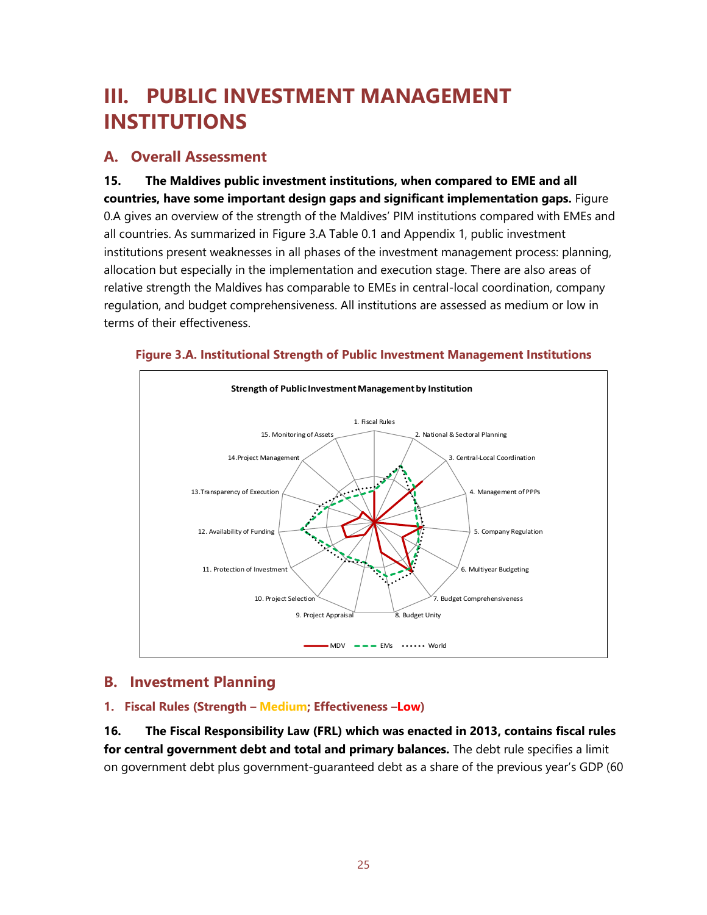# III. PUBLIC INVESTMENT MANAGEMENT INSTITUTIONS

## A. Overall Assessment

**15. The Maldives public investment institutions, when compared to EME and all countries, have some important design gaps and significant implementation gaps.** Figure 0.A gives an overview of the strength of the Maldives' PIM institutions compared with EMEs and all countries. As summarized in Figure 3.A Table 0.1 and Appendix 1, public investment institutions present weaknesses in all phases of the investment management process: planning, allocation but especially in the implementation and execution stage. There are also areas of relative strength the Maldives has comparable to EMEs in central-local coordination, company regulation, and budget comprehensiveness. All institutions are assessed as medium or low in terms of their effectiveness.

**Figure 3.A. Institutional Strength of Public Investment Management Institutions**

Strength of Public Investment Management by Institution

1. Fiscal Rules
2. National & Sectoral Planning
3. Central-Local Coordination
4. Management of PPPs
5. Company Regulation
6. Multiyear Budgeting
7. Budget Comprehensiveness
8. Budget Unity
9. Project Appraisal
10. Project Selection
11. Protection of Investment
12. Availability of Funding
13. Transparency of Execution
14. Project Management
15. Monitoring of Assets

MDV — EMs — World

## B. Investment Planning

### 1. Fiscal Rules (Strength – Medium; Effectiveness –Low)

**16. The Fiscal Responsibility Law (FRL) which was enacted in 2013, contains fiscal rules for central government debt and total and primary balances.** The debt rule specifies a limit on government debt plus government-guaranteed debt as a share of the previous year's GDP (60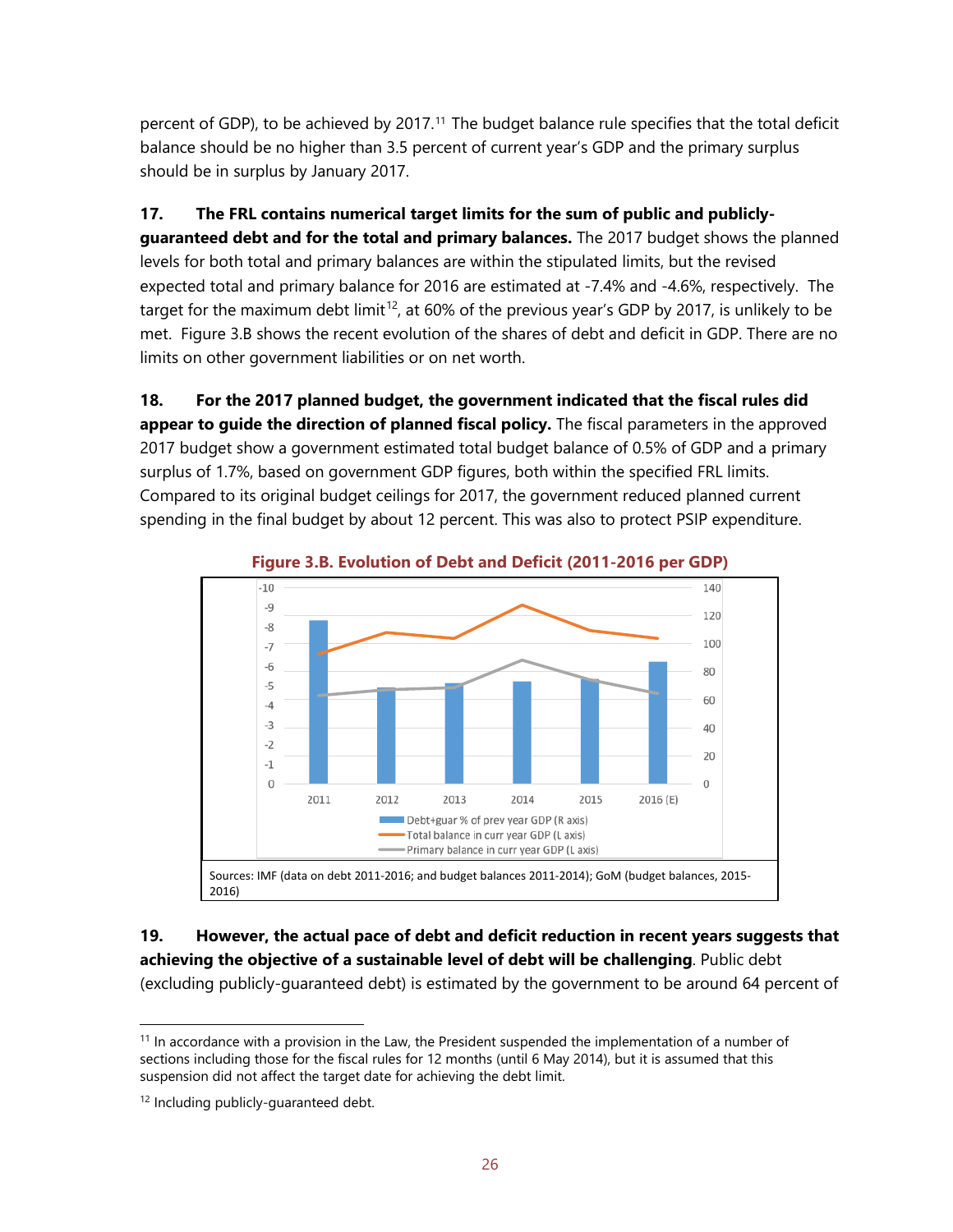percent of GDP), to be achieved by 2017.[11] The budget balance rule specifies that the total deficit balance should be no higher than 3.5 percent of current year's GDP and the primary surplus should be in surplus by January 2017.

**17. The FRL contains numerical target limits for the sum of public and publicly-guaranteed debt and for the total and primary balances.** The 2017 budget shows the planned levels for both total and primary balances are within the stipulated limits, but the revised expected total and primary balance for 2016 are estimated at -7.4% and -4.6%, respectively. The target for the maximum debt limit[12], at 60% of the previous year's GDP by 2017, is unlikely to be met. Figure 3.B shows the recent evolution of the shares of debt and deficit in GDP. There are no limits on other government liabilities or on net worth.

**18. For the 2017 planned budget, the government indicated that the fiscal rules did appear to guide the direction of planned fiscal policy.** The fiscal parameters in the approved 2017 budget show a government estimated total budget balance of 0.5% of GDP and a primary surplus of 1.7%, based on government GDP figures, both within the specified FRL limits. Compared to its original budget ceilings for 2017, the government reduced planned current spending in the final budget by about 12 percent. This was also to protect PSIP expenditure.

**Figure 3.B. Evolution of Debt and Deficit (2011-2016 per GDP)**

Sources: IMF (data on debt 2011-2016; and budget balances 2011-2014); GoM (budget balances, 2015-2016)

**19. However, the actual pace of debt and deficit reduction in recent years suggests that achieving the objective of a sustainable level of debt will be challenging**. Public debt (excluding publicly-guaranteed debt) is estimated by the government to be around 64 percent of

---

[11] In accordance with a provision in the Law, the President suspended the implementation of a number of sections including those for the fiscal rules for 12 months (until 6 May 2014), but it is assumed that this suspension did not affect the target date for achieving the debt limit.

[12] Including publicly-guaranteed debt.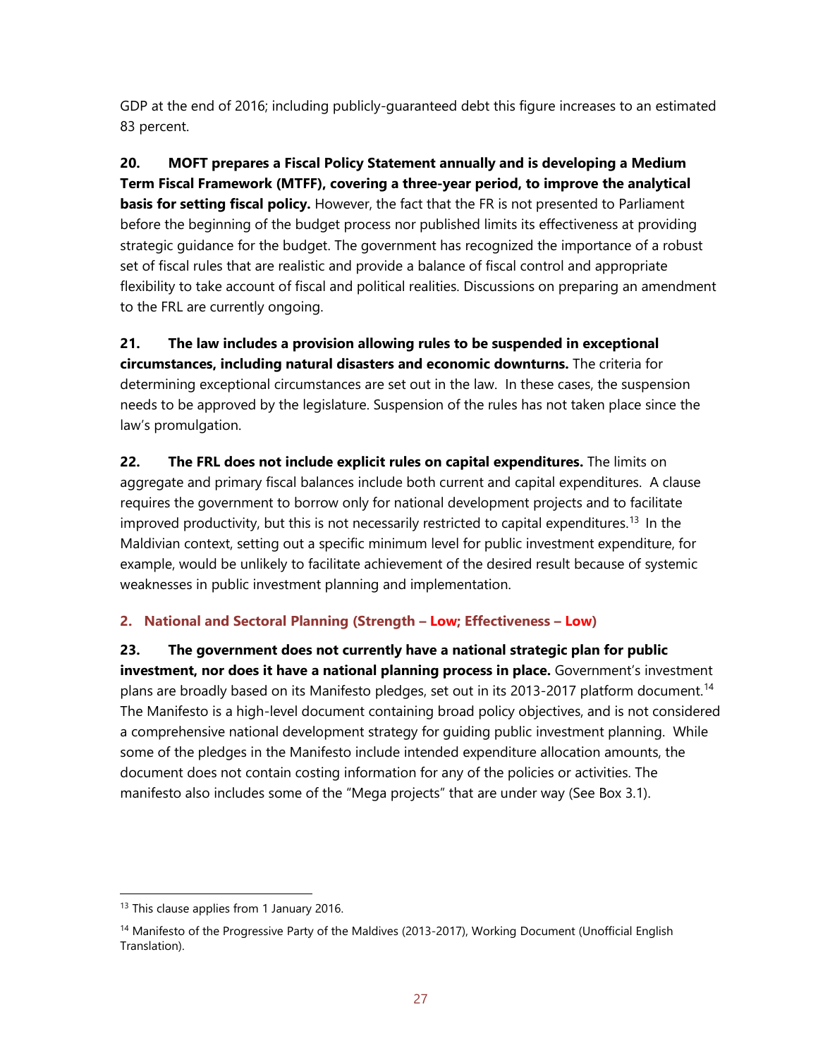GDP at the end of 2016; including publicly-guaranteed debt this figure increases to an estimated 83 percent.

**20. MOFT prepares a Fiscal Policy Statement annually and is developing a Medium Term Fiscal Framework (MTFF), covering a three-year period, to improve the analytical basis for setting fiscal policy.** However, the fact that the FR is not presented to Parliament before the beginning of the budget process nor published limits its effectiveness at providing strategic guidance for the budget. The government has recognized the importance of a robust set of fiscal rules that are realistic and provide a balance of fiscal control and appropriate flexibility to take account of fiscal and political realities. Discussions on preparing an amendment to the FRL are currently ongoing.

**21. The law includes a provision allowing rules to be suspended in exceptional circumstances, including natural disasters and economic downturns.** The criteria for determining exceptional circumstances are set out in the law. In these cases, the suspension needs to be approved by the legislature. Suspension of the rules has not taken place since the law's promulgation.

**22. The FRL does not include explicit rules on capital expenditures.** The limits on aggregate and primary fiscal balances include both current and capital expenditures. A clause requires the government to borrow only for national development projects and to facilitate improved productivity, but this is not necessarily restricted to capital expenditures.[13] In the Maldivian context, setting out a specific minimum level for public investment expenditure, for example, would be unlikely to facilitate achievement of the desired result because of systemic weaknesses in public investment planning and implementation.

### 2. National and Sectoral Planning (Strength – Low; Effectiveness – Low)

**23. The government does not currently have a national strategic plan for public investment, nor does it have a national planning process in place.** Government's investment plans are broadly based on its Manifesto pledges, set out in its 2013-2017 platform document.[14] The Manifesto is a high-level document containing broad policy objectives, and is not considered a comprehensive national development strategy for guiding public investment planning. While some of the pledges in the Manifesto include intended expenditure allocation amounts, the document does not contain costing information for any of the policies or activities. The manifesto also includes some of the "Mega projects" that are under way (See Box 3.1).

---

[13] This clause applies from 1 January 2016.

[14] Manifesto of the Progressive Party of the Maldives (2013-2017), Working Document (Unofficial English Translation).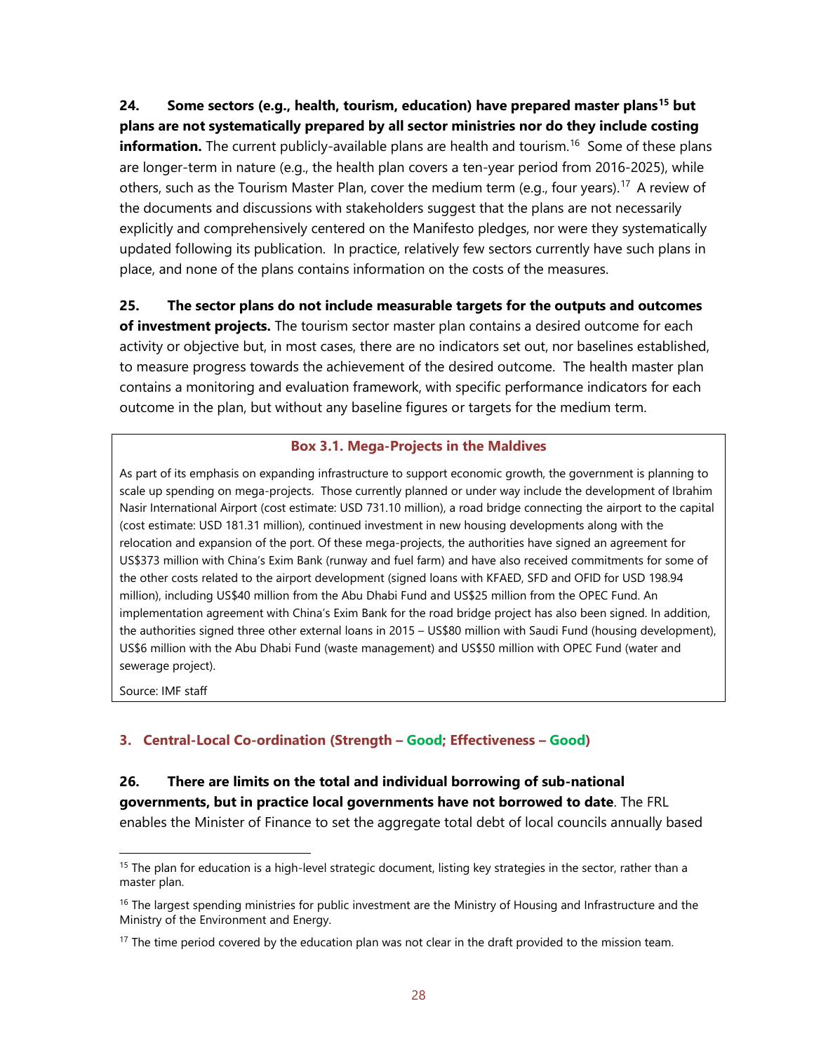**24. Some sectors (e.g., health, tourism, education) have prepared master plans[15] but plans are not systematically prepared by all sector ministries nor do they include costing information.** The current publicly-available plans are health and tourism.[16] Some of these plans are longer-term in nature (e.g., the health plan covers a ten-year period from 2016-2025), while others, such as the Tourism Master Plan, cover the medium term (e.g., four years).[17] A review of the documents and discussions with stakeholders suggest that the plans are not necessarily explicitly and comprehensively centered on the Manifesto pledges, nor were they systematically updated following its publication. In practice, relatively few sectors currently have such plans in place, and none of the plans contains information on the costs of the measures.

**25. The sector plans do not include measurable targets for the outputs and outcomes of investment projects.** The tourism sector master plan contains a desired outcome for each activity or objective but, in most cases, there are no indicators set out, nor baselines established, to measure progress towards the achievement of the desired outcome. The health master plan contains a monitoring and evaluation framework, with specific performance indicators for each outcome in the plan, but without any baseline figures or targets for the medium term.

> **Box 3.1. Mega-Projects in the Maldives**
>
> As part of its emphasis on expanding infrastructure to support economic growth, the government is planning to scale up spending on mega-projects. Those currently planned or under way include the development of Ibrahim Nasir International Airport (cost estimate: USD 731.10 million), a road bridge connecting the airport to the capital (cost estimate: USD 181.31 million), continued investment in new housing developments along with the relocation and expansion of the port. Of these mega-projects, the authorities have signed an agreement for US$373 million with China's Exim Bank (runway and fuel farm) and have also received commitments for some of the other costs related to the airport development (signed loans with KFAED, SFD and OFID for USD 198.94 million), including US$40 million from the Abu Dhabi Fund and US$25 million from the OPEC Fund. An implementation agreement with China's Exim Bank for the road bridge project has also been signed. In addition, the authorities signed three other external loans in 2015 – US$80 million with Saudi Fund (housing development), US$6 million with the Abu Dhabi Fund (waste management) and US$50 million with OPEC Fund (water and sewerage project).
>
> Source: IMF staff

### 3. Central-Local Co-ordination (Strength – Good; Effectiveness – Good)

**26. There are limits on the total and individual borrowing of sub-national governments, but in practice local governments have not borrowed to date**. The FRL enables the Minister of Finance to set the aggregate total debt of local councils annually based

---

[15] The plan for education is a high-level strategic document, listing key strategies in the sector, rather than a master plan.

[16] The largest spending ministries for public investment are the Ministry of Housing and Infrastructure and the Ministry of the Environment and Energy.

[17] The time period covered by the education plan was not clear in the draft provided to the mission team.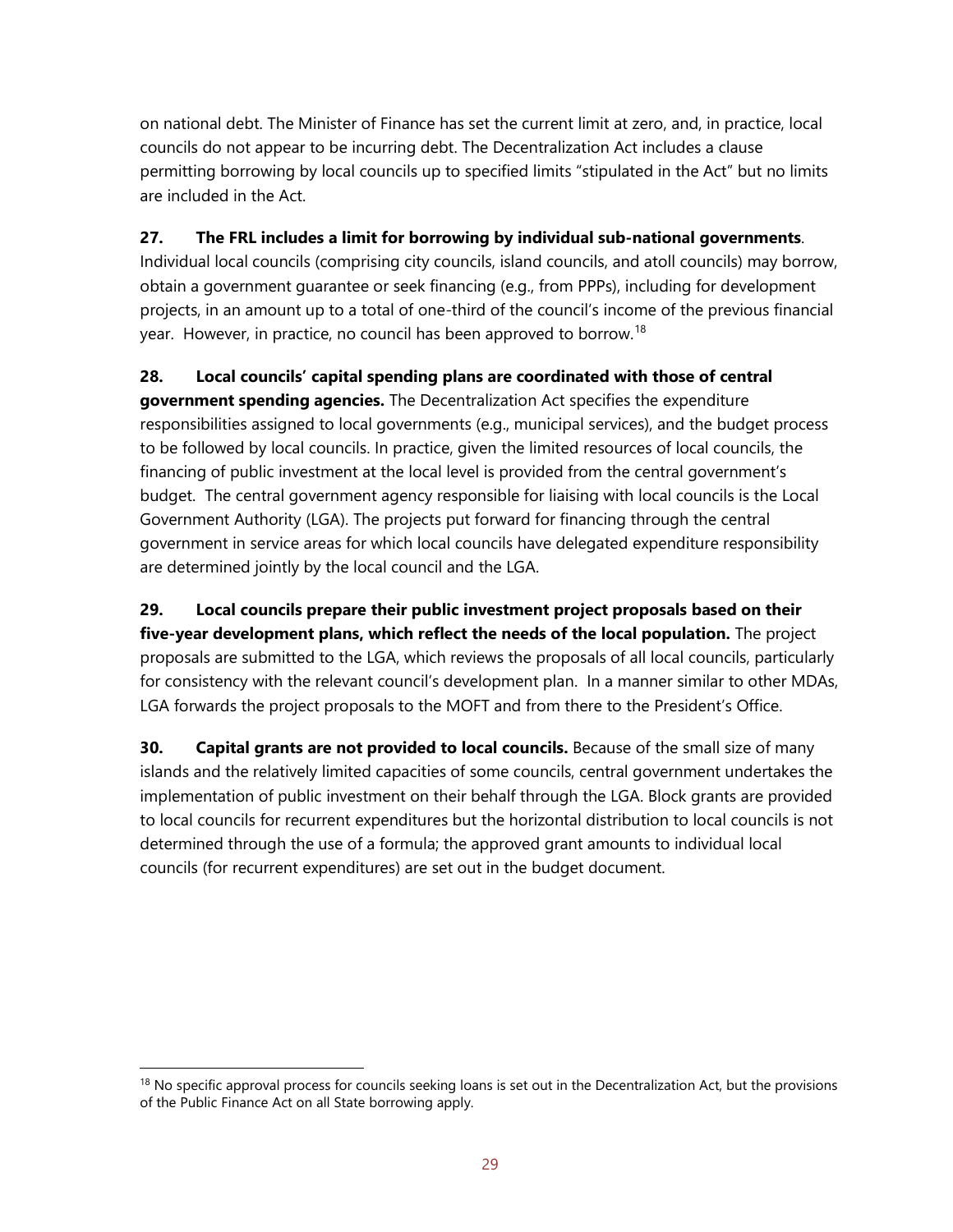on national debt. The Minister of Finance has set the current limit at zero, and, in practice, local councils do not appear to be incurring debt. The Decentralization Act includes a clause permitting borrowing by local councils up to specified limits "stipulated in the Act" but no limits are included in the Act.

**27. The FRL includes a limit for borrowing by individual sub-national governments**. Individual local councils (comprising city councils, island councils, and atoll councils) may borrow, obtain a government guarantee or seek financing (e.g., from PPPs), including for development projects, in an amount up to a total of one-third of the council's income of the previous financial year. However, in practice, no council has been approved to borrow.[18]

**28. Local councils' capital spending plans are coordinated with those of central government spending agencies.** The Decentralization Act specifies the expenditure responsibilities assigned to local governments (e.g., municipal services), and the budget process to be followed by local councils. In practice, given the limited resources of local councils, the financing of public investment at the local level is provided from the central government's budget. The central government agency responsible for liaising with local councils is the Local Government Authority (LGA). The projects put forward for financing through the central government in service areas for which local councils have delegated expenditure responsibility are determined jointly by the local council and the LGA.

**29. Local councils prepare their public investment project proposals based on their five-year development plans, which reflect the needs of the local population.** The project proposals are submitted to the LGA, which reviews the proposals of all local councils, particularly for consistency with the relevant council's development plan. In a manner similar to other MDAs, LGA forwards the project proposals to the MOFT and from there to the President's Office.

**30. Capital grants are not provided to local councils.** Because of the small size of many islands and the relatively limited capacities of some councils, central government undertakes the implementation of public investment on their behalf through the LGA. Block grants are provided to local councils for recurrent expenditures but the horizontal distribution to local councils is not determined through the use of a formula; the approved grant amounts to individual local councils (for recurrent expenditures) are set out in the budget document.

---

[18] No specific approval process for councils seeking loans is set out in the Decentralization Act, but the provisions of the Public Finance Act on all State borrowing apply.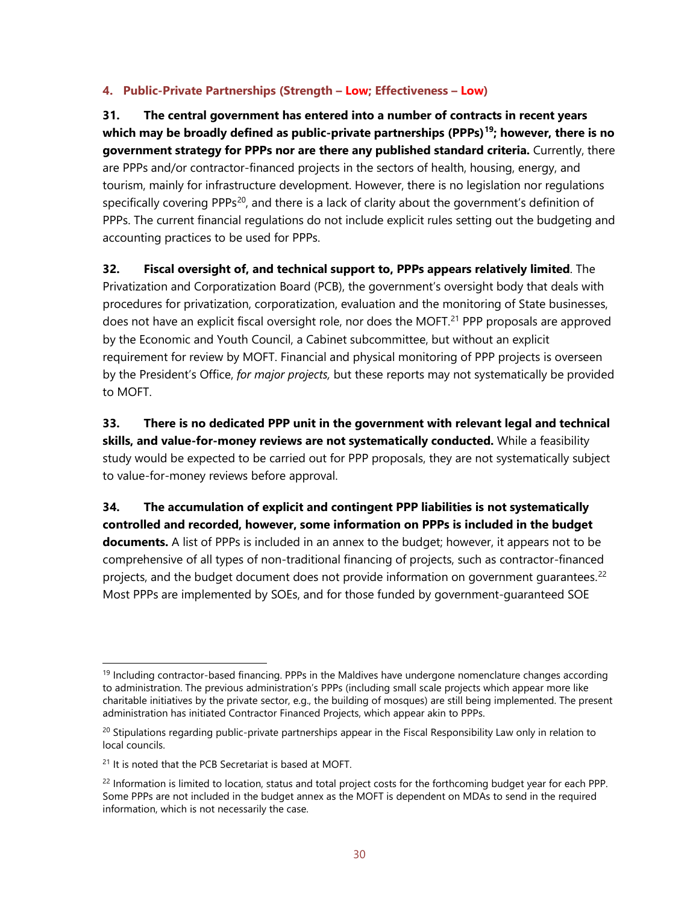#### 4. Public-Private Partnerships (Strength – Low; Effectiveness – Low)

**31. The central government has entered into a number of contracts in recent years which may be broadly defined as public-private partnerships (PPPs)[19]; however, there is no government strategy for PPPs nor are there any published standard criteria.** Currently, there are PPPs and/or contractor-financed projects in the sectors of health, housing, energy, and tourism, mainly for infrastructure development. However, there is no legislation nor regulations specifically covering PPPs[20], and there is a lack of clarity about the government's definition of PPPs. The current financial regulations do not include explicit rules setting out the budgeting and accounting practices to be used for PPPs.

**32. Fiscal oversight of, and technical support to, PPPs appears relatively limited**. The Privatization and Corporatization Board (PCB), the government's oversight body that deals with procedures for privatization, corporatization, evaluation and the monitoring of State businesses, does not have an explicit fiscal oversight role, nor does the MOFT.[21] PPP proposals are approved by the Economic and Youth Council, a Cabinet subcommittee, but without an explicit requirement for review by MOFT. Financial and physical monitoring of PPP projects is overseen by the President's Office, *for major projects,* but these reports may not systematically be provided to MOFT.

**33. There is no dedicated PPP unit in the government with relevant legal and technical skills, and value-for-money reviews are not systematically conducted.** While a feasibility study would be expected to be carried out for PPP proposals, they are not systematically subject to value-for-money reviews before approval.

**34. The accumulation of explicit and contingent PPP liabilities is not systematically controlled and recorded, however, some information on PPPs is included in the budget documents.** A list of PPPs is included in an annex to the budget; however, it appears not to be comprehensive of all types of non-traditional financing of projects, such as contractor-financed projects, and the budget document does not provide information on government guarantees.[22] Most PPPs are implemented by SOEs, and for those funded by government-guaranteed SOE

---

[19] Including contractor-based financing. PPPs in the Maldives have undergone nomenclature changes according to administration. The previous administration's PPPs (including small scale projects which appear more like charitable initiatives by the private sector, e.g., the building of mosques) are still being implemented. The present administration has initiated Contractor Financed Projects, which appear akin to PPPs.

[20] Stipulations regarding public-private partnerships appear in the Fiscal Responsibility Law only in relation to local councils.

[21] It is noted that the PCB Secretariat is based at MOFT.

[22] Information is limited to location, status and total project costs for the forthcoming budget year for each PPP. Some PPPs are not included in the budget annex as the MOFT is dependent on MDAs to send in the required information, which is not necessarily the case.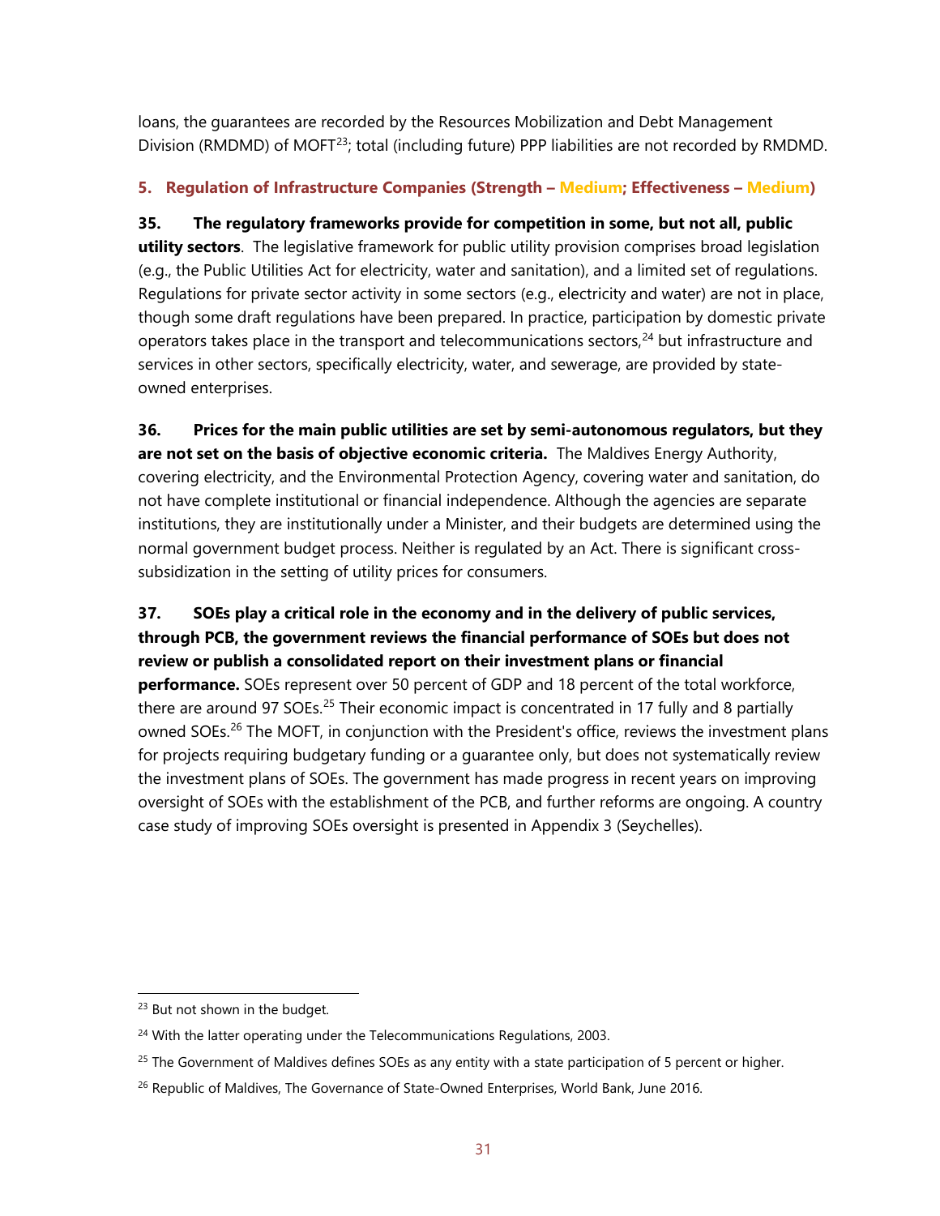loans, the guarantees are recorded by the Resources Mobilization and Debt Management Division (RMDMD) of MOFT[23]; total (including future) PPP liabilities are not recorded by RMDMD.

### 5. Regulation of Infrastructure Companies (Strength – Medium; Effectiveness – Medium)

**35. The regulatory frameworks provide for competition in some, but not all, public utility sectors**. The legislative framework for public utility provision comprises broad legislation (e.g., the Public Utilities Act for electricity, water and sanitation), and a limited set of regulations. Regulations for private sector activity in some sectors (e.g., electricity and water) are not in place, though some draft regulations have been prepared. In practice, participation by domestic private operators takes place in the transport and telecommunications sectors,[24] but infrastructure and services in other sectors, specifically electricity, water, and sewerage, are provided by state-owned enterprises.

**36. Prices for the main public utilities are set by semi-autonomous regulators, but they are not set on the basis of objective economic criteria.** The Maldives Energy Authority, covering electricity, and the Environmental Protection Agency, covering water and sanitation, do not have complete institutional or financial independence. Although the agencies are separate institutions, they are institutionally under a Minister, and their budgets are determined using the normal government budget process. Neither is regulated by an Act. There is significant cross-subsidization in the setting of utility prices for consumers.

**37. SOEs play a critical role in the economy and in the delivery of public services, through PCB, the government reviews the financial performance of SOEs but does not review or publish a consolidated report on their investment plans or financial performance.** SOEs represent over 50 percent of GDP and 18 percent of the total workforce, there are around 97 SOEs.[25] Their economic impact is concentrated in 17 fully and 8 partially owned SOEs.[26] The MOFT, in conjunction with the President's office, reviews the investment plans for projects requiring budgetary funding or a guarantee only, but does not systematically review the investment plans of SOEs. The government has made progress in recent years on improving oversight of SOEs with the establishment of the PCB, and further reforms are ongoing. A country case study of improving SOEs oversight is presented in Appendix 3 (Seychelles).

---

[23] But not shown in the budget.

[24] With the latter operating under the Telecommunications Regulations, 2003.

[25] The Government of Maldives defines SOEs as any entity with a state participation of 5 percent or higher.

[26] Republic of Maldives, The Governance of State-Owned Enterprises, World Bank, June 2016.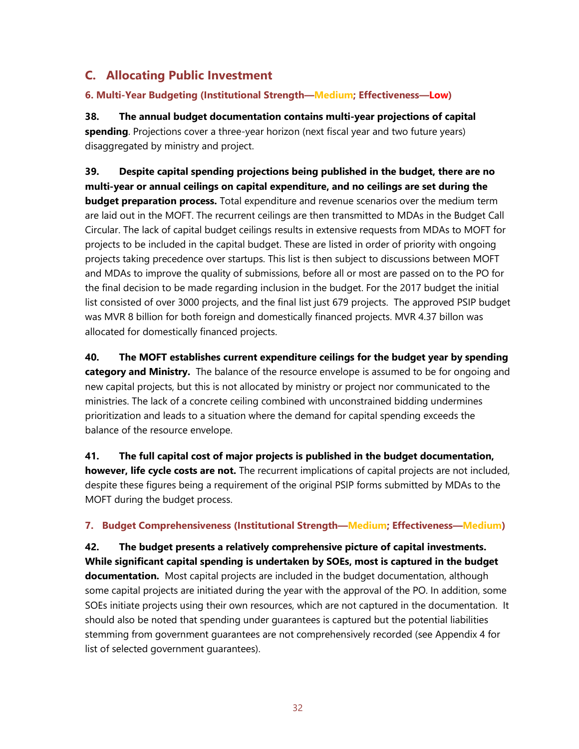## C. Allocating Public Investment

### 6. Multi-Year Budgeting (Institutional Strength—Medium; Effectiveness—Low)

**38. The annual budget documentation contains multi-year projections of capital spending**. Projections cover a three-year horizon (next fiscal year and two future years) disaggregated by ministry and project.

**39. Despite capital spending projections being published in the budget, there are no multi-year or annual ceilings on capital expenditure, and no ceilings are set during the budget preparation process.** Total expenditure and revenue scenarios over the medium term are laid out in the MOFT. The recurrent ceilings are then transmitted to MDAs in the Budget Call Circular. The lack of capital budget ceilings results in extensive requests from MDAs to MOFT for projects to be included in the capital budget. These are listed in order of priority with ongoing projects taking precedence over startups. This list is then subject to discussions between MOFT and MDAs to improve the quality of submissions, before all or most are passed on to the PO for the final decision to be made regarding inclusion in the budget. For the 2017 budget the initial list consisted of over 3000 projects, and the final list just 679 projects. The approved PSIP budget was MVR 8 billion for both foreign and domestically financed projects. MVR 4.37 billon was allocated for domestically financed projects.

**40. The MOFT establishes current expenditure ceilings for the budget year by spending category and Ministry.** The balance of the resource envelope is assumed to be for ongoing and new capital projects, but this is not allocated by ministry or project nor communicated to the ministries. The lack of a concrete ceiling combined with unconstrained bidding undermines prioritization and leads to a situation where the demand for capital spending exceeds the balance of the resource envelope.

**41. The full capital cost of major projects is published in the budget documentation, however, life cycle costs are not.** The recurrent implications of capital projects are not included, despite these figures being a requirement of the original PSIP forms submitted by MDAs to the MOFT during the budget process.

### 7. Budget Comprehensiveness (Institutional Strength—Medium; Effectiveness—Medium)

**42. The budget presents a relatively comprehensive picture of capital investments. While significant capital spending is undertaken by SOEs, most is captured in the budget documentation.** Most capital projects are included in the budget documentation, although some capital projects are initiated during the year with the approval of the PO. In addition, some SOEs initiate projects using their own resources, which are not captured in the documentation. It should also be noted that spending under guarantees is captured but the potential liabilities stemming from government guarantees are not comprehensively recorded (see Appendix 4 for list of selected government guarantees).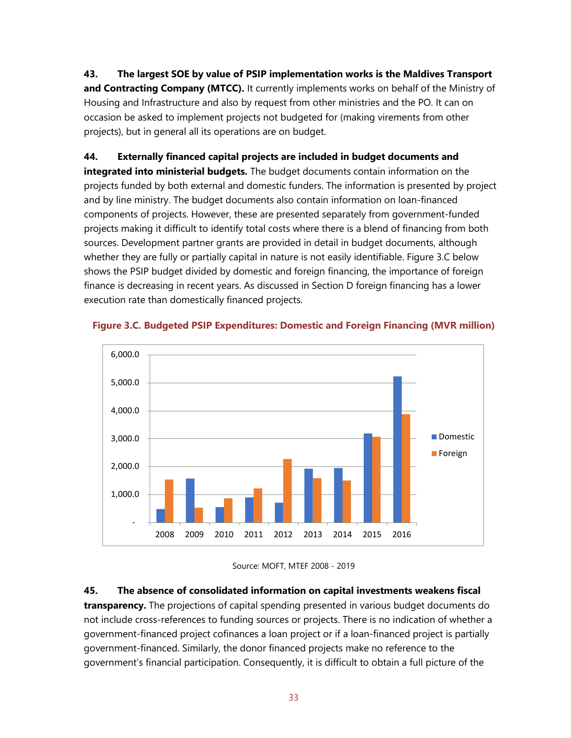**43. The largest SOE by value of PSIP implementation works is the Maldives Transport and Contracting Company (MTCC).** It currently implements works on behalf of the Ministry of Housing and Infrastructure and also by request from other ministries and the PO. It can on occasion be asked to implement projects not budgeted for (making virements from other projects), but in general all its operations are on budget.

**44. Externally financed capital projects are included in budget documents and integrated into ministerial budgets.** The budget documents contain information on the projects funded by both external and domestic funders. The information is presented by project and by line ministry. The budget documents also contain information on loan-financed components of projects. However, these are presented separately from government-funded projects making it difficult to identify total costs where there is a blend of financing from both sources. Development partner grants are provided in detail in budget documents, although whether they are fully or partially capital in nature is not easily identifiable. Figure 3.C below shows the PSIP budget divided by domestic and foreign financing, the importance of foreign finance is decreasing in recent years. As discussed in Section D foreign financing has a lower execution rate than domestically financed projects.

**Figure 3.C. Budgeted PSIP Expenditures: Domestic and Foreign Financing (MVR million)**

Source: MOFT, MTEF 2008 - 2019

**45. The absence of consolidated information on capital investments weakens fiscal transparency.** The projections of capital spending presented in various budget documents do not include cross-references to funding sources or projects. There is no indication of whether a government-financed project cofinances a loan project or if a loan-financed project is partially government-financed. Similarly, the donor financed projects make no reference to the government's financial participation. Consequently, it is difficult to obtain a full picture of the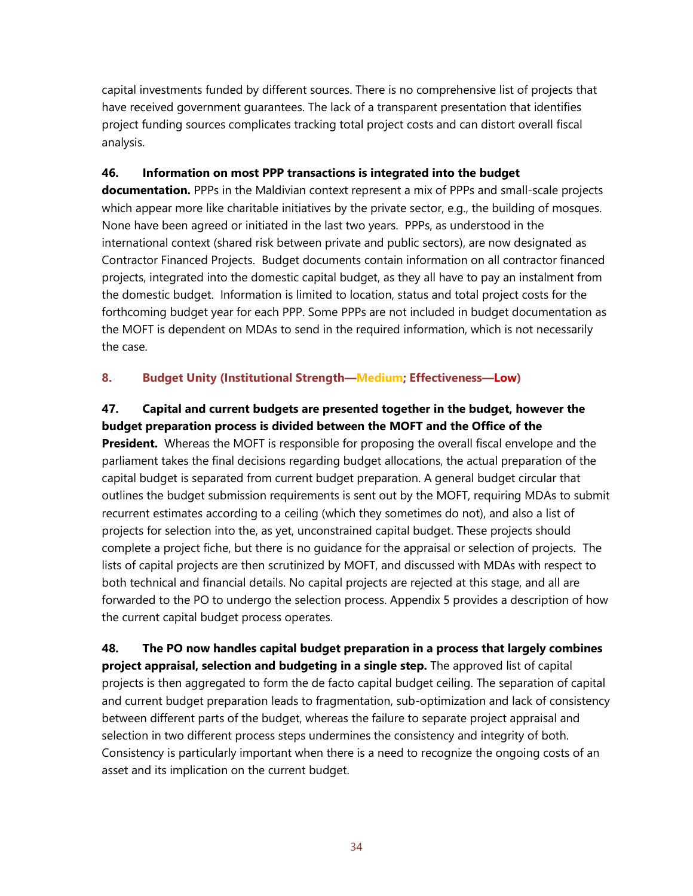capital investments funded by different sources. There is no comprehensive list of projects that have received government guarantees. The lack of a transparent presentation that identifies project funding sources complicates tracking total project costs and can distort overall fiscal analysis.

**46. Information on most PPP transactions is integrated into the budget documentation.** PPPs in the Maldivian context represent a mix of PPPs and small-scale projects which appear more like charitable initiatives by the private sector, e.g., the building of mosques. None have been agreed or initiated in the last two years. PPPs, as understood in the international context (shared risk between private and public sectors), are now designated as Contractor Financed Projects. Budget documents contain information on all contractor financed projects, integrated into the domestic capital budget, as they all have to pay an instalment from the domestic budget. Information is limited to location, status and total project costs for the forthcoming budget year for each PPP. Some PPPs are not included in budget documentation as the MOFT is dependent on MDAs to send in the required information, which is not necessarily the case.

### 8. Budget Unity (Institutional Strength—Medium; Effectiveness—Low)

**47. Capital and current budgets are presented together in the budget, however the budget preparation process is divided between the MOFT and the Office of the President.** Whereas the MOFT is responsible for proposing the overall fiscal envelope and the parliament takes the final decisions regarding budget allocations, the actual preparation of the capital budget is separated from current budget preparation. A general budget circular that outlines the budget submission requirements is sent out by the MOFT, requiring MDAs to submit recurrent estimates according to a ceiling (which they sometimes do not), and also a list of projects for selection into the, as yet, unconstrained capital budget. These projects should complete a project fiche, but there is no guidance for the appraisal or selection of projects. The lists of capital projects are then scrutinized by MOFT, and discussed with MDAs with respect to both technical and financial details. No capital projects are rejected at this stage, and all are forwarded to the PO to undergo the selection process. Appendix 5 provides a description of how the current capital budget process operates.

**48. The PO now handles capital budget preparation in a process that largely combines project appraisal, selection and budgeting in a single step.** The approved list of capital projects is then aggregated to form the de facto capital budget ceiling. The separation of capital and current budget preparation leads to fragmentation, sub-optimization and lack of consistency between different parts of the budget, whereas the failure to separate project appraisal and selection in two different process steps undermines the consistency and integrity of both. Consistency is particularly important when there is a need to recognize the ongoing costs of an asset and its implication on the current budget.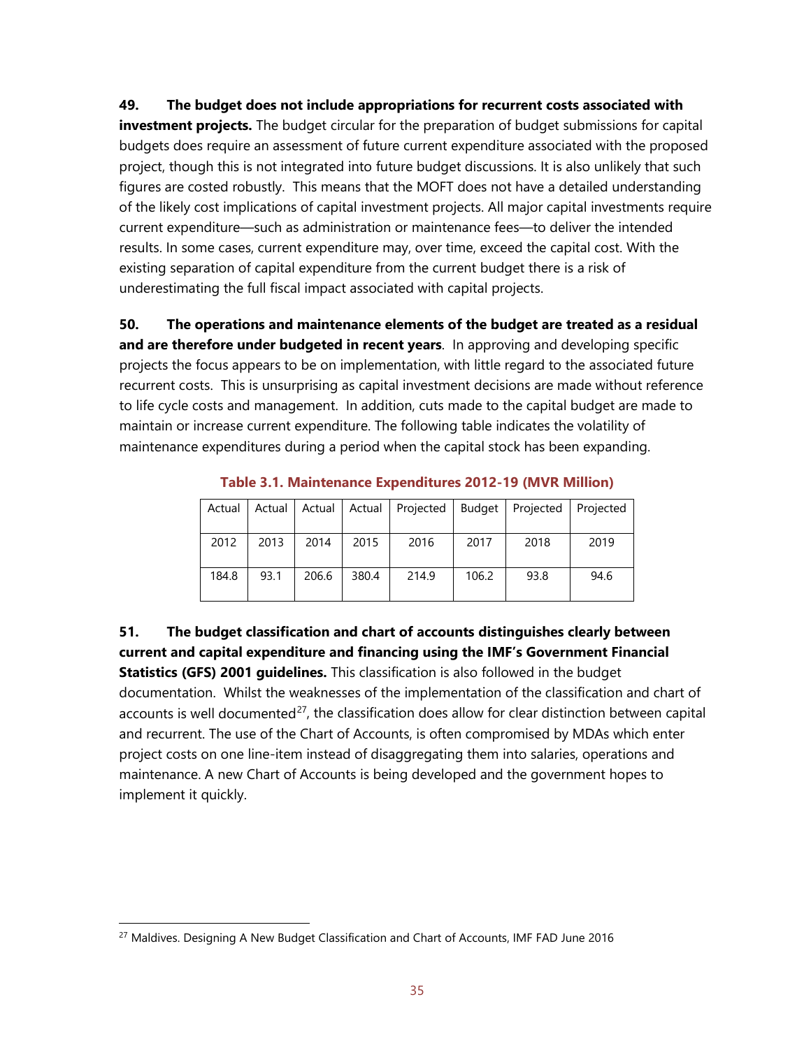**49. The budget does not include appropriations for recurrent costs associated with investment projects.** The budget circular for the preparation of budget submissions for capital budgets does require an assessment of future current expenditure associated with the proposed project, though this is not integrated into future budget discussions. It is also unlikely that such figures are costed robustly. This means that the MOFT does not have a detailed understanding of the likely cost implications of capital investment projects. All major capital investments require current expenditure—such as administration or maintenance fees—to deliver the intended results. In some cases, current expenditure may, over time, exceed the capital cost. With the existing separation of capital expenditure from the current budget there is a risk of underestimating the full fiscal impact associated with capital projects.

**50. The operations and maintenance elements of the budget are treated as a residual and are therefore under budgeted in recent years**. In approving and developing specific projects the focus appears to be on implementation, with little regard to the associated future recurrent costs. This is unsurprising as capital investment decisions are made without reference to life cycle costs and management. In addition, cuts made to the capital budget are made to maintain or increase current expenditure. The following table indicates the volatility of maintenance expenditures during a period when the capital stock has been expanding.

**Table 3.1. Maintenance Expenditures 2012-19 (MVR Million)**

| Actual | Actual | Actual | Actual | Projected | Budget | Projected | Projected |
|---|---|---|---|---|---|---|---|
| 2012 | 2013 | 2014 | 2015 | 2016 | 2017 | 2018 | 2019 |
| 184.8 | 93.1 | 206.6 | 380.4 | 214.9 | 106.2 | 93.8 | 94.6 |

**51. The budget classification and chart of accounts distinguishes clearly between current and capital expenditure and financing using the IMF's Government Financial Statistics (GFS) 2001 guidelines.** This classification is also followed in the budget documentation. Whilst the weaknesses of the implementation of the classification and chart of accounts is well documented[27], the classification does allow for clear distinction between capital and recurrent. The use of the Chart of Accounts, is often compromised by MDAs which enter project costs on one line-item instead of disaggregating them into salaries, operations and maintenance. A new Chart of Accounts is being developed and the government hopes to implement it quickly.

[27] Maldives. Designing A New Budget Classification and Chart of Accounts, IMF FAD June 2016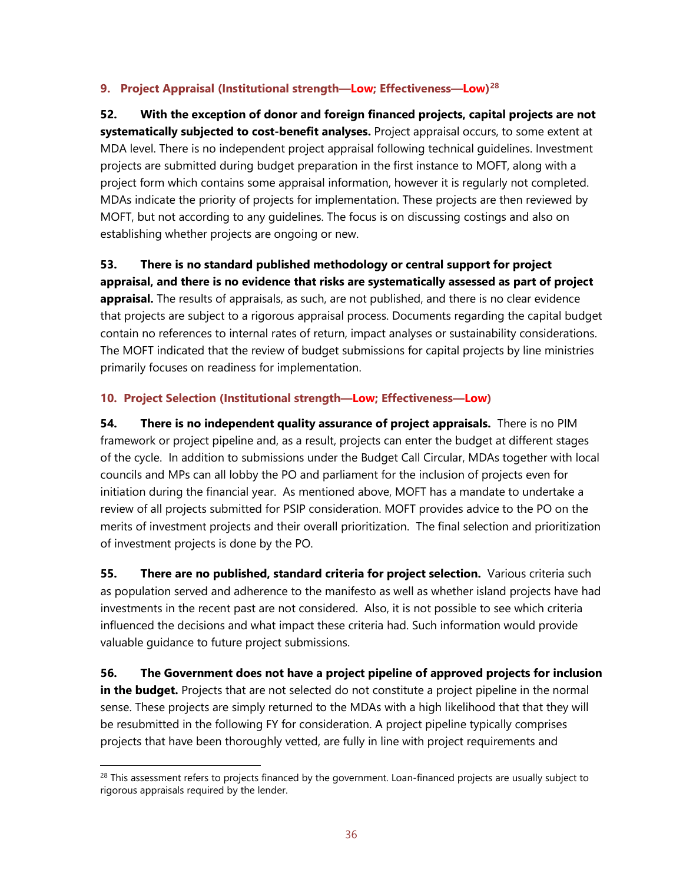### 9. Project Appraisal (Institutional strength—Low; Effectiveness—Low)[28]

**52. With the exception of donor and foreign financed projects, capital projects are not systematically subjected to cost-benefit analyses.** Project appraisal occurs, to some extent at MDA level. There is no independent project appraisal following technical guidelines. Investment projects are submitted during budget preparation in the first instance to MOFT, along with a project form which contains some appraisal information, however it is regularly not completed. MDAs indicate the priority of projects for implementation. These projects are then reviewed by MOFT, but not according to any guidelines. The focus is on discussing costings and also on establishing whether projects are ongoing or new.

**53. There is no standard published methodology or central support for project appraisal, and there is no evidence that risks are systematically assessed as part of project appraisal.** The results of appraisals, as such, are not published, and there is no clear evidence that projects are subject to a rigorous appraisal process. Documents regarding the capital budget contain no references to internal rates of return, impact analyses or sustainability considerations. The MOFT indicated that the review of budget submissions for capital projects by line ministries primarily focuses on readiness for implementation.

### 10. Project Selection (Institutional strength—Low; Effectiveness—Low)

**54. There is no independent quality assurance of project appraisals.** There is no PIM framework or project pipeline and, as a result, projects can enter the budget at different stages of the cycle. In addition to submissions under the Budget Call Circular, MDAs together with local councils and MPs can all lobby the PO and parliament for the inclusion of projects even for initiation during the financial year. As mentioned above, MOFT has a mandate to undertake a review of all projects submitted for PSIP consideration. MOFT provides advice to the PO on the merits of investment projects and their overall prioritization. The final selection and prioritization of investment projects is done by the PO.

**55. There are no published, standard criteria for project selection.** Various criteria such as population served and adherence to the manifesto as well as whether island projects have had investments in the recent past are not considered. Also, it is not possible to see which criteria influenced the decisions and what impact these criteria had. Such information would provide valuable guidance to future project submissions.

**56. The Government does not have a project pipeline of approved projects for inclusion in the budget.** Projects that are not selected do not constitute a project pipeline in the normal sense. These projects are simply returned to the MDAs with a high likelihood that that they will be resubmitted in the following FY for consideration. A project pipeline typically comprises projects that have been thoroughly vetted, are fully in line with project requirements and

[28] This assessment refers to projects financed by the government. Loan-financed projects are usually subject to rigorous appraisals required by the lender.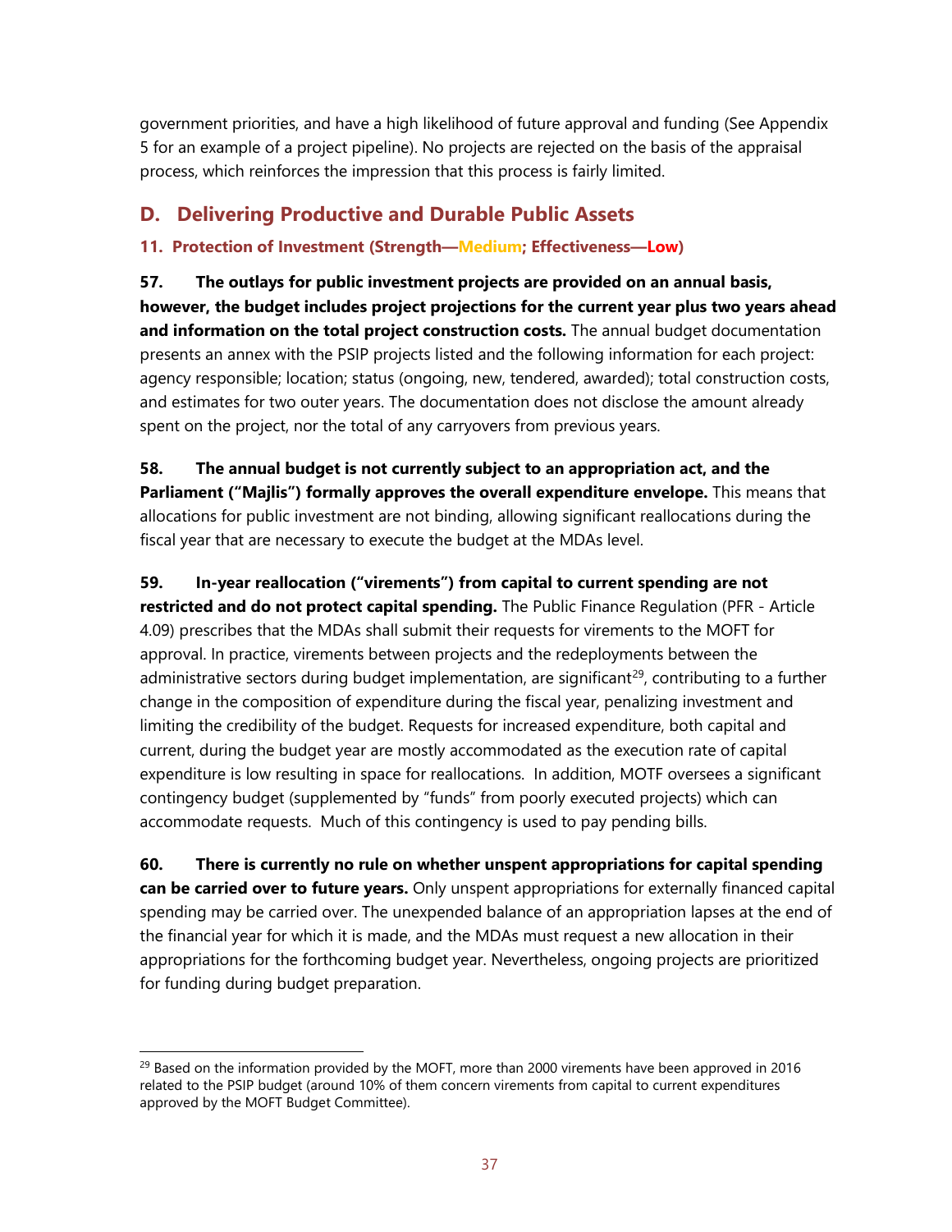government priorities, and have a high likelihood of future approval and funding (See Appendix 5 for an example of a project pipeline). No projects are rejected on the basis of the appraisal process, which reinforces the impression that this process is fairly limited.

## D. Delivering Productive and Durable Public Assets

### 11. Protection of Investment (Strength—Medium; Effectiveness—Low)

**57. The outlays for public investment projects are provided on an annual basis, however, the budget includes project projections for the current year plus two years ahead and information on the total project construction costs.** The annual budget documentation presents an annex with the PSIP projects listed and the following information for each project: agency responsible; location; status (ongoing, new, tendered, awarded); total construction costs, and estimates for two outer years. The documentation does not disclose the amount already spent on the project, nor the total of any carryovers from previous years.

**58. The annual budget is not currently subject to an appropriation act, and the Parliament ("Majlis") formally approves the overall expenditure envelope.** This means that allocations for public investment are not binding, allowing significant reallocations during the fiscal year that are necessary to execute the budget at the MDAs level.

**59. In-year reallocation ("virements") from capital to current spending are not restricted and do not protect capital spending.** The Public Finance Regulation (PFR - Article 4.09) prescribes that the MDAs shall submit their requests for virements to the MOFT for approval. In practice, virements between projects and the redeployments between the administrative sectors during budget implementation, are significant[29], contributing to a further change in the composition of expenditure during the fiscal year, penalizing investment and limiting the credibility of the budget. Requests for increased expenditure, both capital and current, during the budget year are mostly accommodated as the execution rate of capital expenditure is low resulting in space for reallocations. In addition, MOTF oversees a significant contingency budget (supplemented by "funds" from poorly executed projects) which can accommodate requests. Much of this contingency is used to pay pending bills.

**60. There is currently no rule on whether unspent appropriations for capital spending can be carried over to future years.** Only unspent appropriations for externally financed capital spending may be carried over. The unexpended balance of an appropriation lapses at the end of the financial year for which it is made, and the MDAs must request a new allocation in their appropriations for the forthcoming budget year. Nevertheless, ongoing projects are prioritized for funding during budget preparation.

[29] Based on the information provided by the MOFT, more than 2000 virements have been approved in 2016 related to the PSIP budget (around 10% of them concern virements from capital to current expenditures approved by the MOFT Budget Committee).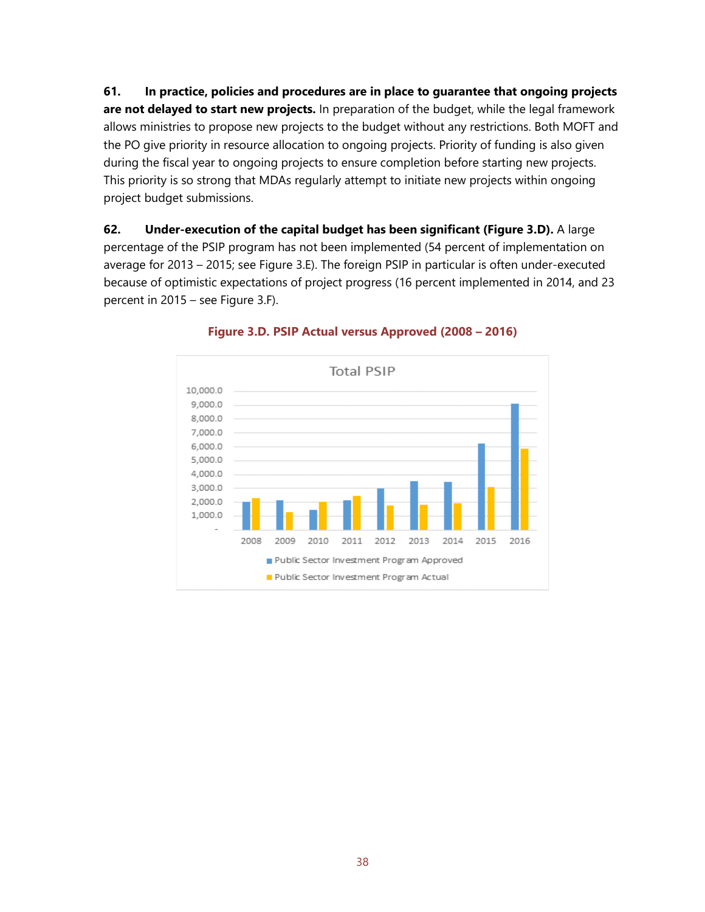**61. In practice, policies and procedures are in place to guarantee that ongoing projects are not delayed to start new projects.** In preparation of the budget, while the legal framework allows ministries to propose new projects to the budget without any restrictions. Both MOFT and the PO give priority in resource allocation to ongoing projects. Priority of funding is also given during the fiscal year to ongoing projects to ensure completion before starting new projects. This priority is so strong that MDAs regularly attempt to initiate new projects within ongoing project budget submissions.

**62. Under-execution of the capital budget has been significant (Figure 3.D).** A large percentage of the PSIP program has not been implemented (54 percent of implementation on average for 2013 – 2015; see Figure 3.E). The foreign PSIP in particular is often under-executed because of optimistic expectations of project progress (16 percent implemented in 2014, and 23 percent in 2015 – see Figure 3.F).

**Figure 3.D. PSIP Actual versus Approved (2008 – 2016)**

Total PSIP

[Bar chart: Public Sector Investment Program Approved vs. Public Sector Investment Program Actual, 2008–2016; y-axis from - to 10,000.0]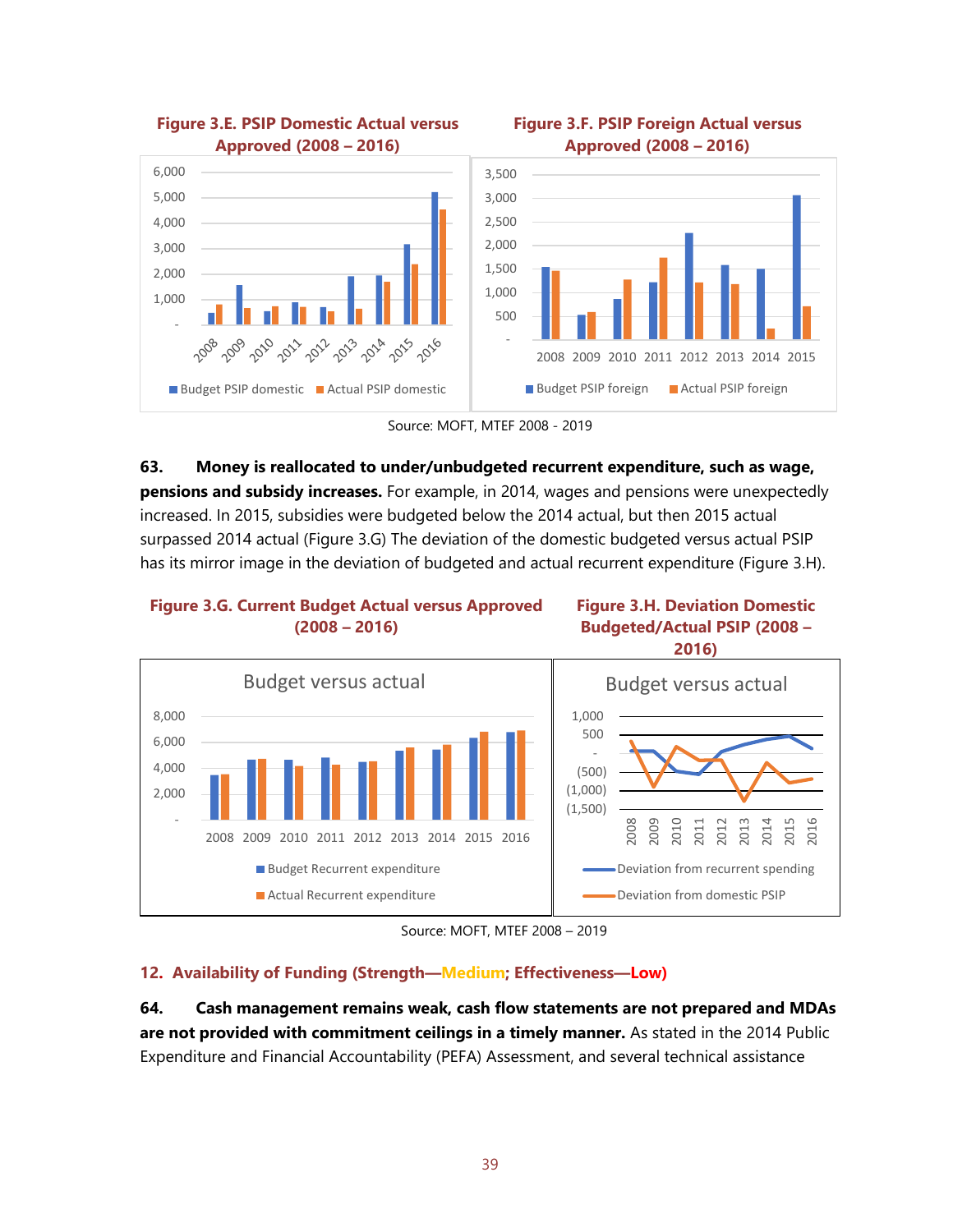**Figure 3.E. PSIP Domestic Actual versus Approved (2008 – 2016)**

**Figure 3.F. PSIP Foreign Actual versus Approved (2008 – 2016)**

Source: MOFT, MTEF 2008 - 2019

63. **Money is reallocated to under/unbudgeted recurrent expenditure, such as wage, pensions and subsidy increases.** For example, in 2014, wages and pensions were unexpectedly increased. In 2015, subsidies were budgeted below the 2014 actual, but then 2015 actual surpassed 2014 actual (Figure 3.G) The deviation of the domestic budgeted versus actual PSIP has its mirror image in the deviation of budgeted and actual recurrent expenditure (Figure 3.H).

**Figure 3.G. Current Budget Actual versus Approved (2008 – 2016)**

**Figure 3.H. Deviation Domestic Budgeted/Actual PSIP (2008 – 2016)**

Source: MOFT, MTEF 2008 – 2019

### 12. Availability of Funding (Strength—Medium; Effectiveness—Low)

64. **Cash management remains weak, cash flow statements are not prepared and MDAs are not provided with commitment ceilings in a timely manner.** As stated in the 2014 Public Expenditure and Financial Accountability (PEFA) Assessment, and several technical assistance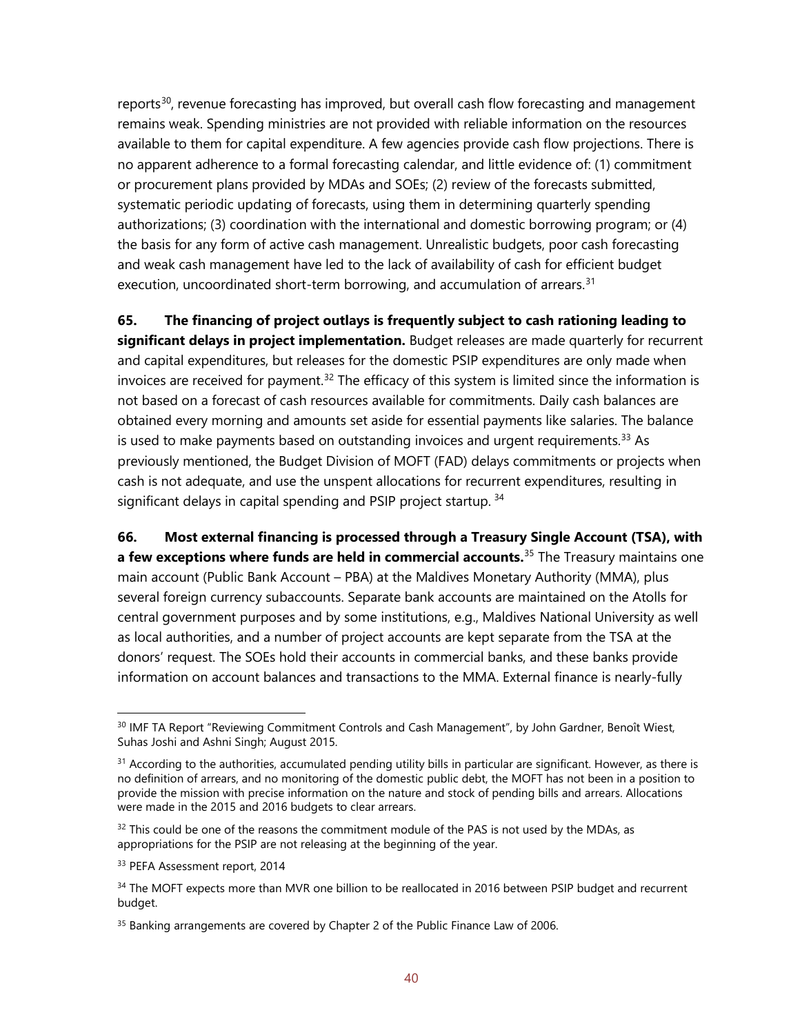reports[30], revenue forecasting has improved, but overall cash flow forecasting and management remains weak. Spending ministries are not provided with reliable information on the resources available to them for capital expenditure. A few agencies provide cash flow projections. There is no apparent adherence to a formal forecasting calendar, and little evidence of: (1) commitment or procurement plans provided by MDAs and SOEs; (2) review of the forecasts submitted, systematic periodic updating of forecasts, using them in determining quarterly spending authorizations; (3) coordination with the international and domestic borrowing program; or (4) the basis for any form of active cash management. Unrealistic budgets, poor cash forecasting and weak cash management have led to the lack of availability of cash for efficient budget execution, uncoordinated short-term borrowing, and accumulation of arrears.[31]

**65. The financing of project outlays is frequently subject to cash rationing leading to significant delays in project implementation.** Budget releases are made quarterly for recurrent and capital expenditures, but releases for the domestic PSIP expenditures are only made when invoices are received for payment.[32] The efficacy of this system is limited since the information is not based on a forecast of cash resources available for commitments. Daily cash balances are obtained every morning and amounts set aside for essential payments like salaries. The balance is used to make payments based on outstanding invoices and urgent requirements.[33] As previously mentioned, the Budget Division of MOFT (FAD) delays commitments or projects when cash is not adequate, and use the unspent allocations for recurrent expenditures, resulting in significant delays in capital spending and PSIP project startup.[34]

**66. Most external financing is processed through a Treasury Single Account (TSA), with a few exceptions where funds are held in commercial accounts.**[35] The Treasury maintains one main account (Public Bank Account – PBA) at the Maldives Monetary Authority (MMA), plus several foreign currency subaccounts. Separate bank accounts are maintained on the Atolls for central government purposes and by some institutions, e.g., Maldives National University as well as local authorities, and a number of project accounts are kept separate from the TSA at the donors' request. The SOEs hold their accounts in commercial banks, and these banks provide information on account balances and transactions to the MMA. External finance is nearly-fully

---

[30] IMF TA Report "Reviewing Commitment Controls and Cash Management", by John Gardner, Benoît Wiest, Suhas Joshi and Ashni Singh; August 2015.

[31] According to the authorities, accumulated pending utility bills in particular are significant. However, as there is no definition of arrears, and no monitoring of the domestic public debt, the MOFT has not been in a position to provide the mission with precise information on the nature and stock of pending bills and arrears. Allocations were made in the 2015 and 2016 budgets to clear arrears.

[32] This could be one of the reasons the commitment module of the PAS is not used by the MDAs, as appropriations for the PSIP are not releasing at the beginning of the year.

[33] PEFA Assessment report, 2014

[34] The MOFT expects more than MVR one billion to be reallocated in 2016 between PSIP budget and recurrent budget.

[35] Banking arrangements are covered by Chapter 2 of the Public Finance Law of 2006.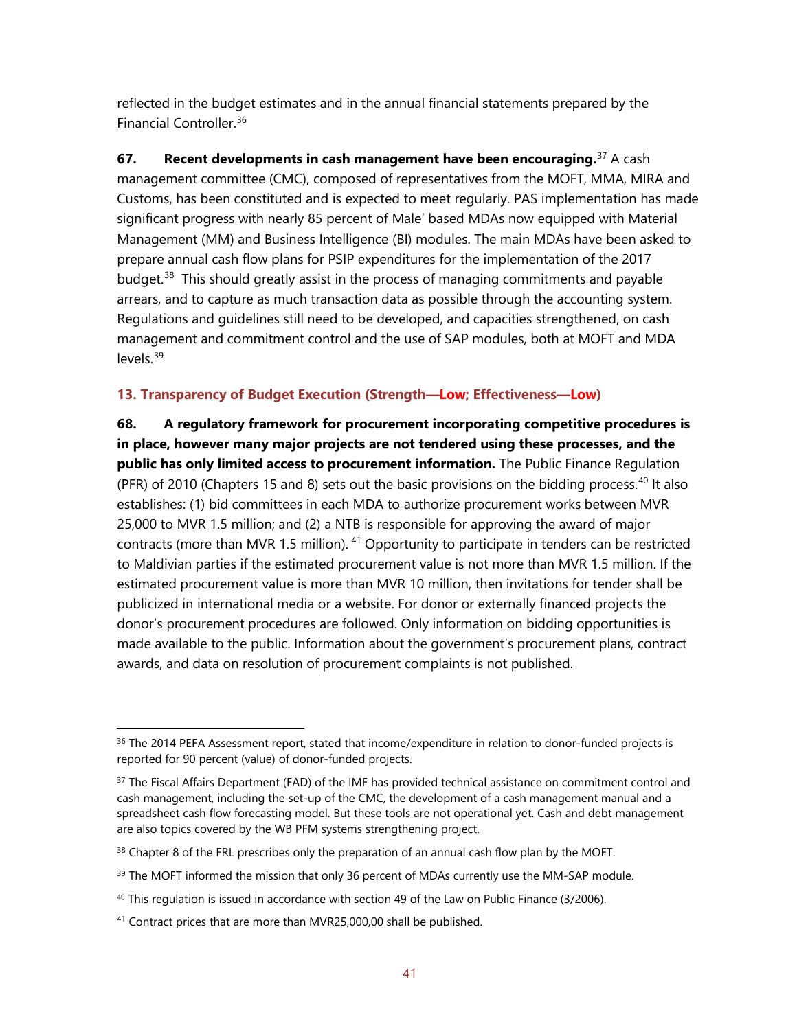reflected in the budget estimates and in the annual financial statements prepared by the Financial Controller.[36]

**67. Recent developments in cash management have been encouraging.**[37] A cash management committee (CMC), composed of representatives from the MOFT, MMA, MIRA and Customs, has been constituted and is expected to meet regularly. PAS implementation has made significant progress with nearly 85 percent of Male' based MDAs now equipped with Material Management (MM) and Business Intelligence (BI) modules. The main MDAs have been asked to prepare annual cash flow plans for PSIP expenditures for the implementation of the 2017 budget.[38] This should greatly assist in the process of managing commitments and payable arrears, and to capture as much transaction data as possible through the accounting system. Regulations and guidelines still need to be developed, and capacities strengthened, on cash management and commitment control and the use of SAP modules, both at MOFT and MDA levels.[39]

### 13. Transparency of Budget Execution (Strength—Low; Effectiveness—Low)

**68. A regulatory framework for procurement incorporating competitive procedures is in place, however many major projects are not tendered using these processes, and the public has only limited access to procurement information.** The Public Finance Regulation (PFR) of 2010 (Chapters 15 and 8) sets out the basic provisions on the bidding process.[40] It also establishes: (1) bid committees in each MDA to authorize procurement works between MVR 25,000 to MVR 1.5 million; and (2) a NTB is responsible for approving the award of major contracts (more than MVR 1.5 million).[41] Opportunity to participate in tenders can be restricted to Maldivian parties if the estimated procurement value is not more than MVR 1.5 million. If the estimated procurement value is more than MVR 10 million, then invitations for tender shall be publicized in international media or a website. For donor or externally financed projects the donor's procurement procedures are followed. Only information on bidding opportunities is made available to the public. Information about the government's procurement plans, contract awards, and data on resolution of procurement complaints is not published.

---

[36] The 2014 PEFA Assessment report, stated that income/expenditure in relation to donor-funded projects is reported for 90 percent (value) of donor-funded projects.

[37] The Fiscal Affairs Department (FAD) of the IMF has provided technical assistance on commitment control and cash management, including the set-up of the CMC, the development of a cash management manual and a spreadsheet cash flow forecasting model. But these tools are not operational yet. Cash and debt management are also topics covered by the WB PFM systems strengthening project.

[38] Chapter 8 of the FRL prescribes only the preparation of an annual cash flow plan by the MOFT.

[39] The MOFT informed the mission that only 36 percent of MDAs currently use the MM-SAP module.

[40] This regulation is issued in accordance with section 49 of the Law on Public Finance (3/2006).

[41] Contract prices that are more than MVR25,000,00 shall be published.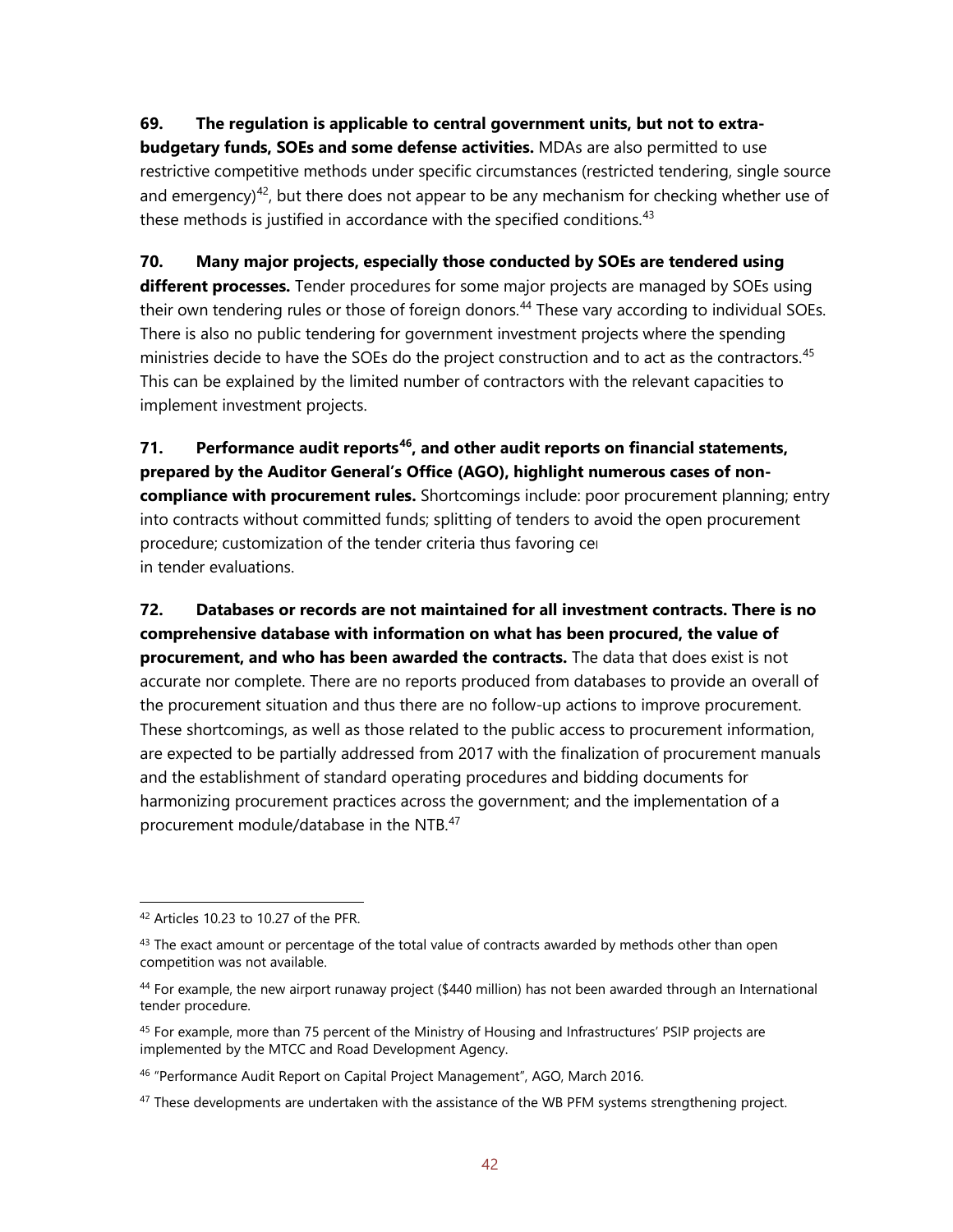**69. The regulation is applicable to central government units, but not to extra-budgetary funds, SOEs and some defense activities.** MDAs are also permitted to use restrictive competitive methods under specific circumstances (restricted tendering, single source and emergency)[42], but there does not appear to be any mechanism for checking whether use of these methods is justified in accordance with the specified conditions.[43]

**70. Many major projects, especially those conducted by SOEs are tendered using different processes.** Tender procedures for some major projects are managed by SOEs using their own tendering rules or those of foreign donors.[44] These vary according to individual SOEs. There is also no public tendering for government investment projects where the spending ministries decide to have the SOEs do the project construction and to act as the contractors.[45] This can be explained by the limited number of contractors with the relevant capacities to implement investment projects.

**71. Performance audit reports[46], and other audit reports on financial statements, prepared by the Auditor General's Office (AGO), highlight numerous cases of non-compliance with procurement rules.** Shortcomings include: poor procurement planning; entry into contracts without committed funds; splitting of tenders to avoid the open procurement procedure; customization of the tender criteria thus favoring cer in tender evaluations.

**72. Databases or records are not maintained for all investment contracts. There is no comprehensive database with information on what has been procured, the value of procurement, and who has been awarded the contracts.** The data that does exist is not accurate nor complete. There are no reports produced from databases to provide an overall of the procurement situation and thus there are no follow-up actions to improve procurement. These shortcomings, as well as those related to the public access to procurement information, are expected to be partially addressed from 2017 with the finalization of procurement manuals and the establishment of standard operating procedures and bidding documents for harmonizing procurement practices across the government; and the implementation of a procurement module/database in the NTB.[47]

---

[42] Articles 10.23 to 10.27 of the PFR.

[43] The exact amount or percentage of the total value of contracts awarded by methods other than open competition was not available.

[44] For example, the new airport runaway project ($440 million) has not been awarded through an International tender procedure.

[45] For example, more than 75 percent of the Ministry of Housing and Infrastructures' PSIP projects are implemented by the MTCC and Road Development Agency.

[46] "Performance Audit Report on Capital Project Management", AGO, March 2016.

[47] These developments are undertaken with the assistance of the WB PFM systems strengthening project.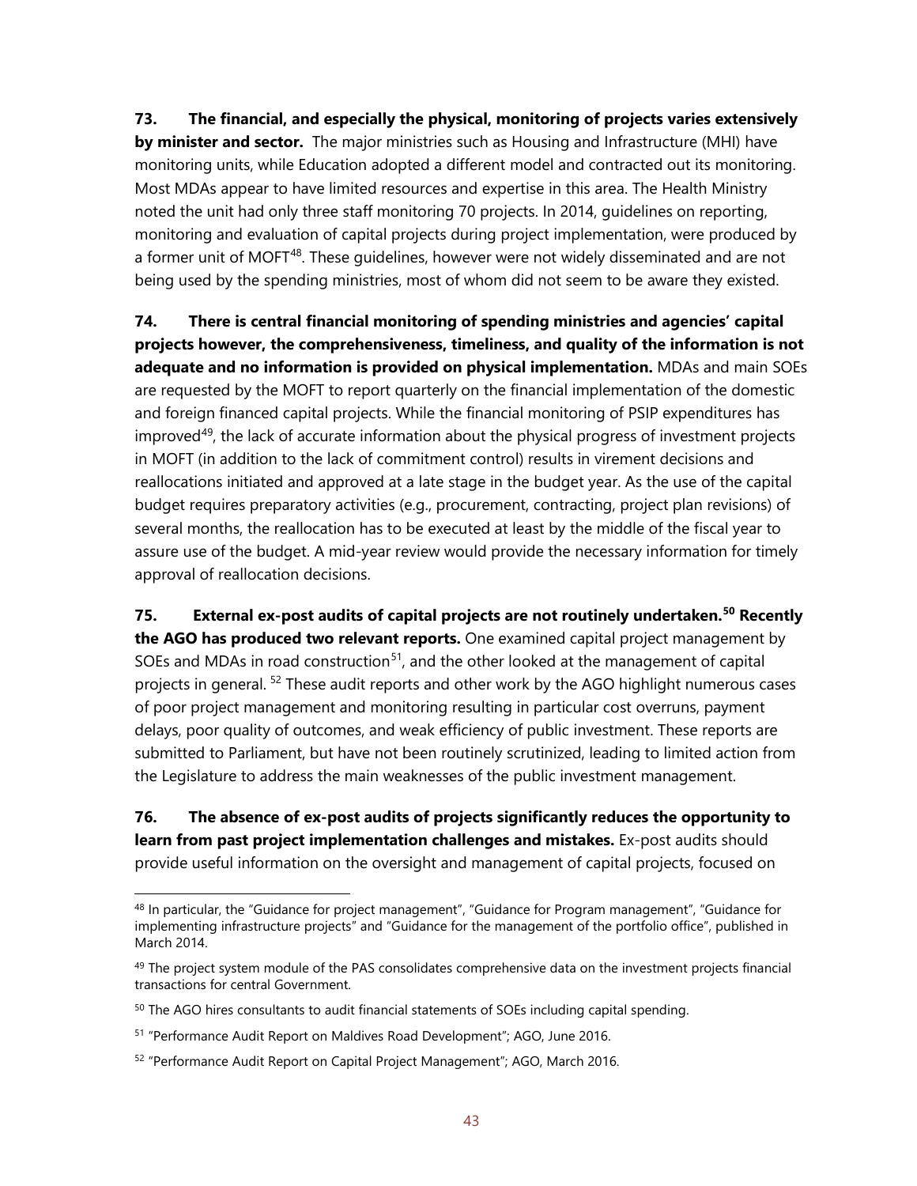**73. The financial, and especially the physical, monitoring of projects varies extensively by minister and sector.** The major ministries such as Housing and Infrastructure (MHI) have monitoring units, while Education adopted a different model and contracted out its monitoring. Most MDAs appear to have limited resources and expertise in this area. The Health Ministry noted the unit had only three staff monitoring 70 projects. In 2014, guidelines on reporting, monitoring and evaluation of capital projects during project implementation, were produced by a former unit of MOFT[48]. These guidelines, however were not widely disseminated and are not being used by the spending ministries, most of whom did not seem to be aware they existed.

**74. There is central financial monitoring of spending ministries and agencies' capital projects however, the comprehensiveness, timeliness, and quality of the information is not adequate and no information is provided on physical implementation.** MDAs and main SOEs are requested by the MOFT to report quarterly on the financial implementation of the domestic and foreign financed capital projects. While the financial monitoring of PSIP expenditures has improved[49], the lack of accurate information about the physical progress of investment projects in MOFT (in addition to the lack of commitment control) results in virement decisions and reallocations initiated and approved at a late stage in the budget year. As the use of the capital budget requires preparatory activities (e.g., procurement, contracting, project plan revisions) of several months, the reallocation has to be executed at least by the middle of the fiscal year to assure use of the budget. A mid-year review would provide the necessary information for timely approval of reallocation decisions.

**75. External ex-post audits of capital projects are not routinely undertaken.[50] Recently the AGO has produced two relevant reports.** One examined capital project management by SOEs and MDAs in road construction[51], and the other looked at the management of capital projects in general. [52] These audit reports and other work by the AGO highlight numerous cases of poor project management and monitoring resulting in particular cost overruns, payment delays, poor quality of outcomes, and weak efficiency of public investment. These reports are submitted to Parliament, but have not been routinely scrutinized, leading to limited action from the Legislature to address the main weaknesses of the public investment management.

**76. The absence of ex-post audits of projects significantly reduces the opportunity to learn from past project implementation challenges and mistakes.** Ex-post audits should provide useful information on the oversight and management of capital projects, focused on

---

[48] In particular, the "Guidance for project management", "Guidance for Program management", "Guidance for implementing infrastructure projects" and "Guidance for the management of the portfolio office", published in March 2014.

[49] The project system module of the PAS consolidates comprehensive data on the investment projects financial transactions for central Government.

[50] The AGO hires consultants to audit financial statements of SOEs including capital spending.

[51] "Performance Audit Report on Maldives Road Development"; AGO, June 2016.

[52] "Performance Audit Report on Capital Project Management"; AGO, March 2016.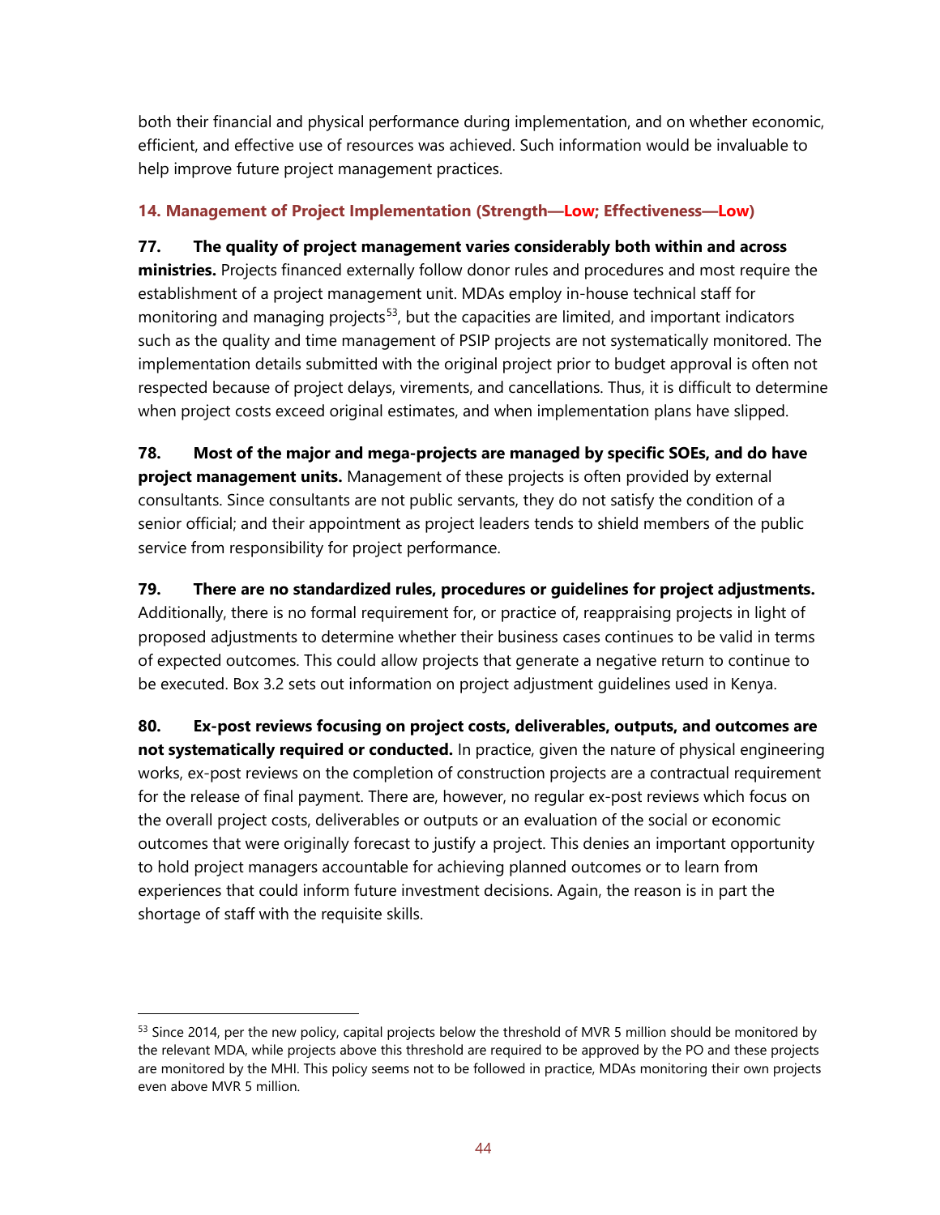both their financial and physical performance during implementation, and on whether economic, efficient, and effective use of resources was achieved. Such information would be invaluable to help improve future project management practices.

### 14. Management of Project Implementation (Strength—Low; Effectiveness—Low)

**77. The quality of project management varies considerably both within and across ministries.** Projects financed externally follow donor rules and procedures and most require the establishment of a project management unit. MDAs employ in-house technical staff for monitoring and managing projects[53], but the capacities are limited, and important indicators such as the quality and time management of PSIP projects are not systematically monitored. The implementation details submitted with the original project prior to budget approval is often not respected because of project delays, virements, and cancellations. Thus, it is difficult to determine when project costs exceed original estimates, and when implementation plans have slipped.

**78. Most of the major and mega-projects are managed by specific SOEs, and do have project management units.** Management of these projects is often provided by external consultants. Since consultants are not public servants, they do not satisfy the condition of a senior official; and their appointment as project leaders tends to shield members of the public service from responsibility for project performance.

**79. There are no standardized rules, procedures or guidelines for project adjustments.** Additionally, there is no formal requirement for, or practice of, reappraising projects in light of proposed adjustments to determine whether their business cases continues to be valid in terms of expected outcomes. This could allow projects that generate a negative return to continue to be executed. Box 3.2 sets out information on project adjustment guidelines used in Kenya.

**80. Ex-post reviews focusing on project costs, deliverables, outputs, and outcomes are not systematically required or conducted.** In practice, given the nature of physical engineering works, ex-post reviews on the completion of construction projects are a contractual requirement for the release of final payment. There are, however, no regular ex-post reviews which focus on the overall project costs, deliverables or outputs or an evaluation of the social or economic outcomes that were originally forecast to justify a project. This denies an important opportunity to hold project managers accountable for achieving planned outcomes or to learn from experiences that could inform future investment decisions. Again, the reason is in part the shortage of staff with the requisite skills.

---

[53] Since 2014, per the new policy, capital projects below the threshold of MVR 5 million should be monitored by the relevant MDA, while projects above this threshold are required to be approved by the PO and these projects are monitored by the MHI. This policy seems not to be followed in practice, MDAs monitoring their own projects even above MVR 5 million.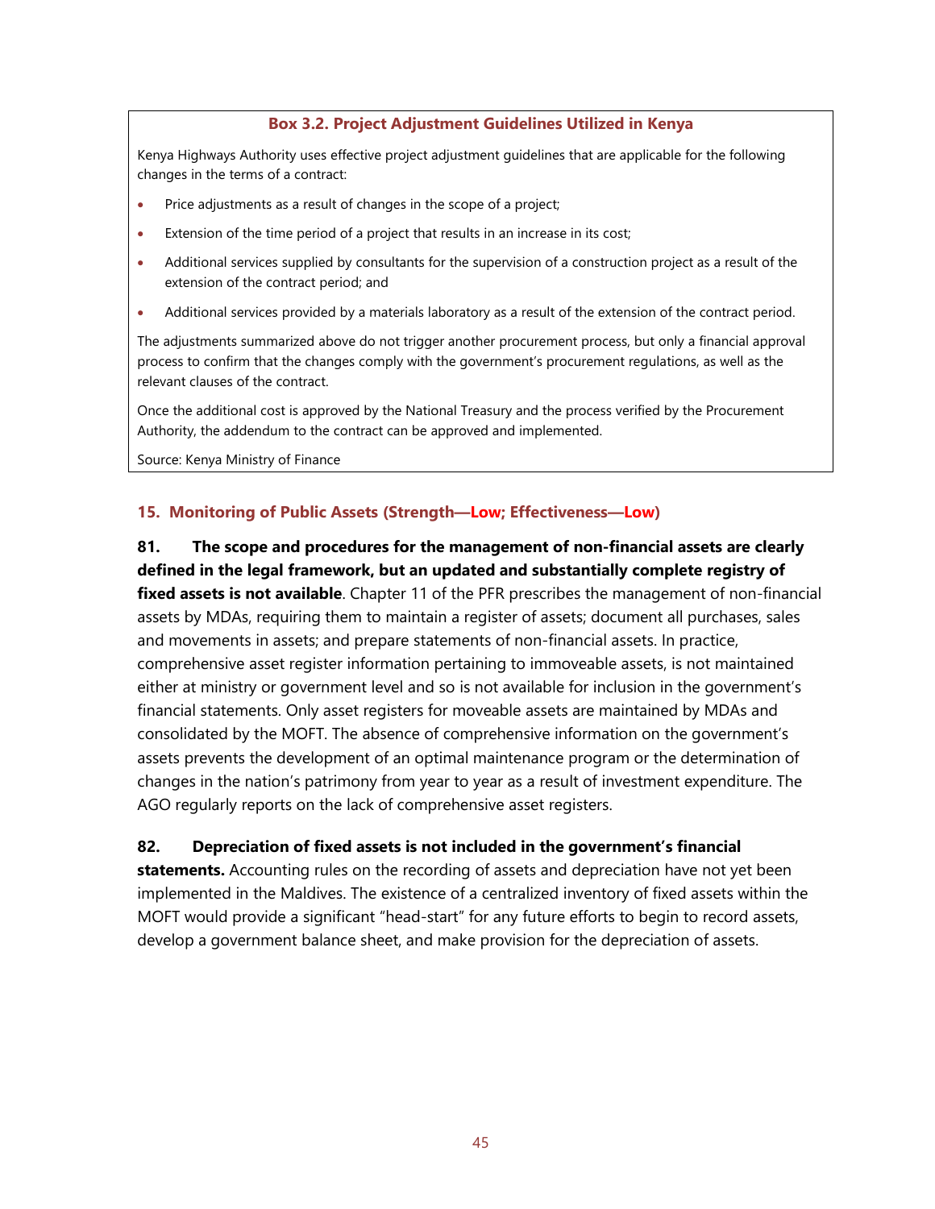**Box 3.2. Project Adjustment Guidelines Utilized in Kenya**

Kenya Highways Authority uses effective project adjustment guidelines that are applicable for the following changes in the terms of a contract:

- Price adjustments as a result of changes in the scope of a project;
- Extension of the time period of a project that results in an increase in its cost;
- Additional services supplied by consultants for the supervision of a construction project as a result of the extension of the contract period; and
- Additional services provided by a materials laboratory as a result of the extension of the contract period.

The adjustments summarized above do not trigger another procurement process, but only a financial approval process to confirm that the changes comply with the government's procurement regulations, as well as the relevant clauses of the contract.

Once the additional cost is approved by the National Treasury and the process verified by the Procurement Authority, the addendum to the contract can be approved and implemented.

Source: Kenya Ministry of Finance

### 15. Monitoring of Public Assets (Strength—Low; Effectiveness—Low)

**81. The scope and procedures for the management of non-financial assets are clearly defined in the legal framework, but an updated and substantially complete registry of fixed assets is not available**. Chapter 11 of the PFR prescribes the management of non-financial assets by MDAs, requiring them to maintain a register of assets; document all purchases, sales and movements in assets; and prepare statements of non-financial assets. In practice, comprehensive asset register information pertaining to immoveable assets, is not maintained either at ministry or government level and so is not available for inclusion in the government's financial statements. Only asset registers for moveable assets are maintained by MDAs and consolidated by the MOFT. The absence of comprehensive information on the government's assets prevents the development of an optimal maintenance program or the determination of changes in the nation's patrimony from year to year as a result of investment expenditure. The AGO regularly reports on the lack of comprehensive asset registers.

**82. Depreciation of fixed assets is not included in the government's financial statements.** Accounting rules on the recording of assets and depreciation have not yet been implemented in the Maldives. The existence of a centralized inventory of fixed assets within the MOFT would provide a significant "head-start" for any future efforts to begin to record assets, develop a government balance sheet, and make provision for the depreciation of assets.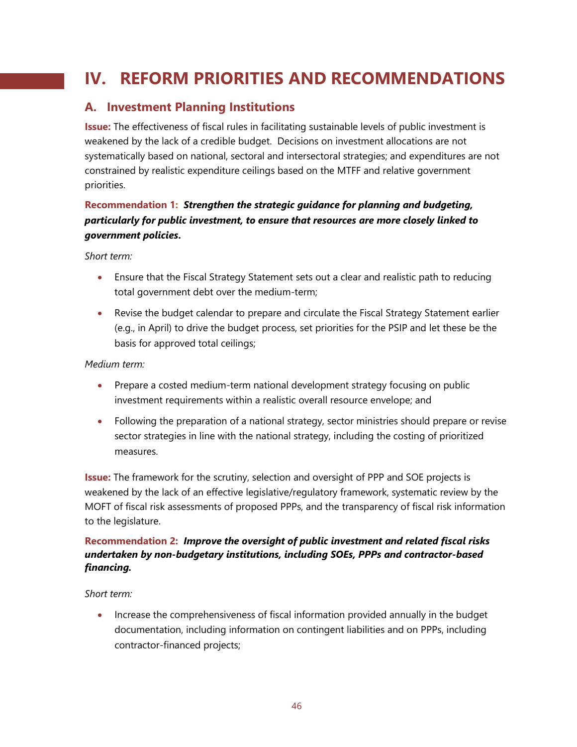# IV. REFORM PRIORITIES AND RECOMMENDATIONS

## A. Investment Planning Institutions

**Issue:** The effectiveness of fiscal rules in facilitating sustainable levels of public investment is weakened by the lack of a credible budget. Decisions on investment allocations are not systematically based on national, sectoral and intersectoral strategies; and expenditures are not constrained by realistic expenditure ceilings based on the MTFF and relative government priorities.

**Recommendation 1:** ***Strengthen the strategic guidance for planning and budgeting, particularly for public investment, to ensure that resources are more closely linked to government policies.***

*Short term:*

- Ensure that the Fiscal Strategy Statement sets out a clear and realistic path to reducing total government debt over the medium-term;
- Revise the budget calendar to prepare and circulate the Fiscal Strategy Statement earlier (e.g., in April) to drive the budget process, set priorities for the PSIP and let these be the basis for approved total ceilings;

*Medium term:*

- Prepare a costed medium-term national development strategy focusing on public investment requirements within a realistic overall resource envelope; and
- Following the preparation of a national strategy, sector ministries should prepare or revise sector strategies in line with the national strategy, including the costing of prioritized measures.

**Issue:** The framework for the scrutiny, selection and oversight of PPP and SOE projects is weakened by the lack of an effective legislative/regulatory framework, systematic review by the MOFT of fiscal risk assessments of proposed PPPs, and the transparency of fiscal risk information to the legislature.

**Recommendation 2:** ***Improve the oversight of public investment and related fiscal risks undertaken by non-budgetary institutions, including SOEs, PPPs and contractor-based financing.***

*Short term:*

- Increase the comprehensiveness of fiscal information provided annually in the budget documentation, including information on contingent liabilities and on PPPs, including contractor-financed projects;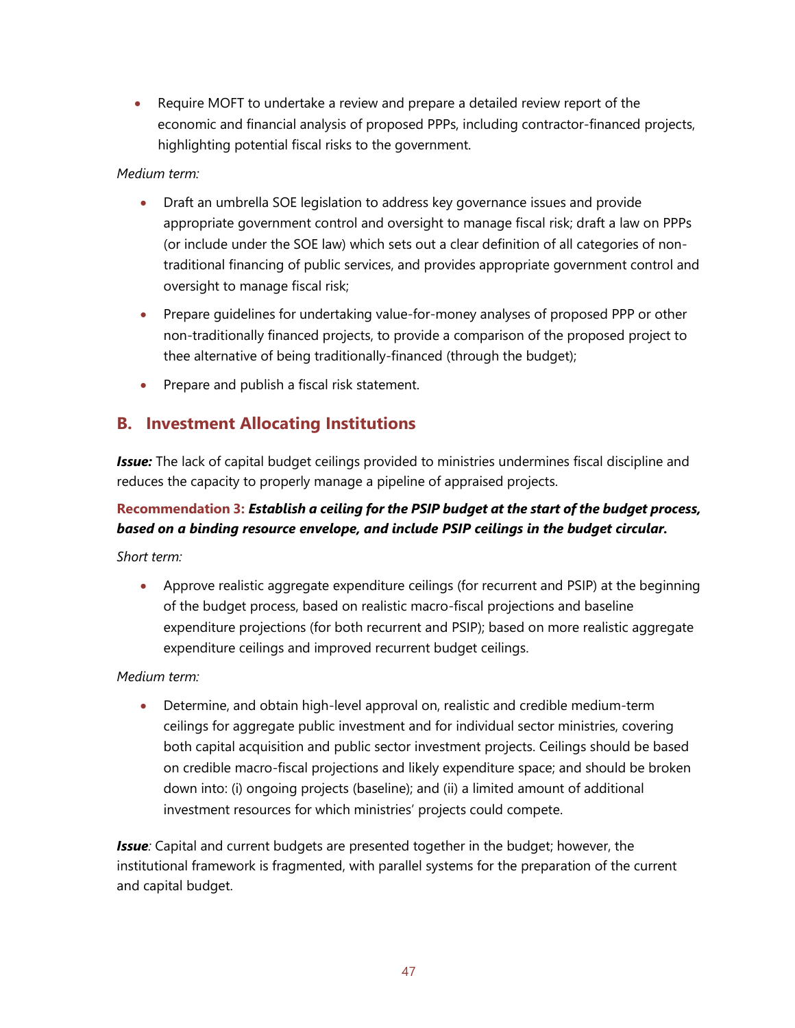- Require MOFT to undertake a review and prepare a detailed review report of the economic and financial analysis of proposed PPPs, including contractor-financed projects, highlighting potential fiscal risks to the government.

*Medium term:*

- Draft an umbrella SOE legislation to address key governance issues and provide appropriate government control and oversight to manage fiscal risk; draft a law on PPPs (or include under the SOE law) which sets out a clear definition of all categories of non-traditional financing of public services, and provides appropriate government control and oversight to manage fiscal risk;
- Prepare guidelines for undertaking value-for-money analyses of proposed PPP or other non-traditionally financed projects, to provide a comparison of the proposed project to thee alternative of being traditionally-financed (through the budget);
- Prepare and publish a fiscal risk statement.

## B. Investment Allocating Institutions

***Issue:*** The lack of capital budget ceilings provided to ministries undermines fiscal discipline and reduces the capacity to properly manage a pipeline of appraised projects.

**Recommendation 3:** ***Establish a ceiling for the PSIP budget at the start of the budget process, based on a binding resource envelope, and include PSIP ceilings in the budget circular.***

*Short term:*

- Approve realistic aggregate expenditure ceilings (for recurrent and PSIP) at the beginning of the budget process, based on realistic macro-fiscal projections and baseline expenditure projections (for both recurrent and PSIP); based on more realistic aggregate expenditure ceilings and improved recurrent budget ceilings.

*Medium term:*

- Determine, and obtain high-level approval on, realistic and credible medium-term ceilings for aggregate public investment and for individual sector ministries, covering both capital acquisition and public sector investment projects. Ceilings should be based on credible macro-fiscal projections and likely expenditure space; and should be broken down into: (i) ongoing projects (baseline); and (ii) a limited amount of additional investment resources for which ministries' projects could compete.

***Issue****:* Capital and current budgets are presented together in the budget; however, the institutional framework is fragmented, with parallel systems for the preparation of the current and capital budget.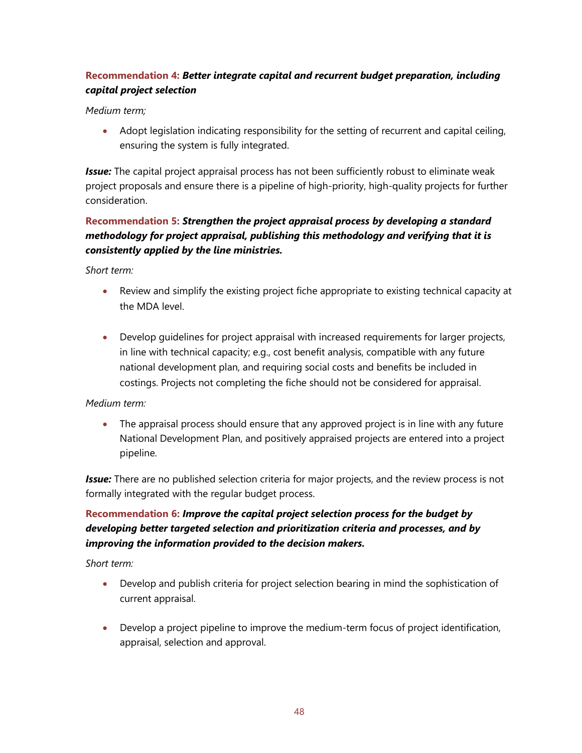**Recommendation 4:** ***Better integrate capital and recurrent budget preparation, including capital project selection***

*Medium term;*

- Adopt legislation indicating responsibility for the setting of recurrent and capital ceiling, ensuring the system is fully integrated.

***Issue:*** The capital project appraisal process has not been sufficiently robust to eliminate weak project proposals and ensure there is a pipeline of high-priority, high-quality projects for further consideration.

**Recommendation 5:** ***Strengthen the project appraisal process by developing a standard methodology for project appraisal, publishing this methodology and verifying that it is consistently applied by the line ministries.***

*Short term:*

- Review and simplify the existing project fiche appropriate to existing technical capacity at the MDA level.

- Develop guidelines for project appraisal with increased requirements for larger projects, in line with technical capacity; e.g., cost benefit analysis, compatible with any future national development plan, and requiring social costs and benefits be included in costings. Projects not completing the fiche should not be considered for appraisal.

*Medium term:*

- The appraisal process should ensure that any approved project is in line with any future National Development Plan, and positively appraised projects are entered into a project pipeline.

***Issue:*** There are no published selection criteria for major projects, and the review process is not formally integrated with the regular budget process.

**Recommendation 6:** ***Improve the capital project selection process for the budget by developing better targeted selection and prioritization criteria and processes, and by improving the information provided to the decision makers.***

*Short term:*

- Develop and publish criteria for project selection bearing in mind the sophistication of current appraisal.

- Develop a project pipeline to improve the medium-term focus of project identification, appraisal, selection and approval.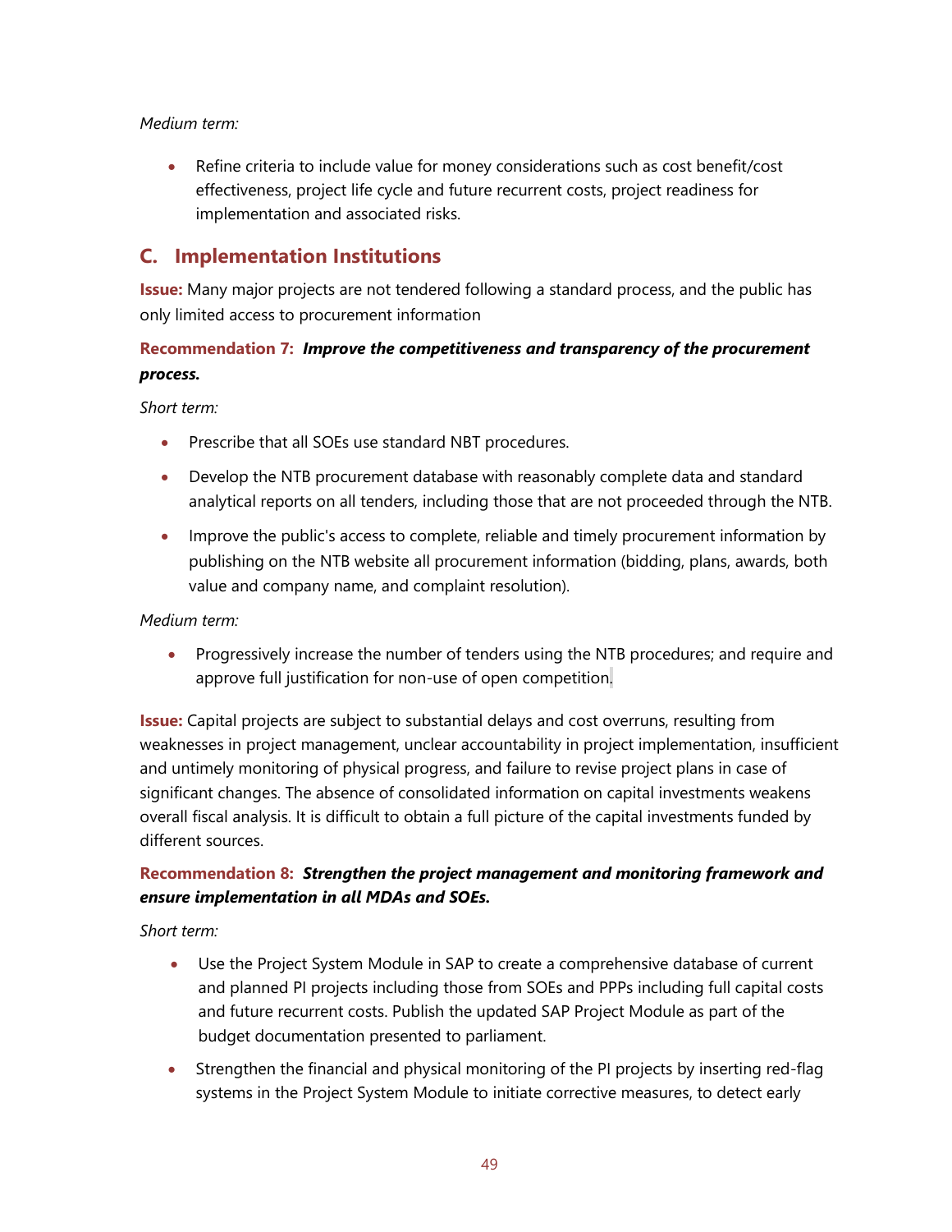*Medium term:*

- Refine criteria to include value for money considerations such as cost benefit/cost effectiveness, project life cycle and future recurrent costs, project readiness for implementation and associated risks.

## C. Implementation Institutions

**Issue:** Many major projects are not tendered following a standard process, and the public has only limited access to procurement information

**Recommendation 7:** ***Improve the competitiveness and transparency of the procurement process.***

*Short term:*

- Prescribe that all SOEs use standard NBT procedures.
- Develop the NTB procurement database with reasonably complete data and standard analytical reports on all tenders, including those that are not proceeded through the NTB.
- Improve the public's access to complete, reliable and timely procurement information by publishing on the NTB website all procurement information (bidding, plans, awards, both value and company name, and complaint resolution).

*Medium term:*

- Progressively increase the number of tenders using the NTB procedures; and require and approve full justification for non-use of open competition.

**Issue:** Capital projects are subject to substantial delays and cost overruns, resulting from weaknesses in project management, unclear accountability in project implementation, insufficient and untimely monitoring of physical progress, and failure to revise project plans in case of significant changes. The absence of consolidated information on capital investments weakens overall fiscal analysis. It is difficult to obtain a full picture of the capital investments funded by different sources.

**Recommendation 8:** ***Strengthen the project management and monitoring framework and ensure implementation in all MDAs and SOEs.***

*Short term:*

- Use the Project System Module in SAP to create a comprehensive database of current and planned PI projects including those from SOEs and PPPs including full capital costs and future recurrent costs. Publish the updated SAP Project Module as part of the budget documentation presented to parliament.
- Strengthen the financial and physical monitoring of the PI projects by inserting red-flag systems in the Project System Module to initiate corrective measures, to detect early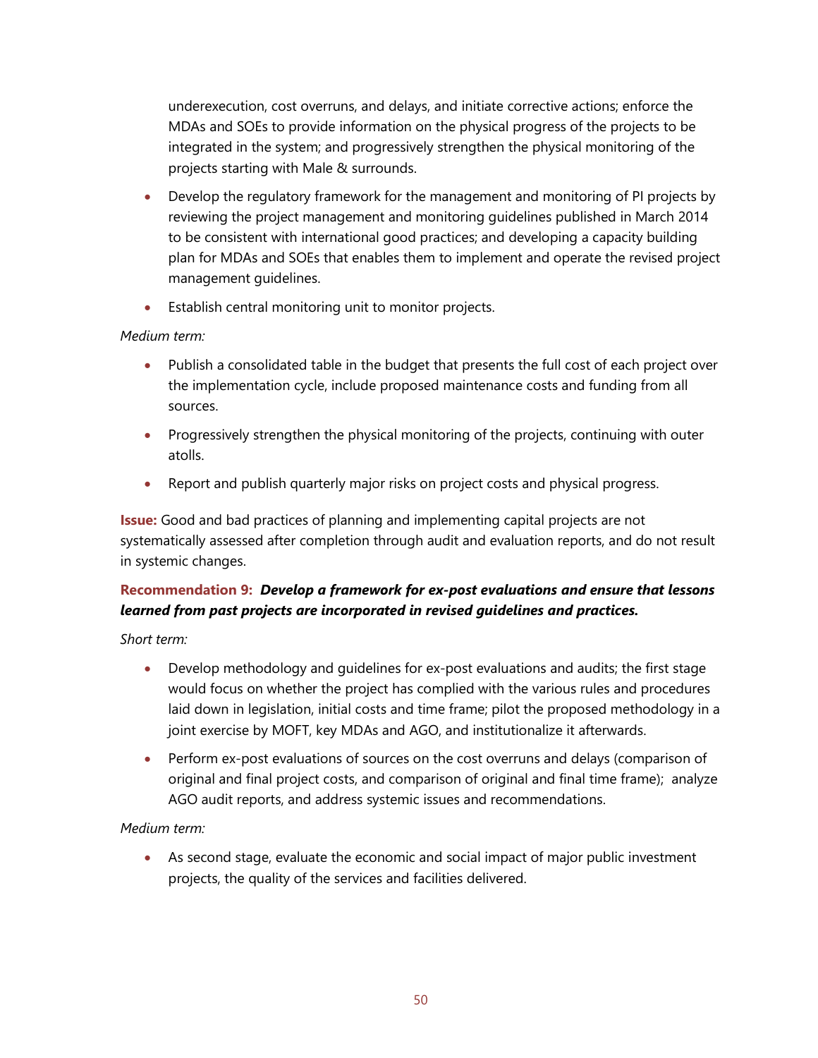underexecution, cost overruns, and delays, and initiate corrective actions; enforce the MDAs and SOEs to provide information on the physical progress of the projects to be integrated in the system; and progressively strengthen the physical monitoring of the projects starting with Male & surrounds.

- Develop the regulatory framework for the management and monitoring of PI projects by reviewing the project management and monitoring guidelines published in March 2014 to be consistent with international good practices; and developing a capacity building plan for MDAs and SOEs that enables them to implement and operate the revised project management guidelines.
- Establish central monitoring unit to monitor projects.

*Medium term:*

- Publish a consolidated table in the budget that presents the full cost of each project over the implementation cycle, include proposed maintenance costs and funding from all sources.
- Progressively strengthen the physical monitoring of the projects, continuing with outer atolls.
- Report and publish quarterly major risks on project costs and physical progress.

**Issue:** Good and bad practices of planning and implementing capital projects are not systematically assessed after completion through audit and evaluation reports, and do not result in systemic changes.

**Recommendation 9:** ***Develop a framework for ex-post evaluations and ensure that lessons learned from past projects are incorporated in revised guidelines and practices.***

*Short term:*

- Develop methodology and guidelines for ex-post evaluations and audits; the first stage would focus on whether the project has complied with the various rules and procedures laid down in legislation, initial costs and time frame; pilot the proposed methodology in a joint exercise by MOFT, key MDAs and AGO, and institutionalize it afterwards.
- Perform ex-post evaluations of sources on the cost overruns and delays (comparison of original and final project costs, and comparison of original and final time frame); analyze AGO audit reports, and address systemic issues and recommendations.

*Medium term:*

- As second stage, evaluate the economic and social impact of major public investment projects, the quality of the services and facilities delivered.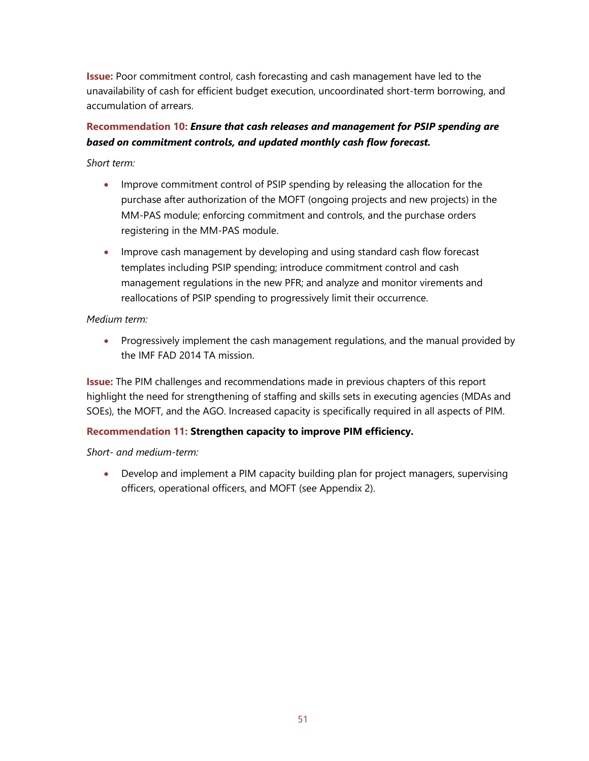**Issue:** Poor commitment control, cash forecasting and cash management have led to the unavailability of cash for efficient budget execution, uncoordinated short-term borrowing, and accumulation of arrears.

**Recommendation 10:** ***Ensure that cash releases and management for PSIP spending are based on commitment controls, and updated monthly cash flow forecast.***

*Short term:*

- Improve commitment control of PSIP spending by releasing the allocation for the purchase after authorization of the MOFT (ongoing projects and new projects) in the MM-PAS module; enforcing commitment and controls, and the purchase orders registering in the MM-PAS module.
- Improve cash management by developing and using standard cash flow forecast templates including PSIP spending; introduce commitment control and cash management regulations in the new PFR; and analyze and monitor virements and reallocations of PSIP spending to progressively limit their occurrence.

*Medium term:*

- Progressively implement the cash management regulations, and the manual provided by the IMF FAD 2014 TA mission.

**Issue:** The PIM challenges and recommendations made in previous chapters of this report highlight the need for strengthening of staffing and skills sets in executing agencies (MDAs and SOEs), the MOFT, and the AGO. Increased capacity is specifically required in all aspects of PIM.

**Recommendation 11: Strengthen capacity to improve PIM efficiency.**

*Short- and medium-term:*

- Develop and implement a PIM capacity building plan for project managers, supervising officers, operational officers, and MOFT (see Appendix 2).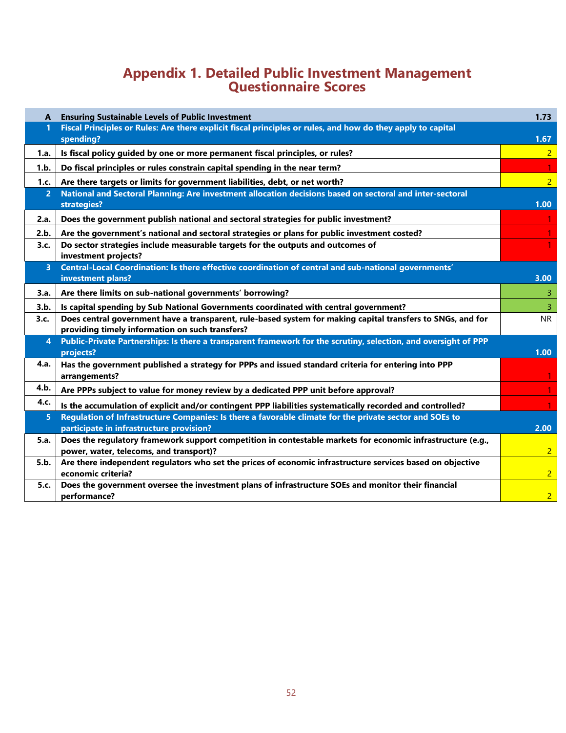# Appendix 1. Detailed Public Investment Management Questionnaire Scores

| | | |
|---|---|---|
| **A** | **Ensuring Sustainable Levels of Public Investment** | **1.73** |
| **1** | **Fiscal Principles or Rules: Are there explicit fiscal principles or rules, and how do they apply to capital spending?** | **1.67** |
| **1.a.** | **Is fiscal policy guided by one or more permanent fiscal principles, or rules?** | 2 |
| **1.b.** | **Do fiscal principles or rules constrain capital spending in the near term?** | 1 |
| **1.c.** | **Are there targets or limits for government liabilities, debt, or net worth?** | 2 |
| **2** | **National and Sectoral Planning: Are investment allocation decisions based on sectoral and inter-sectoral strategies?** | **1.00** |
| **2.a.** | **Does the government publish national and sectoral strategies for public investment?** | 1 |
| **2.b.** | **Are the government's national and sectoral strategies or plans for public investment costed?** | 1 |
| **3.c.** | **Do sector strategies include measurable targets for the outputs and outcomes of investment projects?** | 1 |
| **3** | **Central-Local Coordination: Is there effective coordination of central and sub-national governments' investment plans?** | **3.00** |
| **3.a.** | **Are there limits on sub-national governments' borrowing?** | 3 |
| **3.b.** | **Is capital spending by Sub National Governments coordinated with central government?** | 3 |
| **3.c.** | **Does central government have a transparent, rule-based system for making capital transfers to SNGs, and for providing timely information on such transfers?** | NR |
| **4** | **Public-Private Partnerships: Is there a transparent framework for the scrutiny, selection, and oversight of PPP projects?** | **1.00** |
| **4.a.** | **Has the government published a strategy for PPPs and issued standard criteria for entering into PPP arrangements?** | 1 |
| **4.b.** | **Are PPPs subject to value for money review by a dedicated PPP unit before approval?** | 1 |
| **4.c.** | **Is the accumulation of explicit and/or contingent PPP liabilities systematically recorded and controlled?** | 1 |
| **5** | **Regulation of Infrastructure Companies: Is there a favorable climate for the private sector and SOEs to participate in infrastructure provision?** | **2.00** |
| **5.a.** | **Does the regulatory framework support competition in contestable markets for economic infrastructure (e.g., power, water, telecoms, and transport)?** | 2 |
| **5.b.** | **Are there independent regulators who set the prices of economic infrastructure services based on objective economic criteria?** | 2 |
| **5.c.** | **Does the government oversee the investment plans of infrastructure SOEs and monitor their financial performance?** | 2 |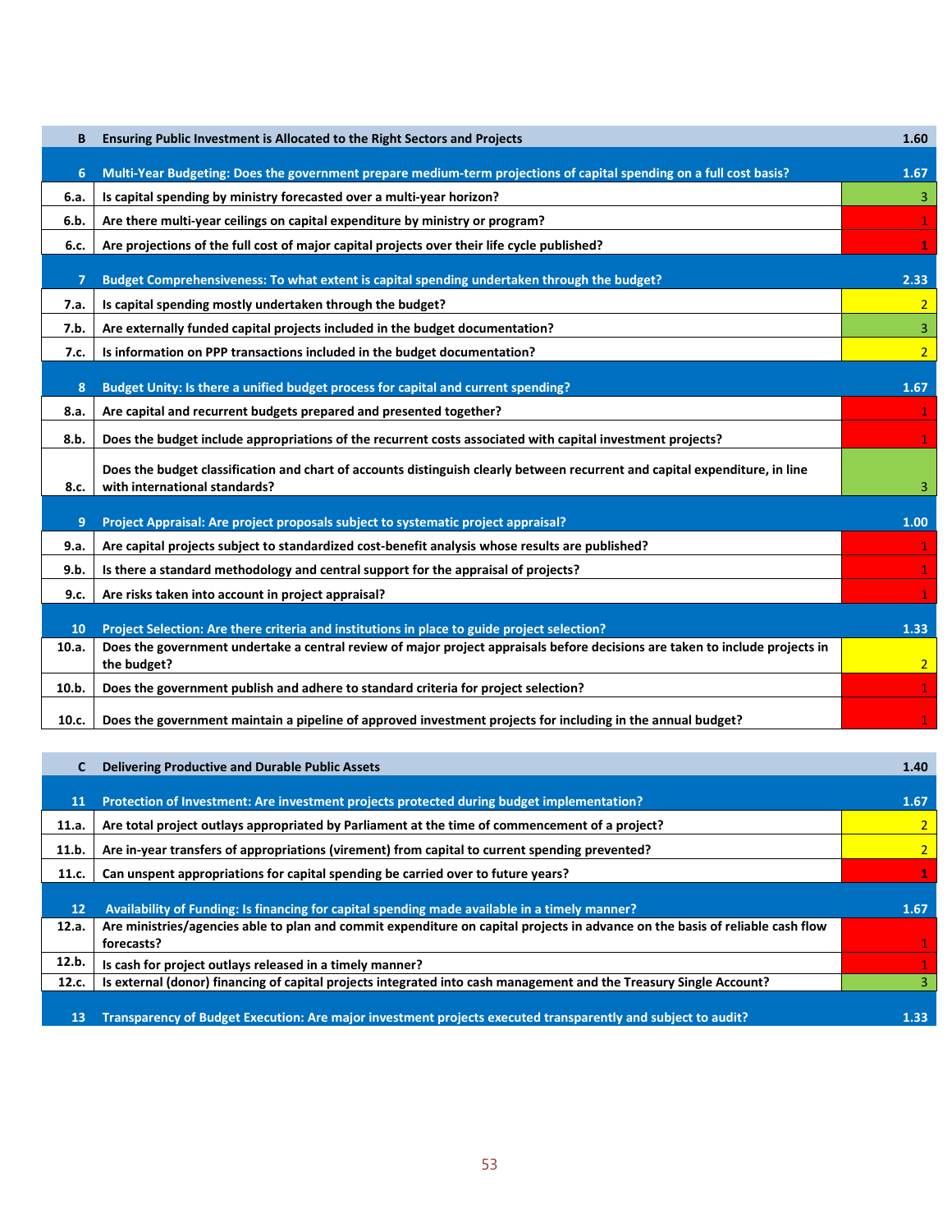| | | |
|---|---|---|
| **B** | **Ensuring Public Investment is Allocated to the Right Sectors and Projects** | **1.60** |
| **6** | **Multi-Year Budgeting: Does the government prepare medium-term projections of capital spending on a full cost basis?** | **1.67** |
| **6.a.** | **Is capital spending by ministry forecasted over a multi-year horizon?** | 3 |
| **6.b.** | **Are there multi-year ceilings on capital expenditure by ministry or program?** | 1 |
| **6.c.** | **Are projections of the full cost of major capital projects over their life cycle published?** | 1 |
| **7** | **Budget Comprehensiveness: To what extent is capital spending undertaken through the budget?** | **2.33** |
| **7.a.** | **Is capital spending mostly undertaken through the budget?** | 2 |
| **7.b.** | **Are externally funded capital projects included in the budget documentation?** | 3 |
| **7.c.** | **Is information on PPP transactions included in the budget documentation?** | 2 |
| **8** | **Budget Unity: Is there a unified budget process for capital and current spending?** | **1.67** |
| **8.a.** | **Are capital and recurrent budgets prepared and presented together?** | 1 |
| **8.b.** | **Does the budget include appropriations of the recurrent costs associated with capital investment projects?** | 1 |
| **8.c.** | **Does the budget classification and chart of accounts distinguish clearly between recurrent and capital expenditure, in line with international standards?** | 3 |
| **9** | **Project Appraisal: Are project proposals subject to systematic project appraisal?** | **1.00** |
| **9.a.** | **Are capital projects subject to standardized cost-benefit analysis whose results are published?** | 1 |
| **9.b.** | **Is there a standard methodology and central support for the appraisal of projects?** | 1 |
| **9.c.** | **Are risks taken into account in project appraisal?** | 1 |
| **10** | **Project Selection: Are there criteria and institutions in place to guide project selection?** | **1.33** |
| **10.a.** | **Does the government undertake a central review of major project appraisals before decisions are taken to include projects in the budget?** | 2 |
| **10.b.** | **Does the government publish and adhere to standard criteria for project selection?** | 1 |
| **10.c.** | **Does the government maintain a pipeline of approved investment projects for including in the annual budget?** | 1 |

| | | |
|---|---|---|
| **C** | **Delivering Productive and Durable Public Assets** | **1.40** |
| **11** | **Protection of Investment: Are investment projects protected during budget implementation?** | **1.67** |
| **11.a.** | **Are total project outlays appropriated by Parliament at the time of commencement of a project?** | 2 |
| **11.b.** | **Are in-year transfers of appropriations (virement) from capital to current spending prevented?** | 2 |
| **11.c.** | **Can unspent appropriations for capital spending be carried over to future years?** | 1 |
| **12** | **Availability of Funding: Is financing for capital spending made available in a timely manner?** | **1.67** |
| **12.a.** | **Are ministries/agencies able to plan and commit expenditure on capital projects in advance on the basis of reliable cash flow forecasts?** | 1 |
| **12.b.** | **Is cash for project outlays released in a timely manner?** | 1 |
| **12.c.** | **Is external (donor) financing of capital projects integrated into cash management and the Treasury Single Account?** | 3 |
| **13** | **Transparency of Budget Execution: Are major investment projects executed transparently and subject to audit?** | **1.33** |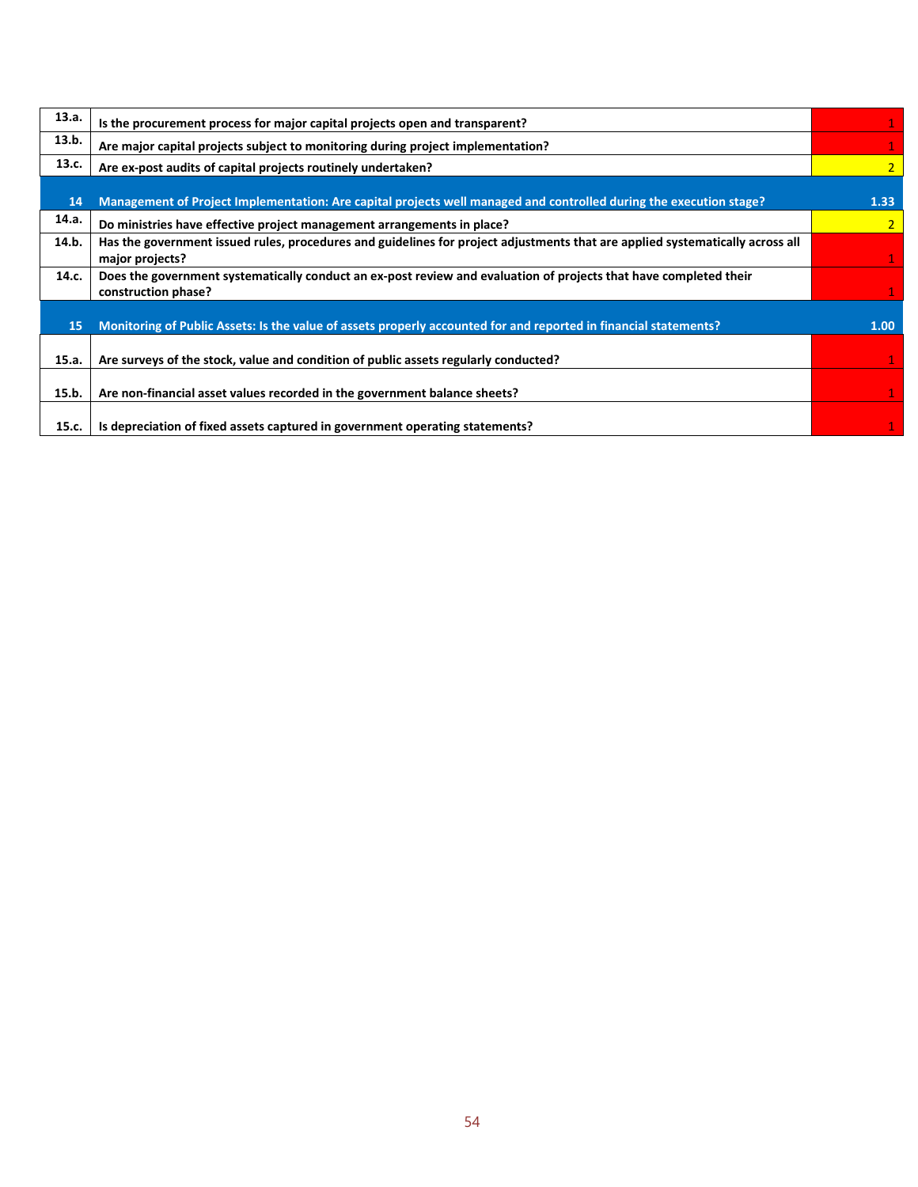| | | |
|---|---|---|
| **13.a.** | **Is the procurement process for major capital projects open and transparent?** | 1 |
| **13.b.** | **Are major capital projects subject to monitoring during project implementation?** | 1 |
| **13.c.** | **Are ex-post audits of capital projects routinely undertaken?** | 2 |
| **14** | **Management of Project Implementation: Are capital projects well managed and controlled during the execution stage?** | **1.33** |
| **14.a.** | **Do ministries have effective project management arrangements in place?** | 2 |
| **14.b.** | **Has the government issued rules, procedures and guidelines for project adjustments that are applied systematically across all major projects?** | 1 |
| **14.c.** | **Does the government systematically conduct an ex-post review and evaluation of projects that have completed their construction phase?** | 1 |
| **15** | **Monitoring of Public Assets: Is the value of assets properly accounted for and reported in financial statements?** | **1.00** |
| **15.a.** | **Are surveys of the stock, value and condition of public assets regularly conducted?** | 1 |
| **15.b.** | **Are non-financial asset values recorded in the government balance sheets?** | 1 |
| **15.c.** | **Is depreciation of fixed assets captured in government operating statements?** | 1 |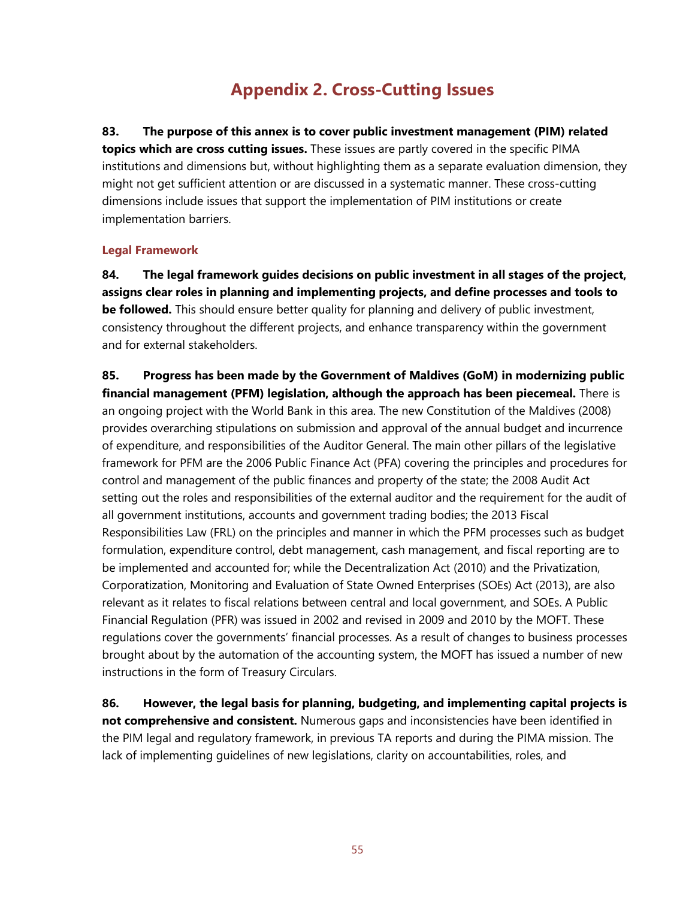# Appendix 2. Cross-Cutting Issues

**83. The purpose of this annex is to cover public investment management (PIM) related topics which are cross cutting issues.** These issues are partly covered in the specific PIMA institutions and dimensions but, without highlighting them as a separate evaluation dimension, they might not get sufficient attention or are discussed in a systematic manner. These cross-cutting dimensions include issues that support the implementation of PIM institutions or create implementation barriers.

### Legal Framework

**84. The legal framework guides decisions on public investment in all stages of the project, assigns clear roles in planning and implementing projects, and define processes and tools to be followed.** This should ensure better quality for planning and delivery of public investment, consistency throughout the different projects, and enhance transparency within the government and for external stakeholders.

**85. Progress has been made by the Government of Maldives (GoM) in modernizing public financial management (PFM) legislation, although the approach has been piecemeal.** There is an ongoing project with the World Bank in this area. The new Constitution of the Maldives (2008) provides overarching stipulations on submission and approval of the annual budget and incurrence of expenditure, and responsibilities of the Auditor General. The main other pillars of the legislative framework for PFM are the 2006 Public Finance Act (PFA) covering the principles and procedures for control and management of the public finances and property of the state; the 2008 Audit Act setting out the roles and responsibilities of the external auditor and the requirement for the audit of all government institutions, accounts and government trading bodies; the 2013 Fiscal Responsibilities Law (FRL) on the principles and manner in which the PFM processes such as budget formulation, expenditure control, debt management, cash management, and fiscal reporting are to be implemented and accounted for; while the Decentralization Act (2010) and the Privatization, Corporatization, Monitoring and Evaluation of State Owned Enterprises (SOEs) Act (2013), are also relevant as it relates to fiscal relations between central and local government, and SOEs. A Public Financial Regulation (PFR) was issued in 2002 and revised in 2009 and 2010 by the MOFT. These regulations cover the governments' financial processes. As a result of changes to business processes brought about by the automation of the accounting system, the MOFT has issued a number of new instructions in the form of Treasury Circulars.

**86. However, the legal basis for planning, budgeting, and implementing capital projects is not comprehensive and consistent.** Numerous gaps and inconsistencies have been identified in the PIM legal and regulatory framework, in previous TA reports and during the PIMA mission. The lack of implementing guidelines of new legislations, clarity on accountabilities, roles, and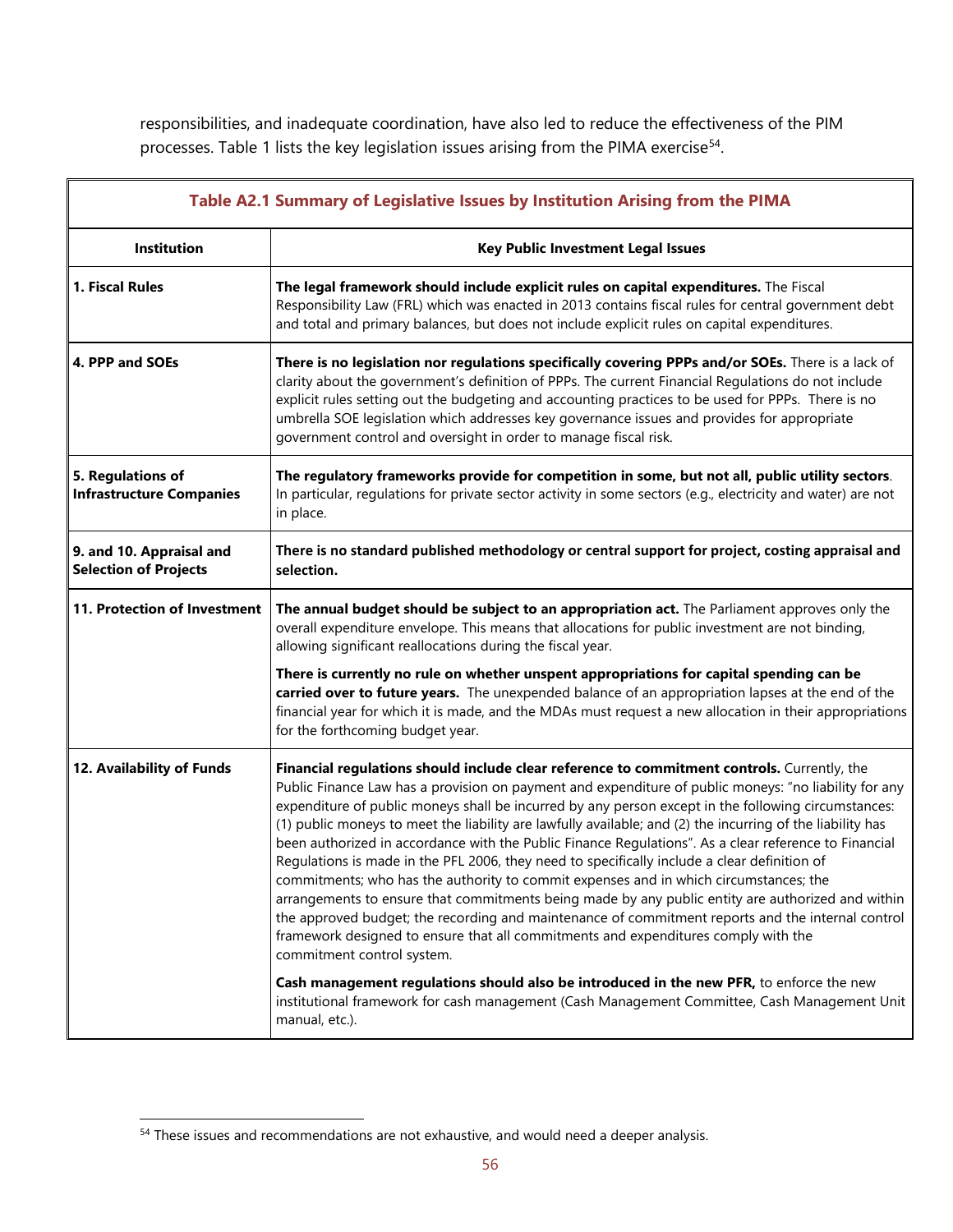responsibilities, and inadequate coordination, have also led to reduce the effectiveness of the PIM processes. Table 1 lists the key legislation issues arising from the PIMA exercise[54].

**Table A2.1 Summary of Legislative Issues by Institution Arising from the PIMA**

| Institution | Key Public Investment Legal Issues |
|---|---|
| **1. Fiscal Rules** | **The legal framework should include explicit rules on capital expenditures.** The Fiscal Responsibility Law (FRL) which was enacted in 2013 contains fiscal rules for central government debt and total and primary balances, but does not include explicit rules on capital expenditures. |
| **4. PPP and SOEs** | **There is no legislation nor regulations specifically covering PPPs and/or SOEs.** There is a lack of clarity about the government's definition of PPPs. The current Financial Regulations do not include explicit rules setting out the budgeting and accounting practices to be used for PPPs. There is no umbrella SOE legislation which addresses key governance issues and provides for appropriate government control and oversight in order to manage fiscal risk. |
| **5. Regulations of Infrastructure Companies** | **The regulatory frameworks provide for competition in some, but not all, public utility sectors**. In particular, regulations for private sector activity in some sectors (e.g., electricity and water) are not in place. |
| **9. and 10. Appraisal and Selection of Projects** | **There is no standard published methodology or central support for project, costing appraisal and selection.** |
| **11. Protection of Investment** | **The annual budget should be subject to an appropriation act.** The Parliament approves only the overall expenditure envelope. This means that allocations for public investment are not binding, allowing significant reallocations during the fiscal year.<br><br>**There is currently no rule on whether unspent appropriations for capital spending can be carried over to future years.** The unexpended balance of an appropriation lapses at the end of the financial year for which it is made, and the MDAs must request a new allocation in their appropriations for the forthcoming budget year. |
| **12. Availability of Funds** | **Financial regulations should include clear reference to commitment controls.** Currently, the Public Finance Law has a provision on payment and expenditure of public moneys: "no liability for any expenditure of public moneys shall be incurred by any person except in the following circumstances: (1) public moneys to meet the liability are lawfully available; and (2) the incurring of the liability has been authorized in accordance with the Public Finance Regulations". As a clear reference to Financial Regulations is made in the PFL 2006, they need to specifically include a clear definition of commitments; who has the authority to commit expenses and in which circumstances; the arrangements to ensure that commitments being made by any public entity are authorized and within the approved budget; the recording and maintenance of commitment reports and the internal control framework designed to ensure that all commitments and expenditures comply with the commitment control system.<br><br>**Cash management regulations should also be introduced in the new PFR,** to enforce the new institutional framework for cash management (Cash Management Committee, Cash Management Unit manual, etc.). |

[54] These issues and recommendations are not exhaustive, and would need a deeper analysis.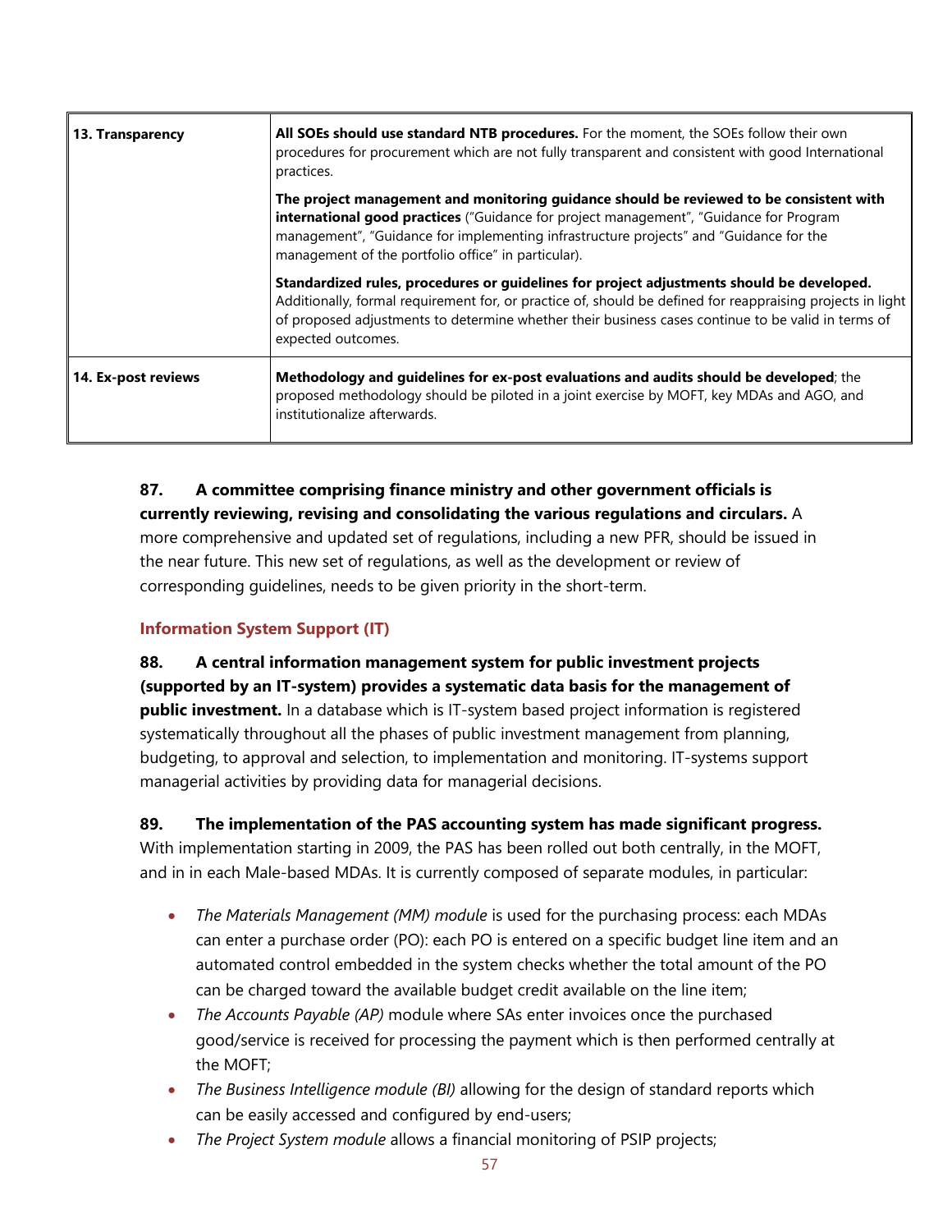| 13. Transparency | **All SOEs should use standard NTB procedures.** For the moment, the SOEs follow their own procedures for procurement which are not fully transparent and consistent with good International practices.<br><br>**The project management and monitoring guidance should be reviewed to be consistent with international good practices** ("Guidance for project management", "Guidance for Program management", "Guidance for implementing infrastructure projects" and "Guidance for the management of the portfolio office" in particular).<br><br>**Standardized rules, procedures or guidelines for project adjustments should be developed.** Additionally, formal requirement for, or practice of, should be defined for reappraising projects in light of proposed adjustments to determine whether their business cases continue to be valid in terms of expected outcomes. |
|---|---|
| 14. Ex-post reviews | **Methodology and guidelines for ex-post evaluations and audits should be developed**; the proposed methodology should be piloted in a joint exercise by MOFT, key MDAs and AGO, and institutionalize afterwards. |

**87. A committee comprising finance ministry and other government officials is currently reviewing, revising and consolidating the various regulations and circulars.** A more comprehensive and updated set of regulations, including a new PFR, should be issued in the near future. This new set of regulations, as well as the development or review of corresponding guidelines, needs to be given priority in the short-term.

### Information System Support (IT)

**88. A central information management system for public investment projects (supported by an IT-system) provides a systematic data basis for the management of public investment.** In a database which is IT-system based project information is registered systematically throughout all the phases of public investment management from planning, budgeting, to approval and selection, to implementation and monitoring. IT-systems support managerial activities by providing data for managerial decisions.

**89. The implementation of the PAS accounting system has made significant progress.** With implementation starting in 2009, the PAS has been rolled out both centrally, in the MOFT, and in in each Male-based MDAs. It is currently composed of separate modules, in particular:

- *The Materials Management (MM) module* is used for the purchasing process: each MDAs can enter a purchase order (PO): each PO is entered on a specific budget line item and an automated control embedded in the system checks whether the total amount of the PO can be charged toward the available budget credit available on the line item;
- *The Accounts Payable (AP)* module where SAs enter invoices once the purchased good/service is received for processing the payment which is then performed centrally at the MOFT;
- *The Business Intelligence module (BI)* allowing for the design of standard reports which can be easily accessed and configured by end-users;
- *The Project System module* allows a financial monitoring of PSIP projects;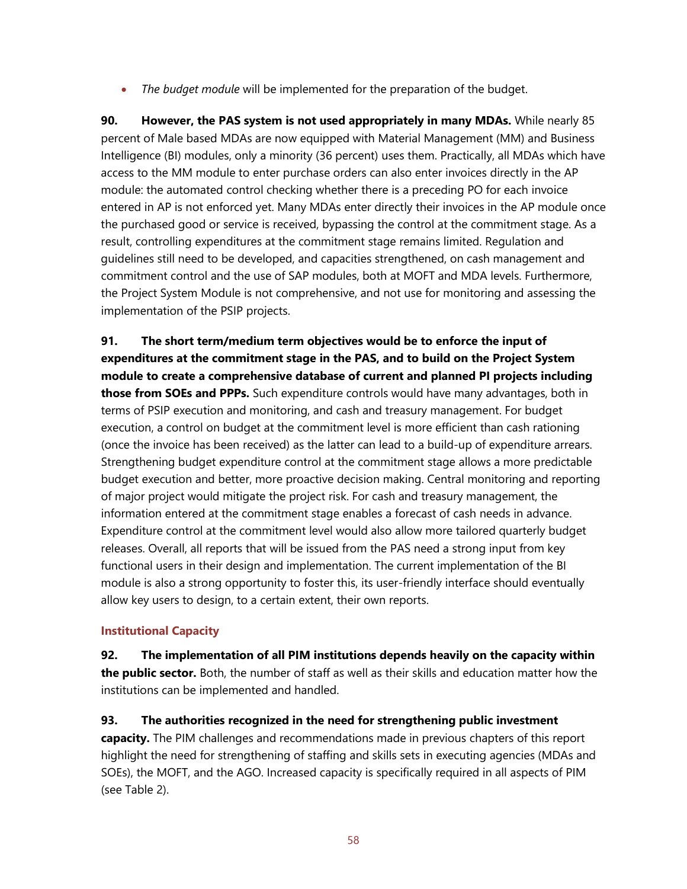- *The budget module* will be implemented for the preparation of the budget.

**90. However, the PAS system is not used appropriately in many MDAs.** While nearly 85 percent of Male based MDAs are now equipped with Material Management (MM) and Business Intelligence (BI) modules, only a minority (36 percent) uses them. Practically, all MDAs which have access to the MM module to enter purchase orders can also enter invoices directly in the AP module: the automated control checking whether there is a preceding PO for each invoice entered in AP is not enforced yet. Many MDAs enter directly their invoices in the AP module once the purchased good or service is received, bypassing the control at the commitment stage. As a result, controlling expenditures at the commitment stage remains limited. Regulation and guidelines still need to be developed, and capacities strengthened, on cash management and commitment control and the use of SAP modules, both at MOFT and MDA levels. Furthermore, the Project System Module is not comprehensive, and not use for monitoring and assessing the implementation of the PSIP projects.

**91. The short term/medium term objectives would be to enforce the input of expenditures at the commitment stage in the PAS, and to build on the Project System module to create a comprehensive database of current and planned PI projects including those from SOEs and PPPs.** Such expenditure controls would have many advantages, both in terms of PSIP execution and monitoring, and cash and treasury management. For budget execution, a control on budget at the commitment level is more efficient than cash rationing (once the invoice has been received) as the latter can lead to a build-up of expenditure arrears. Strengthening budget expenditure control at the commitment stage allows a more predictable budget execution and better, more proactive decision making. Central monitoring and reporting of major project would mitigate the project risk. For cash and treasury management, the information entered at the commitment stage enables a forecast of cash needs in advance. Expenditure control at the commitment level would also allow more tailored quarterly budget releases. Overall, all reports that will be issued from the PAS need a strong input from key functional users in their design and implementation. The current implementation of the BI module is also a strong opportunity to foster this, its user-friendly interface should eventually allow key users to design, to a certain extent, their own reports.

### Institutional Capacity

**92. The implementation of all PIM institutions depends heavily on the capacity within the public sector.** Both, the number of staff as well as their skills and education matter how the institutions can be implemented and handled.

**93. The authorities recognized in the need for strengthening public investment capacity.** The PIM challenges and recommendations made in previous chapters of this report highlight the need for strengthening of staffing and skills sets in executing agencies (MDAs and SOEs), the MOFT, and the AGO. Increased capacity is specifically required in all aspects of PIM (see Table 2).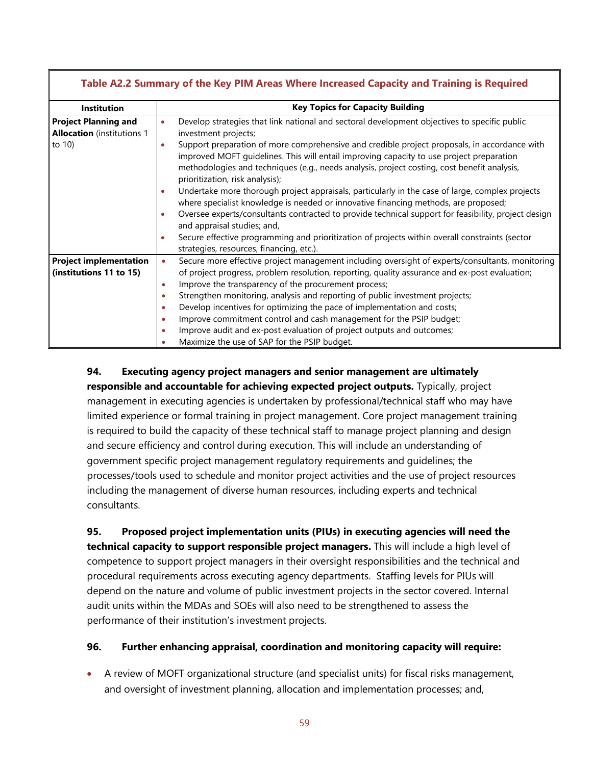**Table A2.2 Summary of the Key PIM Areas Where Increased Capacity and Training is Required**

| Institution | Key Topics for Capacity Building |
|---|---|
| **Project Planning and Allocation** (institutions 1 to 10) | • Develop strategies that link national and sectoral development objectives to specific public investment projects;<br>• Support preparation of more comprehensive and credible project proposals, in accordance with improved MOFT guidelines. This will entail improving capacity to use project preparation methodologies and techniques (e.g., needs analysis, project costing, cost benefit analysis, prioritization, risk analysis);<br>• Undertake more thorough project appraisals, particularly in the case of large, complex projects where specialist knowledge is needed or innovative financing methods, are proposed;<br>• Oversee experts/consultants contracted to provide technical support for feasibility, project design and appraisal studies; and,<br>• Secure effective programming and prioritization of projects within overall constraints (sector strategies, resources, financing, etc.). |
| **Project implementation (institutions 11 to 15)** | • Secure more effective project management including oversight of experts/consultants, monitoring of project progress, problem resolution, reporting, quality assurance and ex-post evaluation;<br>• Improve the transparency of the procurement process;<br>• Strengthen monitoring, analysis and reporting of public investment projects;<br>• Develop incentives for optimizing the pace of implementation and costs;<br>• Improve commitment control and cash management for the PSIP budget;<br>• Improve audit and ex-post evaluation of project outputs and outcomes;<br>• Maximize the use of SAP for the PSIP budget. |

**94. Executing agency project managers and senior management are ultimately responsible and accountable for achieving expected project outputs.** Typically, project management in executing agencies is undertaken by professional/technical staff who may have limited experience or formal training in project management. Core project management training is required to build the capacity of these technical staff to manage project planning and design and secure efficiency and control during execution. This will include an understanding of government specific project management regulatory requirements and guidelines; the processes/tools used to schedule and monitor project activities and the use of project resources including the management of diverse human resources, including experts and technical consultants.

**95. Proposed project implementation units (PIUs) in executing agencies will need the technical capacity to support responsible project managers.** This will include a high level of competence to support project managers in their oversight responsibilities and the technical and procedural requirements across executing agency departments. Staffing levels for PIUs will depend on the nature and volume of public investment projects in the sector covered. Internal audit units within the MDAs and SOEs will also need to be strengthened to assess the performance of their institution's investment projects.

**96. Further enhancing appraisal, coordination and monitoring capacity will require:**

- A review of MOFT organizational structure (and specialist units) for fiscal risks management, and oversight of investment planning, allocation and implementation processes; and,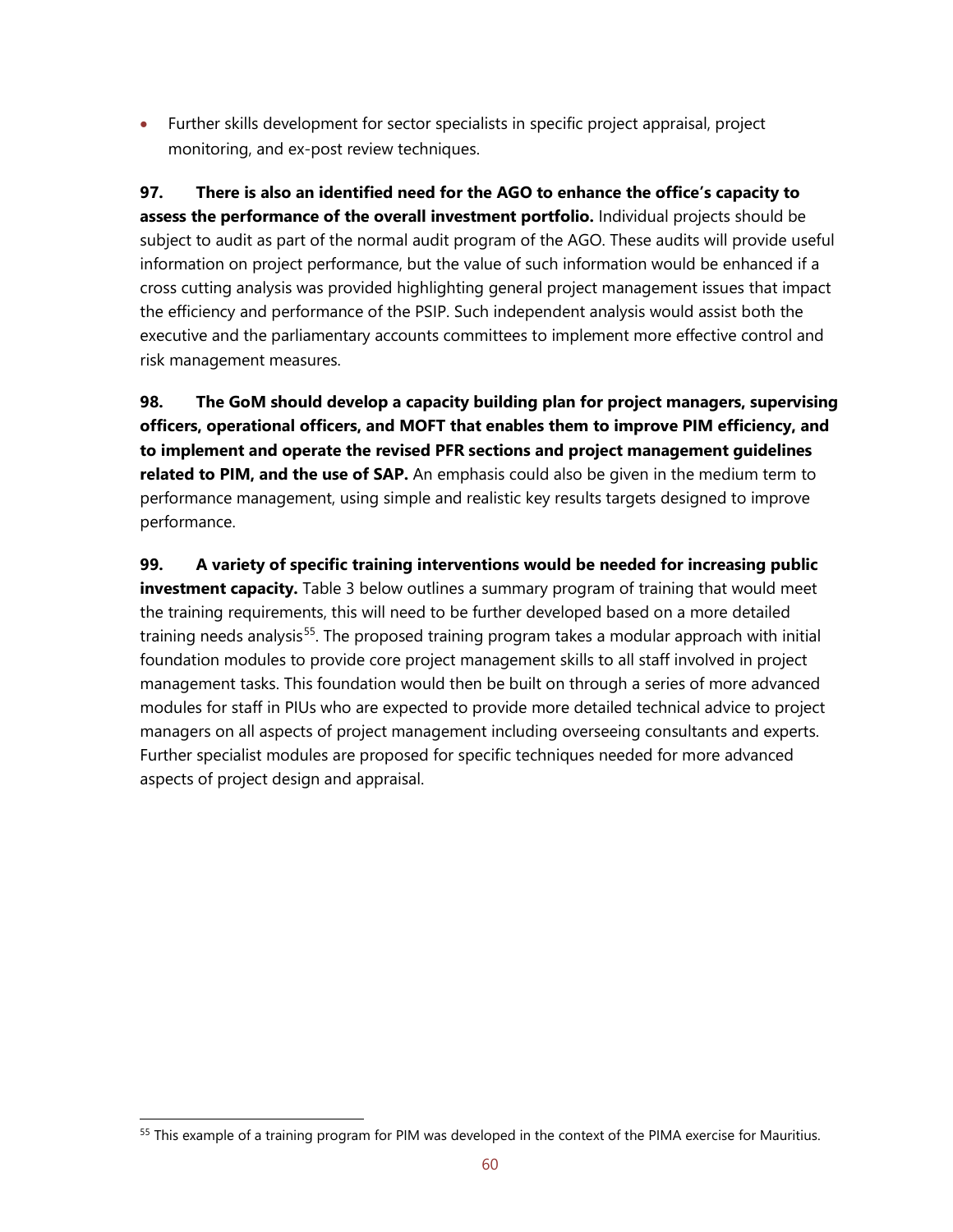- Further skills development for sector specialists in specific project appraisal, project monitoring, and ex-post review techniques.

**97. There is also an identified need for the AGO to enhance the office's capacity to assess the performance of the overall investment portfolio.** Individual projects should be subject to audit as part of the normal audit program of the AGO. These audits will provide useful information on project performance, but the value of such information would be enhanced if a cross cutting analysis was provided highlighting general project management issues that impact the efficiency and performance of the PSIP. Such independent analysis would assist both the executive and the parliamentary accounts committees to implement more effective control and risk management measures.

**98. The GoM should develop a capacity building plan for project managers, supervising officers, operational officers, and MOFT that enables them to improve PIM efficiency, and to implement and operate the revised PFR sections and project management guidelines related to PIM, and the use of SAP.** An emphasis could also be given in the medium term to performance management, using simple and realistic key results targets designed to improve performance.

**99. A variety of specific training interventions would be needed for increasing public investment capacity.** Table 3 below outlines a summary program of training that would meet the training requirements, this will need to be further developed based on a more detailed training needs analysis[55]. The proposed training program takes a modular approach with initial foundation modules to provide core project management skills to all staff involved in project management tasks. This foundation would then be built on through a series of more advanced modules for staff in PIUs who are expected to provide more detailed technical advice to project managers on all aspects of project management including overseeing consultants and experts. Further specialist modules are proposed for specific techniques needed for more advanced aspects of project design and appraisal.

[55] This example of a training program for PIM was developed in the context of the PIMA exercise for Mauritius.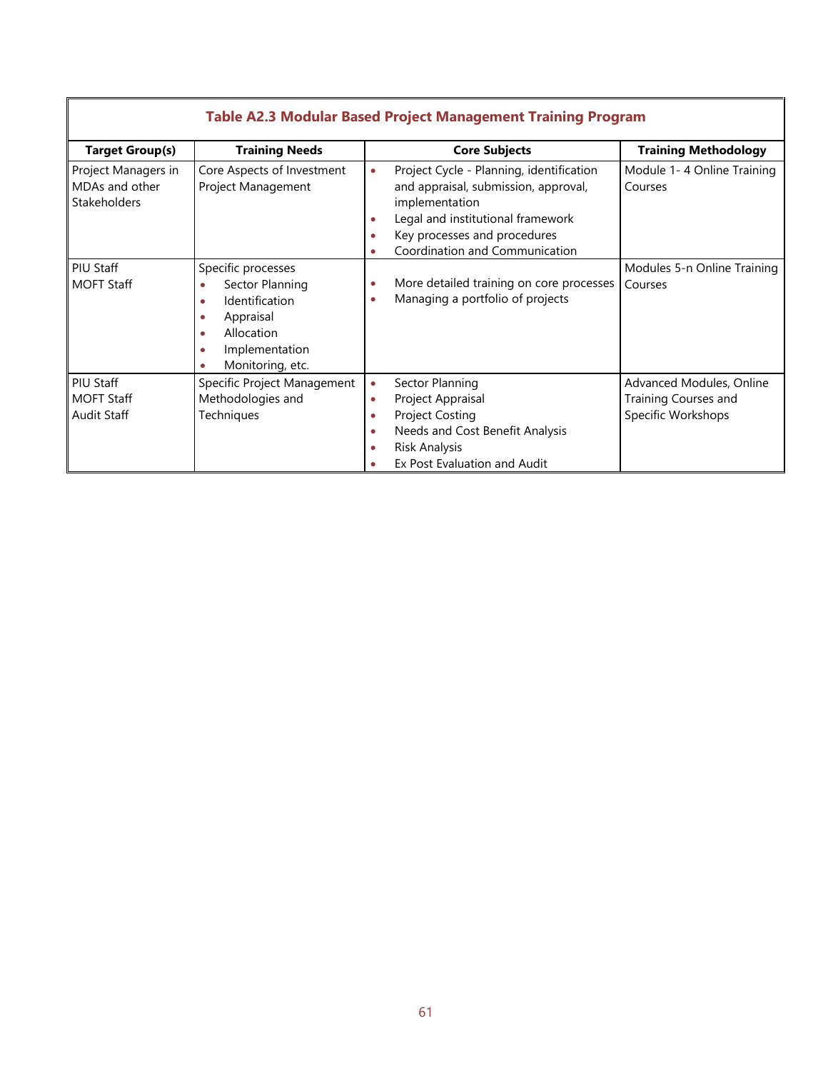**Table A2.3 Modular Based Project Management Training Program**

| Target Group(s) | Training Needs | Core Subjects | Training Methodology |
|---|---|---|---|
| Project Managers in MDAs and other Stakeholders | Core Aspects of Investment Project Management | • Project Cycle - Planning, identification and appraisal, submission, approval, implementation<br>• Legal and institutional framework<br>• Key processes and procedures<br>• Coordination and Communication | Module 1- 4 Online Training Courses |
| PIU Staff<br>MOFT Staff | Specific processes<br>• Sector Planning<br>• Identification<br>• Appraisal<br>• Allocation<br>• Implementation<br>• Monitoring, etc. | • More detailed training on core processes<br>• Managing a portfolio of projects | Modules 5-n Online Training Courses |
| PIU Staff<br>MOFT Staff<br>Audit Staff | Specific Project Management Methodologies and Techniques | • Sector Planning<br>• Project Appraisal<br>• Project Costing<br>• Needs and Cost Benefit Analysis<br>• Risk Analysis<br>• Ex Post Evaluation and Audit | Advanced Modules, Online Training Courses and Specific Workshops |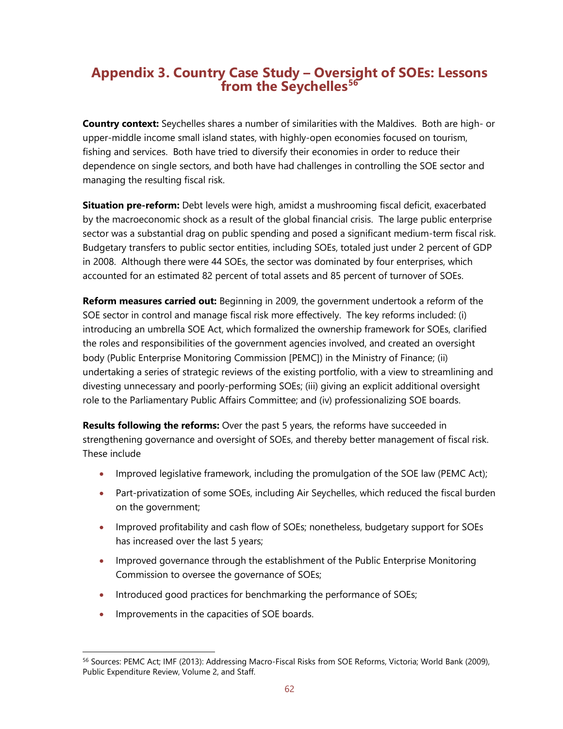# Appendix 3. Country Case Study – Oversight of SOEs: Lessons from the Seychelles[56]

**Country context:** Seychelles shares a number of similarities with the Maldives. Both are high- or upper-middle income small island states, with highly-open economies focused on tourism, fishing and services. Both have tried to diversify their economies in order to reduce their dependence on single sectors, and both have had challenges in controlling the SOE sector and managing the resulting fiscal risk.

**Situation pre-reform:** Debt levels were high, amidst a mushrooming fiscal deficit, exacerbated by the macroeconomic shock as a result of the global financial crisis. The large public enterprise sector was a substantial drag on public spending and posed a significant medium-term fiscal risk. Budgetary transfers to public sector entities, including SOEs, totaled just under 2 percent of GDP in 2008. Although there were 44 SOEs, the sector was dominated by four enterprises, which accounted for an estimated 82 percent of total assets and 85 percent of turnover of SOEs.

**Reform measures carried out:** Beginning in 2009, the government undertook a reform of the SOE sector in control and manage fiscal risk more effectively. The key reforms included: (i) introducing an umbrella SOE Act, which formalized the ownership framework for SOEs, clarified the roles and responsibilities of the government agencies involved, and created an oversight body (Public Enterprise Monitoring Commission [PEMC]) in the Ministry of Finance; (ii) undertaking a series of strategic reviews of the existing portfolio, with a view to streamlining and divesting unnecessary and poorly-performing SOEs; (iii) giving an explicit additional oversight role to the Parliamentary Public Affairs Committee; and (iv) professionalizing SOE boards.

**Results following the reforms:** Over the past 5 years, the reforms have succeeded in strengthening governance and oversight of SOEs, and thereby better management of fiscal risk. These include

- Improved legislative framework, including the promulgation of the SOE law (PEMC Act);
- Part-privatization of some SOEs, including Air Seychelles, which reduced the fiscal burden on the government;
- Improved profitability and cash flow of SOEs; nonetheless, budgetary support for SOEs has increased over the last 5 years;
- Improved governance through the establishment of the Public Enterprise Monitoring Commission to oversee the governance of SOEs;
- Introduced good practices for benchmarking the performance of SOEs;
- Improvements in the capacities of SOE boards.

---

[56] Sources: PEMC Act; IMF (2013): Addressing Macro-Fiscal Risks from SOE Reforms, Victoria; World Bank (2009), Public Expenditure Review, Volume 2, and Staff.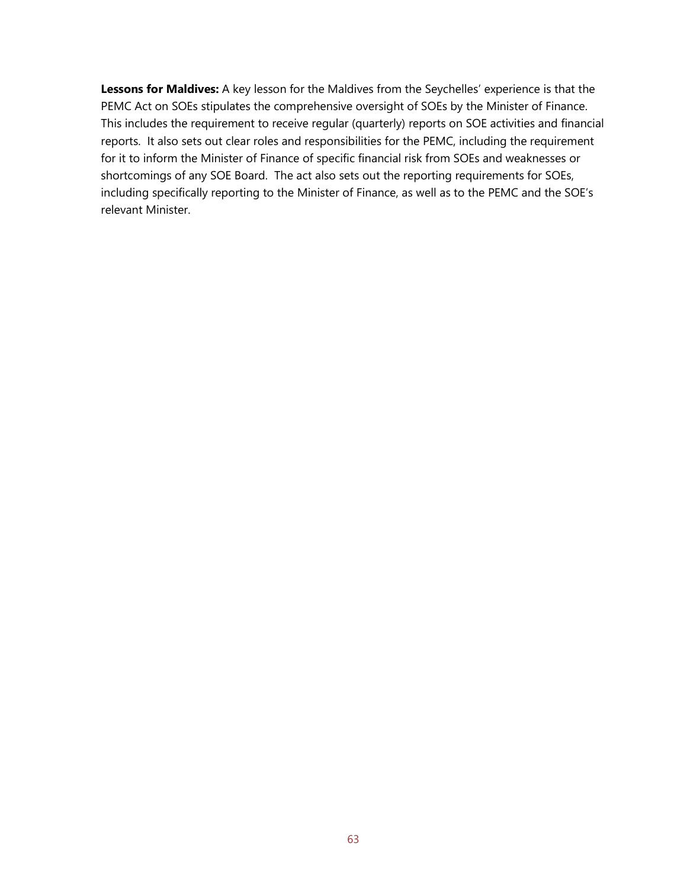**Lessons for Maldives:** A key lesson for the Maldives from the Seychelles' experience is that the PEMC Act on SOEs stipulates the comprehensive oversight of SOEs by the Minister of Finance. This includes the requirement to receive regular (quarterly) reports on SOE activities and financial reports. It also sets out clear roles and responsibilities for the PEMC, including the requirement for it to inform the Minister of Finance of specific financial risk from SOEs and weaknesses or shortcomings of any SOE Board. The act also sets out the reporting requirements for SOEs, including specifically reporting to the Minister of Finance, as well as to the PEMC and the SOE's relevant Minister.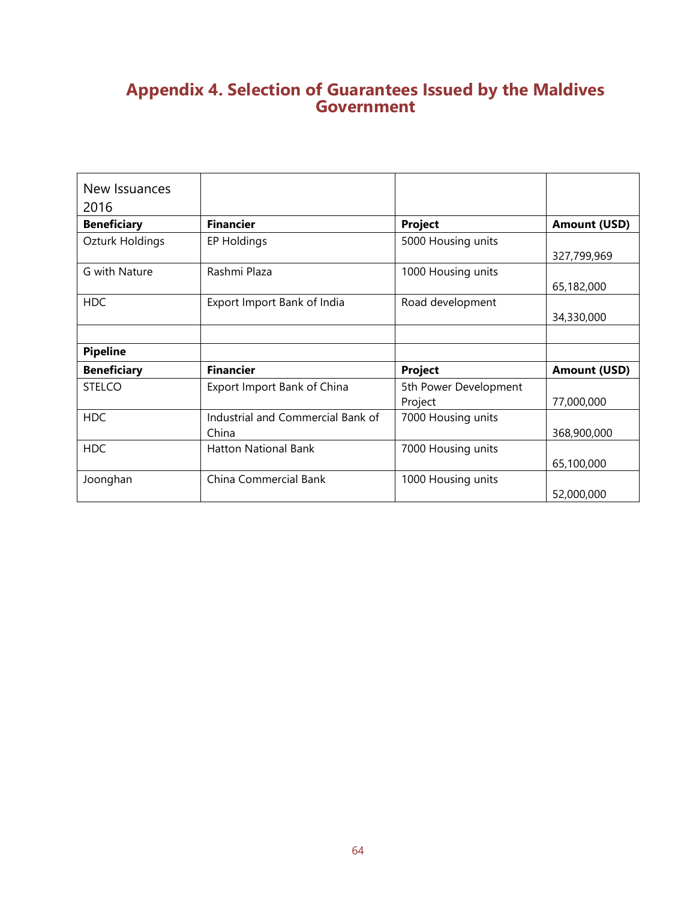# Appendix 4. Selection of Guarantees Issued by the Maldives Government

| New Issuances 2016 | | | |
|---|---|---|---|
| **Beneficiary** | **Financier** | **Project** | **Amount (USD)** |
| Ozturk Holdings | EP Holdings | 5000 Housing units | 327,799,969 |
| G with Nature | Rashmi Plaza | 1000 Housing units | 65,182,000 |
| HDC | Export Import Bank of India | Road development | 34,330,000 |
| | | | |
| **Pipeline** | | | |
| **Beneficiary** | **Financier** | **Project** | **Amount (USD)** |
| STELCO | Export Import Bank of China | 5th Power Development Project | 77,000,000 |
| HDC | Industrial and Commercial Bank of China | 7000 Housing units | 368,900,000 |
| HDC | Hatton National Bank | 7000 Housing units | 65,100,000 |
| Joonghan | China Commercial Bank | 1000 Housing units | 52,000,000 |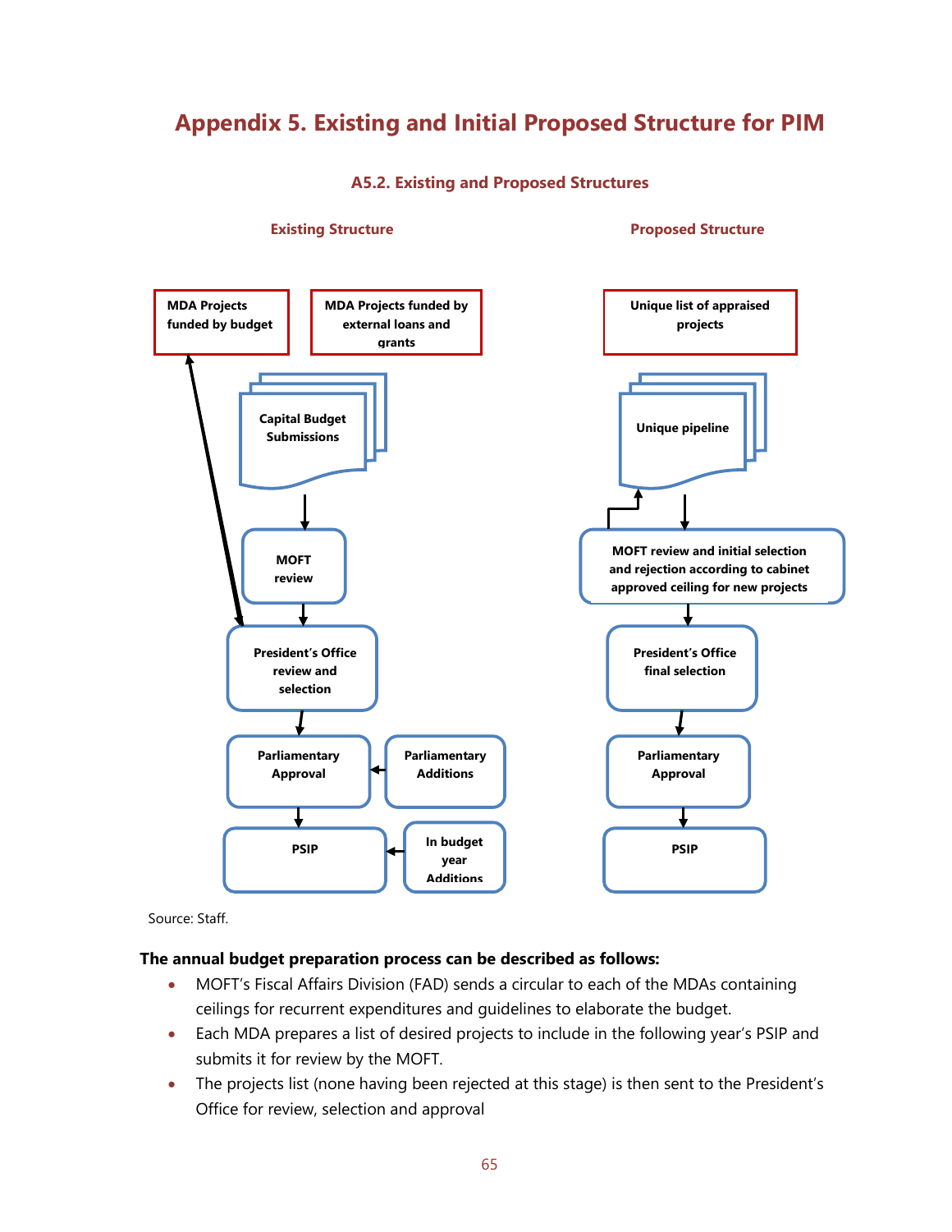# Appendix 5. Existing and Initial Proposed Structure for PIM

### A5.2. Existing and Proposed Structures

**Existing Structure**

- MDA Projects funded by budget
- MDA Projects funded by external loans and grants
- Capital Budget Submissions
- MOFT review
- President's Office review and selection
- Parliamentary Approval
- Parliamentary Additions
- PSIP
- In budget year Additions

**Proposed Structure**

- Unique list of appraised projects
- Unique pipeline
- MOFT review and initial selection and rejection according to cabinet approved ceiling for new projects
- President's Office final selection
- Parliamentary Approval
- PSIP

Source: Staff.

**The annual budget preparation process can be described as follows:**

- MOFT's Fiscal Affairs Division (FAD) sends a circular to each of the MDAs containing ceilings for recurrent expenditures and guidelines to elaborate the budget.
- Each MDA prepares a list of desired projects to include in the following year's PSIP and submits it for review by the MOFT.
- The projects list (none having been rejected at this stage) is then sent to the President's Office for review, selection and approval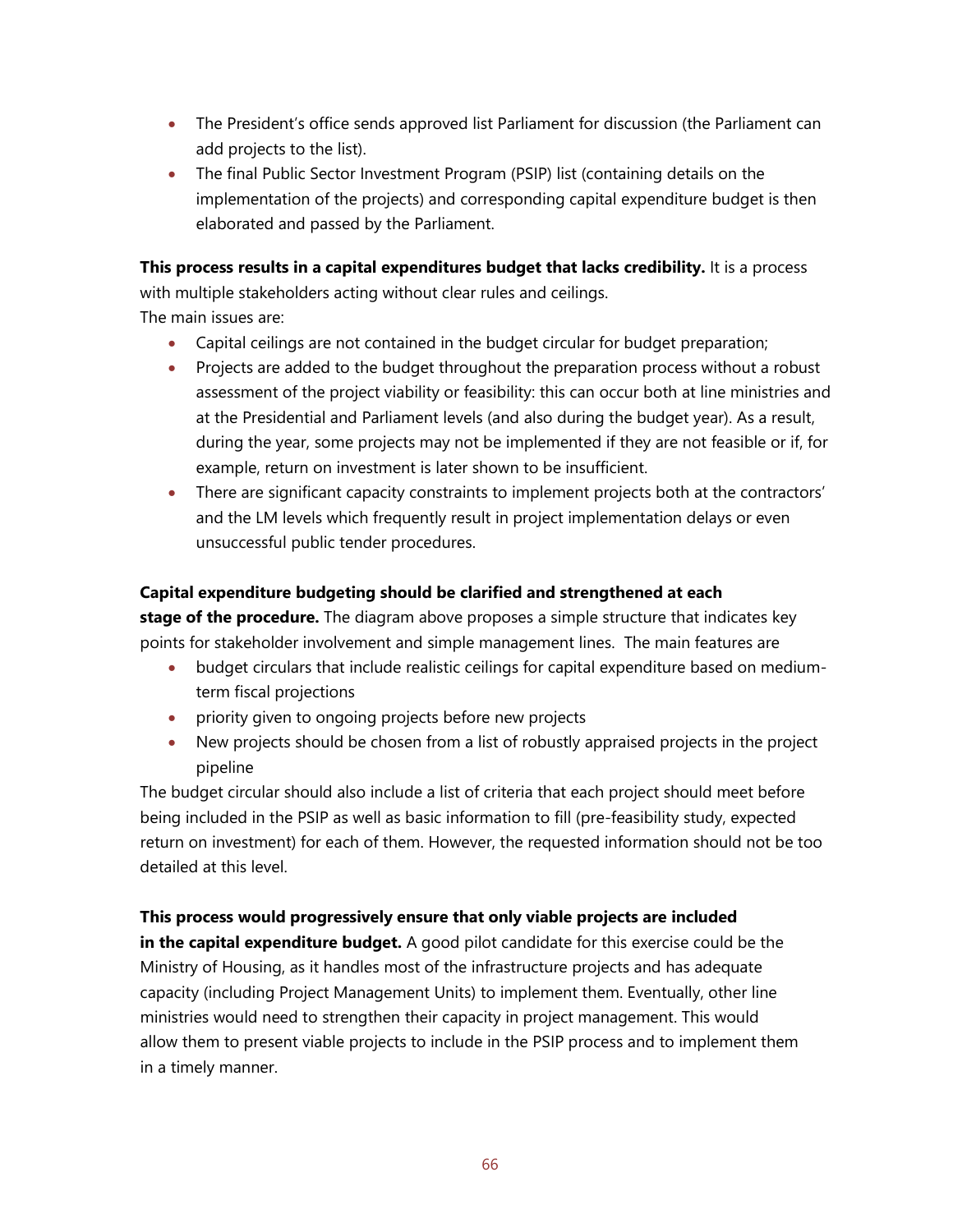- The President's office sends approved list Parliament for discussion (the Parliament can add projects to the list).
- The final Public Sector Investment Program (PSIP) list (containing details on the implementation of the projects) and corresponding capital expenditure budget is then elaborated and passed by the Parliament.

**This process results in a capital expenditures budget that lacks credibility.** It is a process with multiple stakeholders acting without clear rules and ceilings.
The main issues are:

- Capital ceilings are not contained in the budget circular for budget preparation;
- Projects are added to the budget throughout the preparation process without a robust assessment of the project viability or feasibility: this can occur both at line ministries and at the Presidential and Parliament levels (and also during the budget year). As a result, during the year, some projects may not be implemented if they are not feasible or if, for example, return on investment is later shown to be insufficient.
- There are significant capacity constraints to implement projects both at the contractors' and the LM levels which frequently result in project implementation delays or even unsuccessful public tender procedures.

**Capital expenditure budgeting should be clarified and strengthened at each stage of the procedure.** The diagram above proposes a simple structure that indicates key points for stakeholder involvement and simple management lines. The main features are

- budget circulars that include realistic ceilings for capital expenditure based on medium-term fiscal projections
- priority given to ongoing projects before new projects
- New projects should be chosen from a list of robustly appraised projects in the project pipeline

The budget circular should also include a list of criteria that each project should meet before being included in the PSIP as well as basic information to fill (pre-feasibility study, expected return on investment) for each of them. However, the requested information should not be too detailed at this level.

**This process would progressively ensure that only viable projects are included in the capital expenditure budget.** A good pilot candidate for this exercise could be the Ministry of Housing, as it handles most of the infrastructure projects and has adequate capacity (including Project Management Units) to implement them. Eventually, other line ministries would need to strengthen their capacity in project management. This would allow them to present viable projects to include in the PSIP process and to implement them in a timely manner.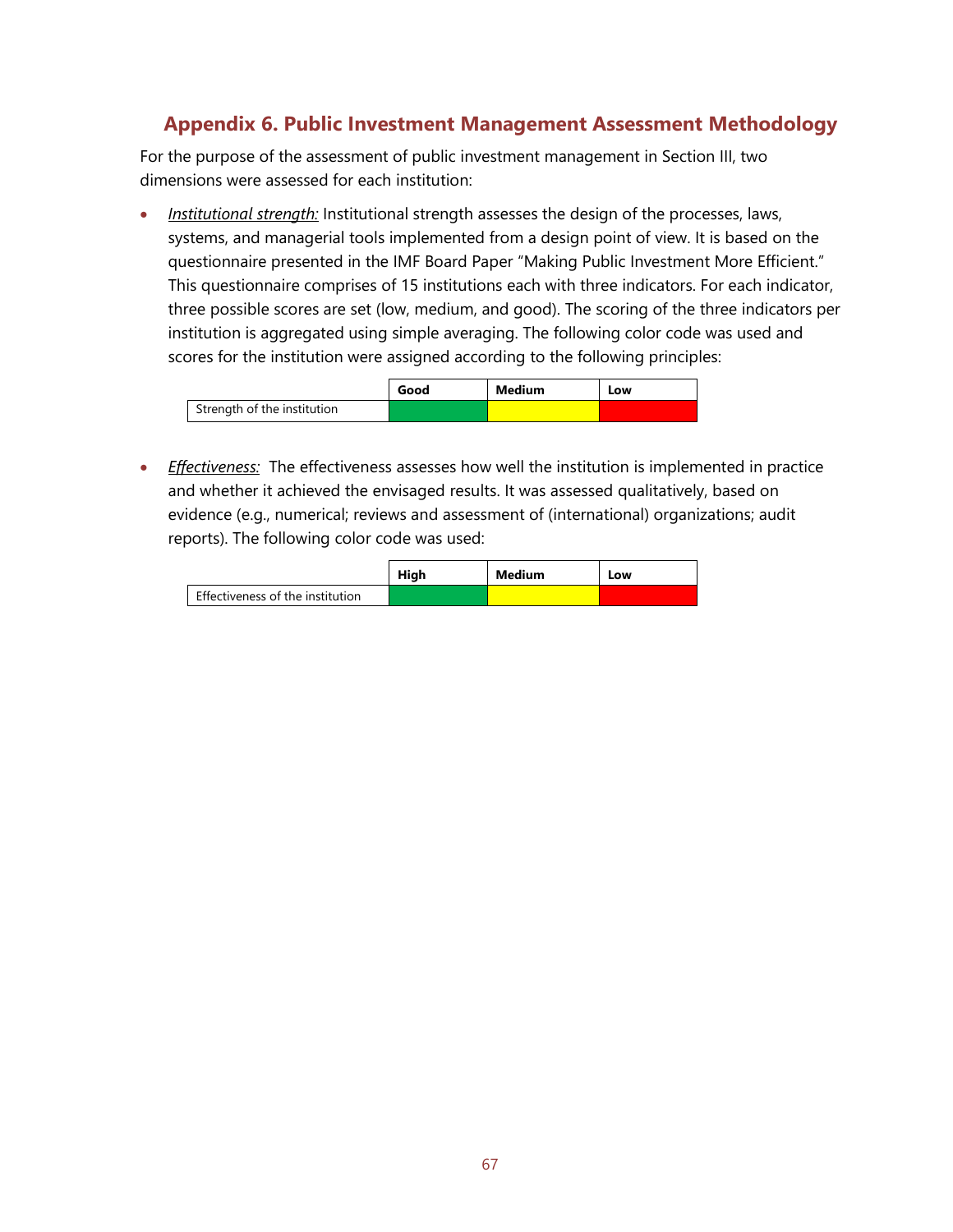## Appendix 6. Public Investment Management Assessment Methodology

For the purpose of the assessment of public investment management in Section III, two dimensions were assessed for each institution:

- *Institutional strength:* Institutional strength assesses the design of the processes, laws, systems, and managerial tools implemented from a design point of view. It is based on the questionnaire presented in the IMF Board Paper "Making Public Investment More Efficient." This questionnaire comprises of 15 institutions each with three indicators. For each indicator, three possible scores are set (low, medium, and good). The scoring of the three indicators per institution is aggregated using simple averaging. The following color code was used and scores for the institution were assigned according to the following principles:

| | Good | Medium | Low |
|---|---|---|---|
| Strength of the institution | | | |

- *Effectiveness:* The effectiveness assesses how well the institution is implemented in practice and whether it achieved the envisaged results. It was assessed qualitatively, based on evidence (e.g., numerical; reviews and assessment of (international) organizations; audit reports). The following color code was used:

| | High | Medium | Low |
|---|---|---|---|
| Effectiveness of the institution | | | |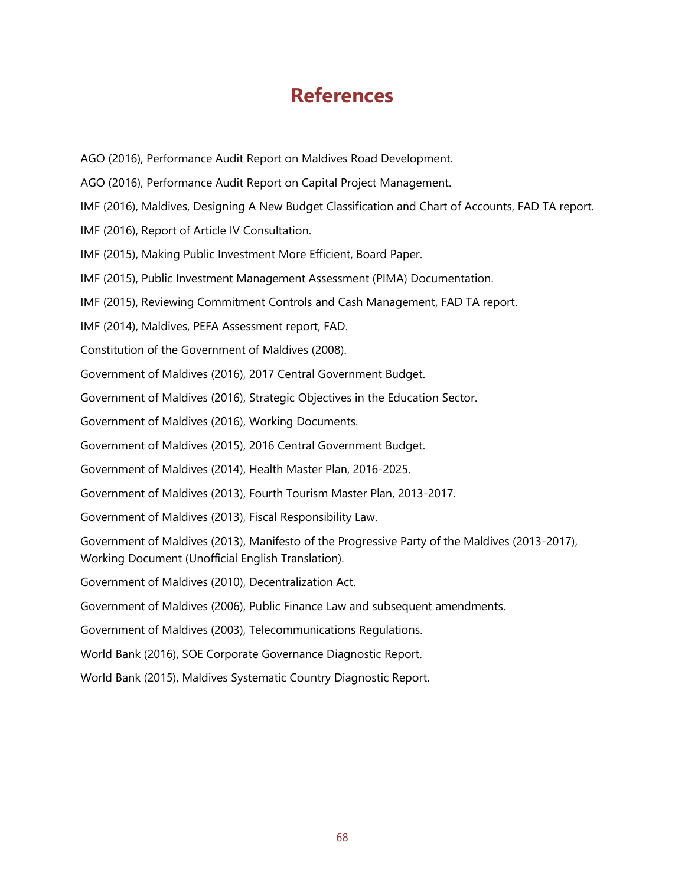# References

AGO (2016), Performance Audit Report on Maldives Road Development.

AGO (2016), Performance Audit Report on Capital Project Management.

IMF (2016), Maldives, Designing A New Budget Classification and Chart of Accounts, FAD TA report.

IMF (2016), Report of Article IV Consultation.

IMF (2015), Making Public Investment More Efficient, Board Paper.

IMF (2015), Public Investment Management Assessment (PIMA) Documentation.

IMF (2015), Reviewing Commitment Controls and Cash Management, FAD TA report.

IMF (2014), Maldives, PEFA Assessment report, FAD.

Constitution of the Government of Maldives (2008).

Government of Maldives (2016), 2017 Central Government Budget.

Government of Maldives (2016), Strategic Objectives in the Education Sector.

Government of Maldives (2016), Working Documents.

Government of Maldives (2015), 2016 Central Government Budget.

Government of Maldives (2014), Health Master Plan, 2016-2025.

Government of Maldives (2013), Fourth Tourism Master Plan, 2013-2017.

Government of Maldives (2013), Fiscal Responsibility Law.

Government of Maldives (2013), Manifesto of the Progressive Party of the Maldives (2013-2017), Working Document (Unofficial English Translation).

Government of Maldives (2010), Decentralization Act.

Government of Maldives (2006), Public Finance Law and subsequent amendments.

Government of Maldives (2003), Telecommunications Regulations.

World Bank (2016), SOE Corporate Governance Diagnostic Report.

World Bank (2015), Maldives Systematic Country Diagnostic Report.